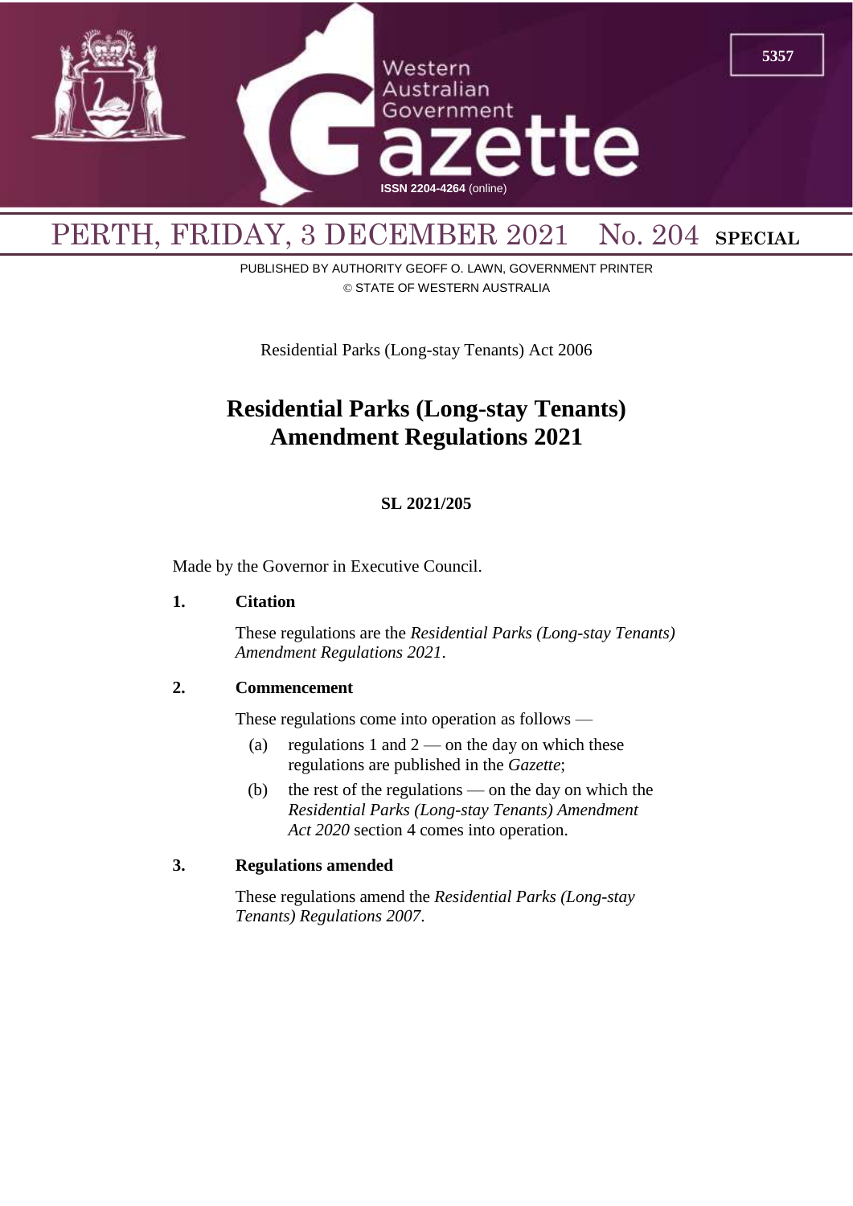PERTH, FRIDAY, 3 DECEMBER 2021 No. 204 **SPECIAL**

PUBLISHED BY AUTHORITY GEOFF O. LAWN, GOVERNMENT PRINTER
© STATE OF WESTERN AUSTRALIA

Residential Parks (Long-stay Tenants) Act 2006

# Residential Parks (Long-stay Tenants) Amendment Regulations 2021

**SL 2021/205**

Made by the Governor in Executive Council.

**1. Citation**

These regulations are the *Residential Parks (Long-stay Tenants) Amendment Regulations 2021*.

**2. Commencement**

These regulations come into operation as follows —

(a) regulations 1 and 2 — on the day on which these regulations are published in the *Gazette*;

(b) the rest of the regulations — on the day on which the *Residential Parks (Long-stay Tenants) Amendment Act 2020* section 4 comes into operation.

**3. Regulations amended**

These regulations amend the *Residential Parks (Long-stay Tenants) Regulations 2007*.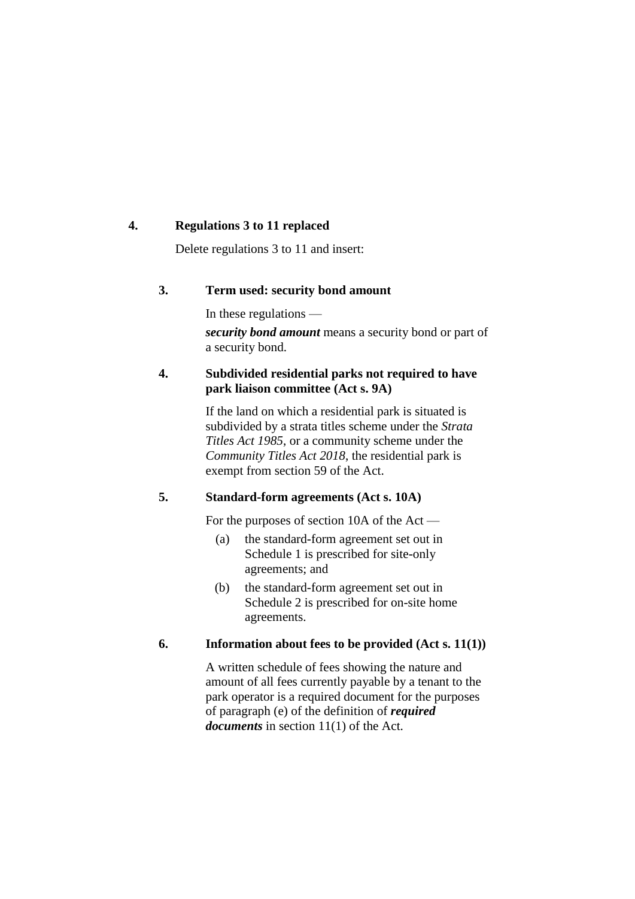## 4. Regulations 3 to 11 replaced

Delete regulations 3 to 11 and insert:

### 3. Term used: security bond amount

In these regulations —

***security bond amount*** means a security bond or part of a security bond.

### 4. Subdivided residential parks not required to have park liaison committee (Act s. 9A)

If the land on which a residential park is situated is subdivided by a strata titles scheme under the *Strata Titles Act 1985*, or a community scheme under the *Community Titles Act 2018*, the residential park is exempt from section 59 of the Act.

### 5. Standard-form agreements (Act s. 10A)

For the purposes of section 10A of the Act —

(a) the standard-form agreement set out in Schedule 1 is prescribed for site-only agreements; and

(b) the standard-form agreement set out in Schedule 2 is prescribed for on-site home agreements.

### 6. Information about fees to be provided (Act s. 11(1))

A written schedule of fees showing the nature and amount of all fees currently payable by a tenant to the park operator is a required document for the purposes of paragraph (e) of the definition of ***required documents*** in section 11(1) of the Act.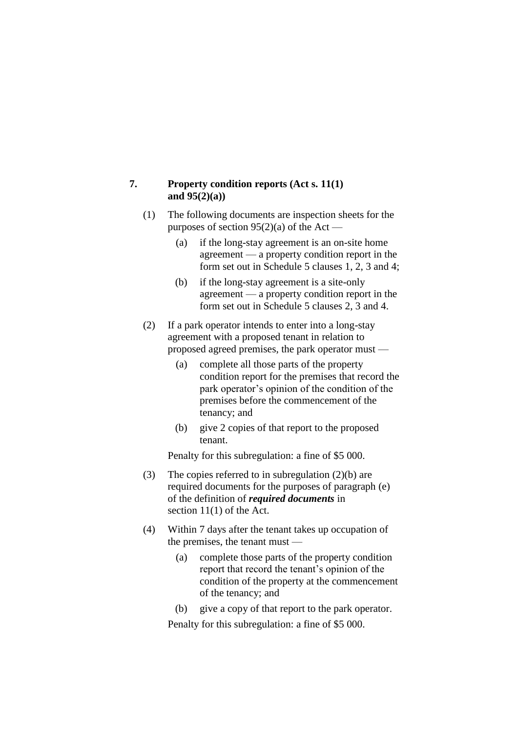## 7. Property condition reports (Act s. 11(1) and 95(2)(a))

(1) The following documents are inspection sheets for the purposes of section 95(2)(a) of the Act —

(a) if the long-stay agreement is an on-site home agreement — a property condition report in the form set out in Schedule 5 clauses 1, 2, 3 and 4;

(b) if the long-stay agreement is a site-only agreement — a property condition report in the form set out in Schedule 5 clauses 2, 3 and 4.

(2) If a park operator intends to enter into a long-stay agreement with a proposed tenant in relation to proposed agreed premises, the park operator must —

(a) complete all those parts of the property condition report for the premises that record the park operator's opinion of the condition of the premises before the commencement of the tenancy; and

(b) give 2 copies of that report to the proposed tenant.

Penalty for this subregulation: a fine of $5 000.

(3) The copies referred to in subregulation (2)(b) are required documents for the purposes of paragraph (e) of the definition of ***required documents*** in section 11(1) of the Act.

(4) Within 7 days after the tenant takes up occupation of the premises, the tenant must —

(a) complete those parts of the property condition report that record the tenant's opinion of the condition of the property at the commencement of the tenancy; and

(b) give a copy of that report to the park operator.

Penalty for this subregulation: a fine of $5 000.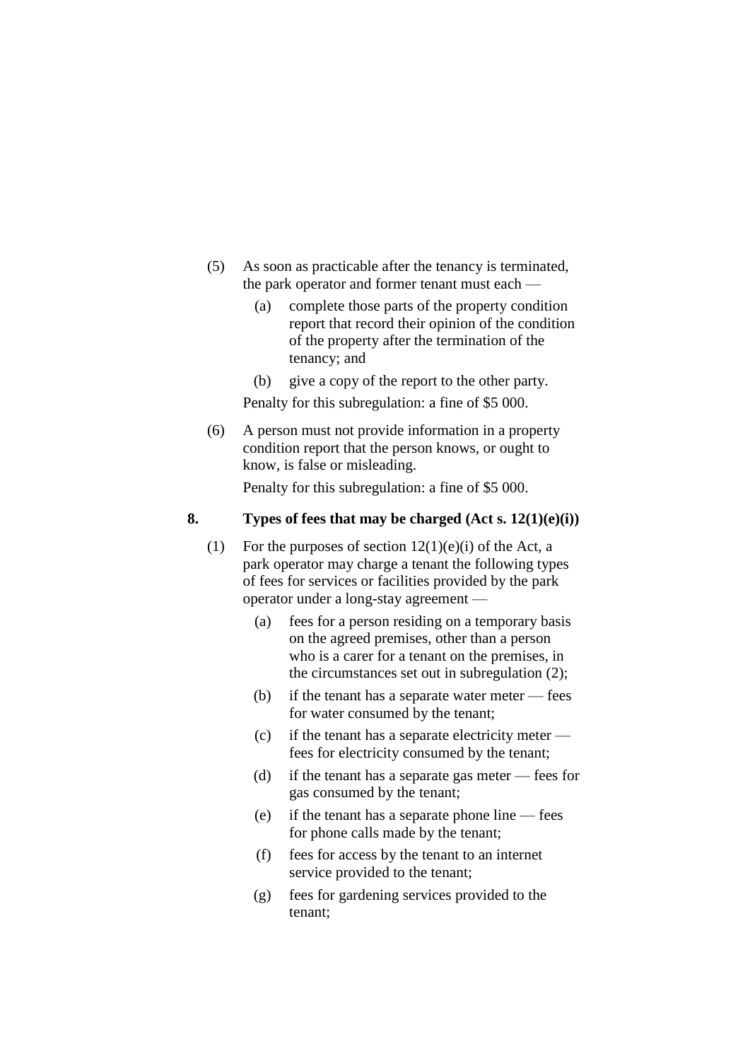(5) As soon as practicable after the tenancy is terminated, the park operator and former tenant must each —

  (a) complete those parts of the property condition report that record their opinion of the condition of the property after the termination of the tenancy; and

  (b) give a copy of the report to the other party.

Penalty for this subregulation: a fine of $5 000.

(6) A person must not provide information in a property condition report that the person knows, or ought to know, is false or misleading.

Penalty for this subregulation: a fine of $5 000.

### 8. Types of fees that may be charged (Act s. 12(1)(e)(i))

(1) For the purposes of section 12(1)(e)(i) of the Act, a park operator may charge a tenant the following types of fees for services or facilities provided by the park operator under a long-stay agreement —

  (a) fees for a person residing on a temporary basis on the agreed premises, other than a person who is a carer for a tenant on the premises, in the circumstances set out in subregulation (2);

  (b) if the tenant has a separate water meter — fees for water consumed by the tenant;

  (c) if the tenant has a separate electricity meter — fees for electricity consumed by the tenant;

  (d) if the tenant has a separate gas meter — fees for gas consumed by the tenant;

  (e) if the tenant has a separate phone line — fees for phone calls made by the tenant;

  (f) fees for access by the tenant to an internet service provided to the tenant;

  (g) fees for gardening services provided to the tenant;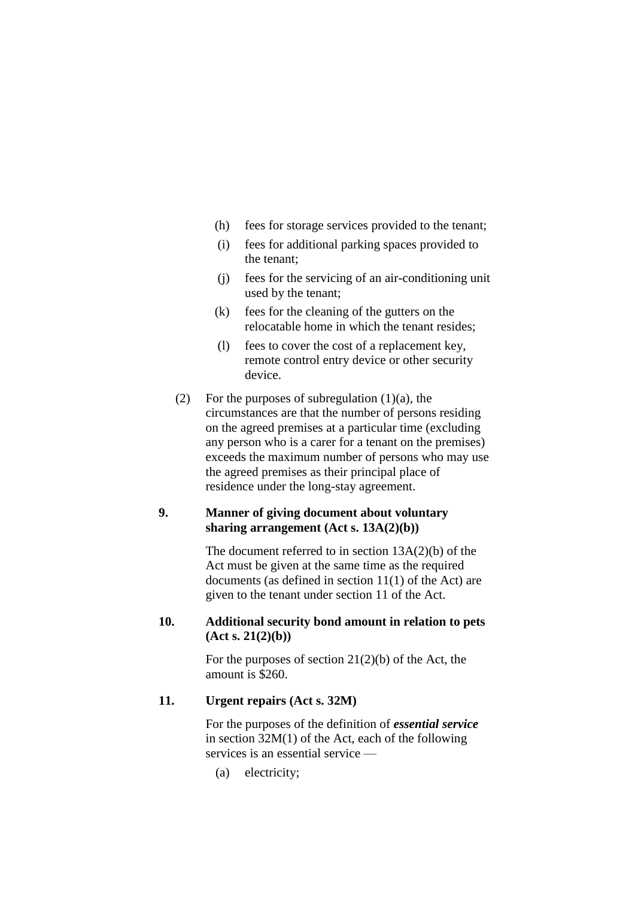(h) fees for storage services provided to the tenant;

(i) fees for additional parking spaces provided to the tenant;

(j) fees for the servicing of an air-conditioning unit used by the tenant;

(k) fees for the cleaning of the gutters on the relocatable home in which the tenant resides;

(l) fees to cover the cost of a replacement key, remote control entry device or other security device.

(2) For the purposes of subregulation (1)(a), the circumstances are that the number of persons residing on the agreed premises at a particular time (excluding any person who is a carer for a tenant on the premises) exceeds the maximum number of persons who may use the agreed premises as their principal place of residence under the long-stay agreement.

**9. Manner of giving document about voluntary sharing arrangement (Act s. 13A(2)(b))**

The document referred to in section 13A(2)(b) of the Act must be given at the same time as the required documents (as defined in section 11(1) of the Act) are given to the tenant under section 11 of the Act.

**10. Additional security bond amount in relation to pets (Act s. 21(2)(b))**

For the purposes of section 21(2)(b) of the Act, the amount is $260.

**11. Urgent repairs (Act s. 32M)**

For the purposes of the definition of ***essential service*** in section 32M(1) of the Act, each of the following services is an essential service —

(a) electricity;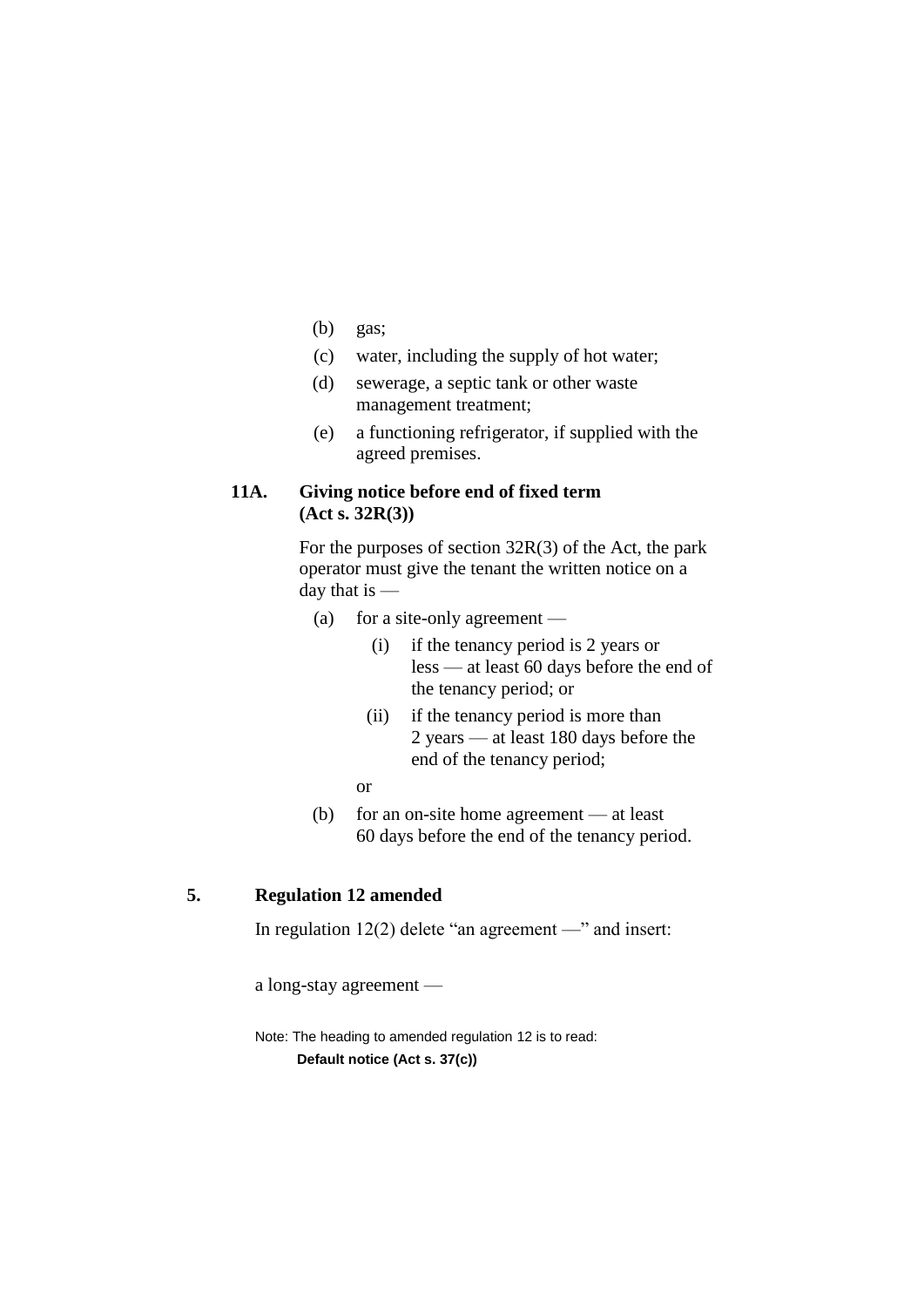(b) gas;

(c) water, including the supply of hot water;

(d) sewerage, a septic tank or other waste management treatment;

(e) a functioning refrigerator, if supplied with the agreed premises.

**11A. Giving notice before end of fixed term (Act s. 32R(3))**

For the purposes of section 32R(3) of the Act, the park operator must give the tenant the written notice on a day that is —

(a) for a site-only agreement —

(i) if the tenancy period is 2 years or less — at least 60 days before the end of the tenancy period; or

(ii) if the tenancy period is more than 2 years — at least 180 days before the end of the tenancy period;

or

(b) for an on-site home agreement — at least 60 days before the end of the tenancy period.

## 5. Regulation 12 amended

In regulation 12(2) delete "an agreement —" and insert:

a long-stay agreement —

Note: The heading to amended regulation 12 is to read:

**Default notice (Act s. 37(c))**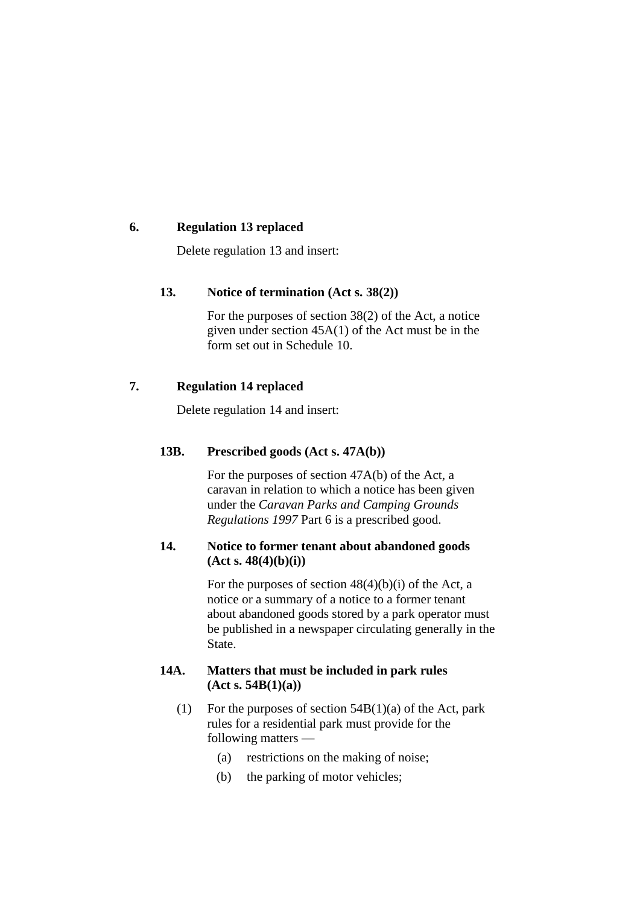**6. Regulation 13 replaced**

Delete regulation 13 and insert:

**13. Notice of termination (Act s. 38(2))**

For the purposes of section 38(2) of the Act, a notice given under section 45A(1) of the Act must be in the form set out in Schedule 10.

**7. Regulation 14 replaced**

Delete regulation 14 and insert:

**13B. Prescribed goods (Act s. 47A(b))**

For the purposes of section 47A(b) of the Act, a caravan in relation to which a notice has been given under the *Caravan Parks and Camping Grounds Regulations 1997* Part 6 is a prescribed good.

**14. Notice to former tenant about abandoned goods (Act s. 48(4)(b)(i))**

For the purposes of section 48(4)(b)(i) of the Act, a notice or a summary of a notice to a former tenant about abandoned goods stored by a park operator must be published in a newspaper circulating generally in the State.

**14A. Matters that must be included in park rules (Act s. 54B(1)(a))**

(1) For the purposes of section 54B(1)(a) of the Act, park rules for a residential park must provide for the following matters —

(a) restrictions on the making of noise;

(b) the parking of motor vehicles;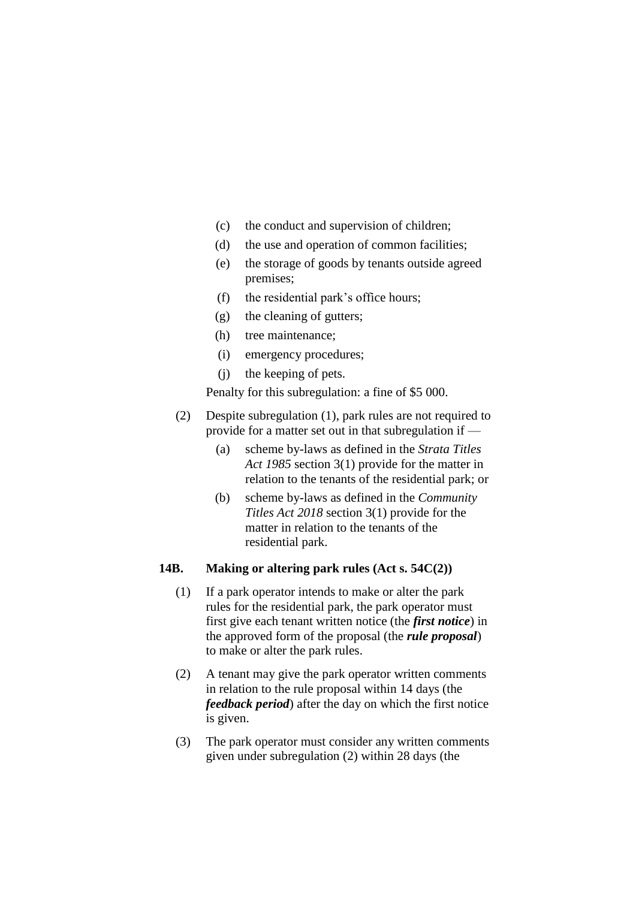(c) the conduct and supervision of children;

(d) the use and operation of common facilities;

(e) the storage of goods by tenants outside agreed premises;

(f) the residential park's office hours;

(g) the cleaning of gutters;

(h) tree maintenance;

(i) emergency procedures;

(j) the keeping of pets.

Penalty for this subregulation: a fine of $5 000.

(2) Despite subregulation (1), park rules are not required to provide for a matter set out in that subregulation if —

(a) scheme by-laws as defined in the *Strata Titles Act 1985* section 3(1) provide for the matter in relation to the tenants of the residential park; or

(b) scheme by-laws as defined in the *Community Titles Act 2018* section 3(1) provide for the matter in relation to the tenants of the residential park.

### 14B. Making or altering park rules (Act s. 54C(2))

(1) If a park operator intends to make or alter the park rules for the residential park, the park operator must first give each tenant written notice (the ***first notice***) in the approved form of the proposal (the ***rule proposal***) to make or alter the park rules.

(2) A tenant may give the park operator written comments in relation to the rule proposal within 14 days (the ***feedback period***) after the day on which the first notice is given.

(3) The park operator must consider any written comments given under subregulation (2) within 28 days (the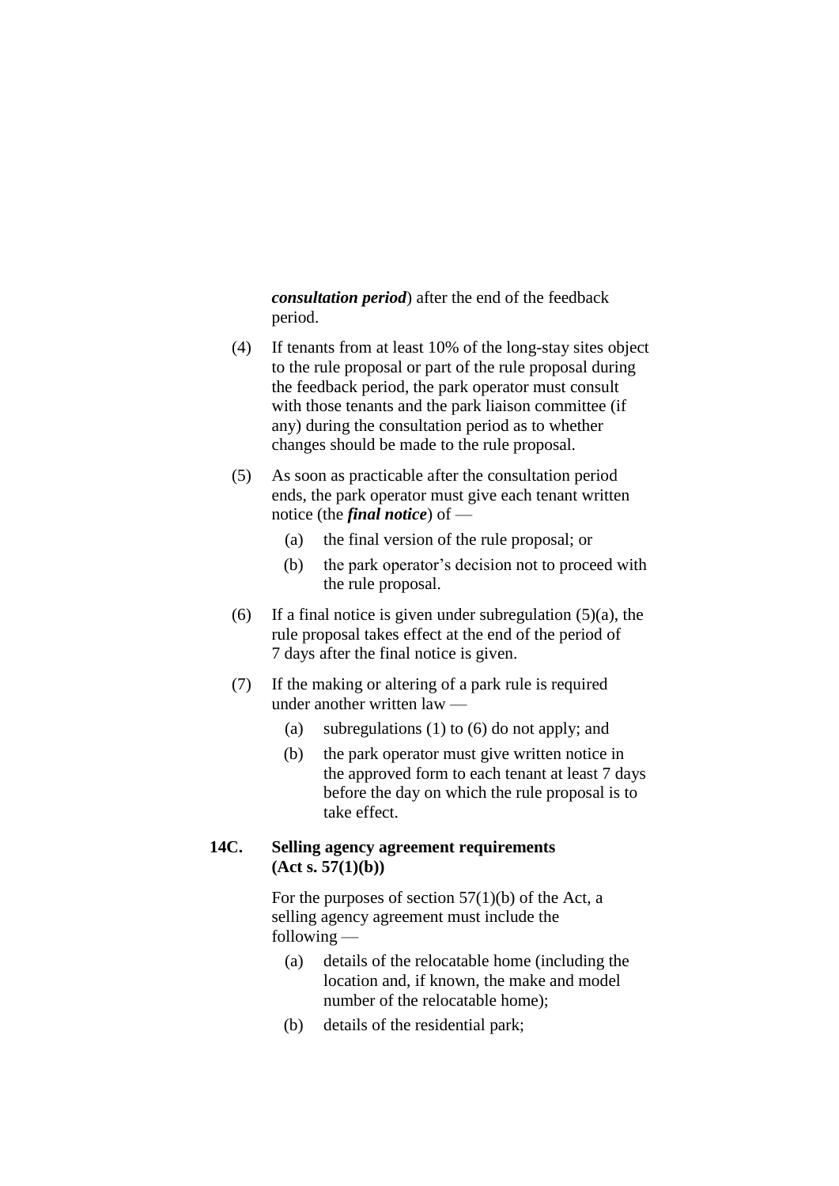***consultation period***) after the end of the feedback period.

(4) If tenants from at least 10% of the long-stay sites object to the rule proposal or part of the rule proposal during the feedback period, the park operator must consult with those tenants and the park liaison committee (if any) during the consultation period as to whether changes should be made to the rule proposal.

(5) As soon as practicable after the consultation period ends, the park operator must give each tenant written notice (the ***final notice***) of —

(a) the final version of the rule proposal; or

(b) the park operator's decision not to proceed with the rule proposal.

(6) If a final notice is given under subregulation (5)(a), the rule proposal takes effect at the end of the period of 7 days after the final notice is given.

(7) If the making or altering of a park rule is required under another written law —

(a) subregulations (1) to (6) do not apply; and

(b) the park operator must give written notice in the approved form to each tenant at least 7 days before the day on which the rule proposal is to take effect.

### 14C. Selling agency agreement requirements (Act s. 57(1)(b))

For the purposes of section 57(1)(b) of the Act, a selling agency agreement must include the following —

(a) details of the relocatable home (including the location and, if known, the make and model number of the relocatable home);

(b) details of the residential park;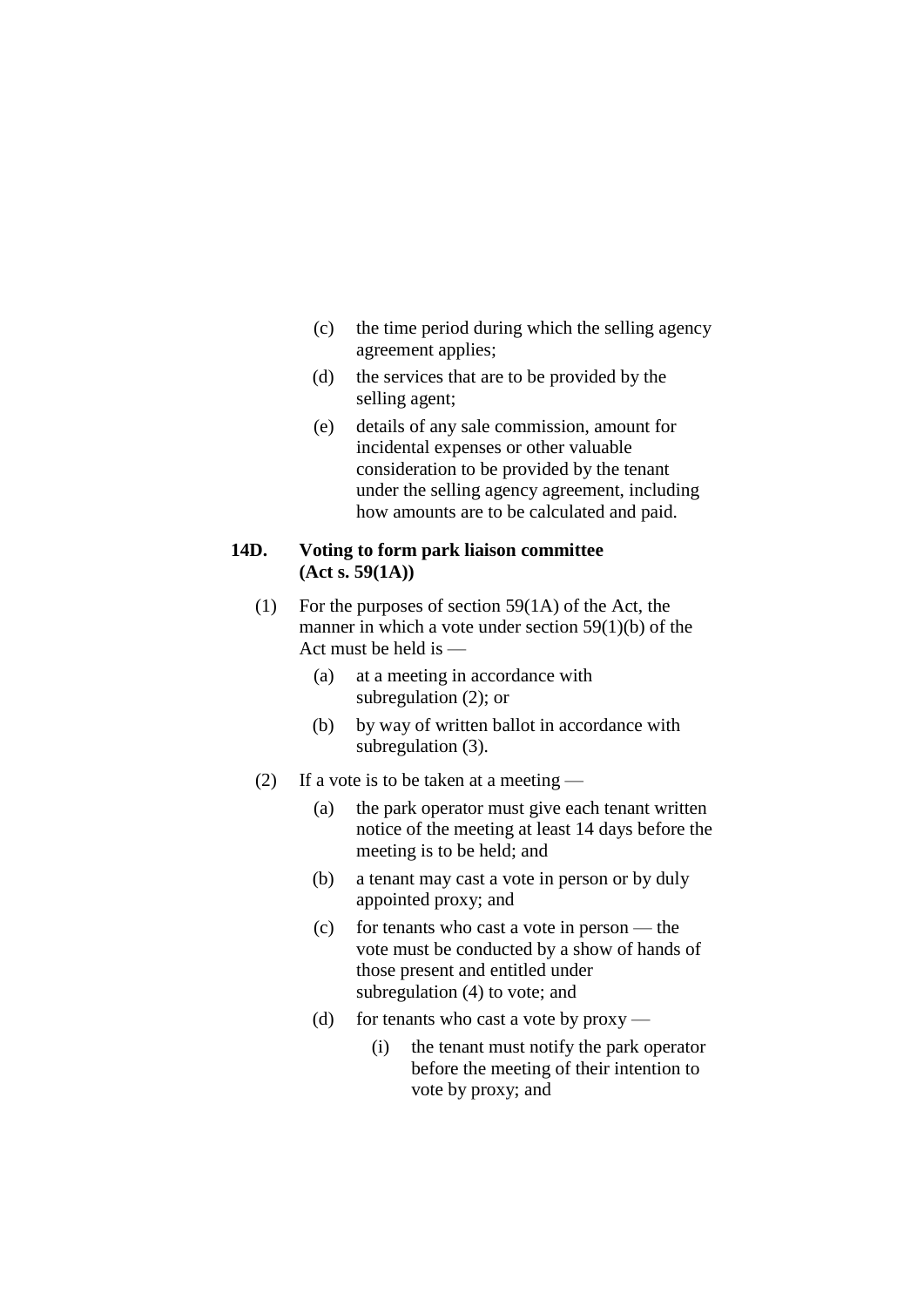(c) the time period during which the selling agency agreement applies;

(d) the services that are to be provided by the selling agent;

(e) details of any sale commission, amount for incidental expenses or other valuable consideration to be provided by the tenant under the selling agency agreement, including how amounts are to be calculated and paid.

### 14D. Voting to form park liaison committee (Act s. 59(1A))

(1) For the purposes of section 59(1A) of the Act, the manner in which a vote under section 59(1)(b) of the Act must be held is —

(a) at a meeting in accordance with subregulation (2); or

(b) by way of written ballot in accordance with subregulation (3).

(2) If a vote is to be taken at a meeting —

(a) the park operator must give each tenant written notice of the meeting at least 14 days before the meeting is to be held; and

(b) a tenant may cast a vote in person or by duly appointed proxy; and

(c) for tenants who cast a vote in person — the vote must be conducted by a show of hands of those present and entitled under subregulation (4) to vote; and

(d) for tenants who cast a vote by proxy —

(i) the tenant must notify the park operator before the meeting of their intention to vote by proxy; and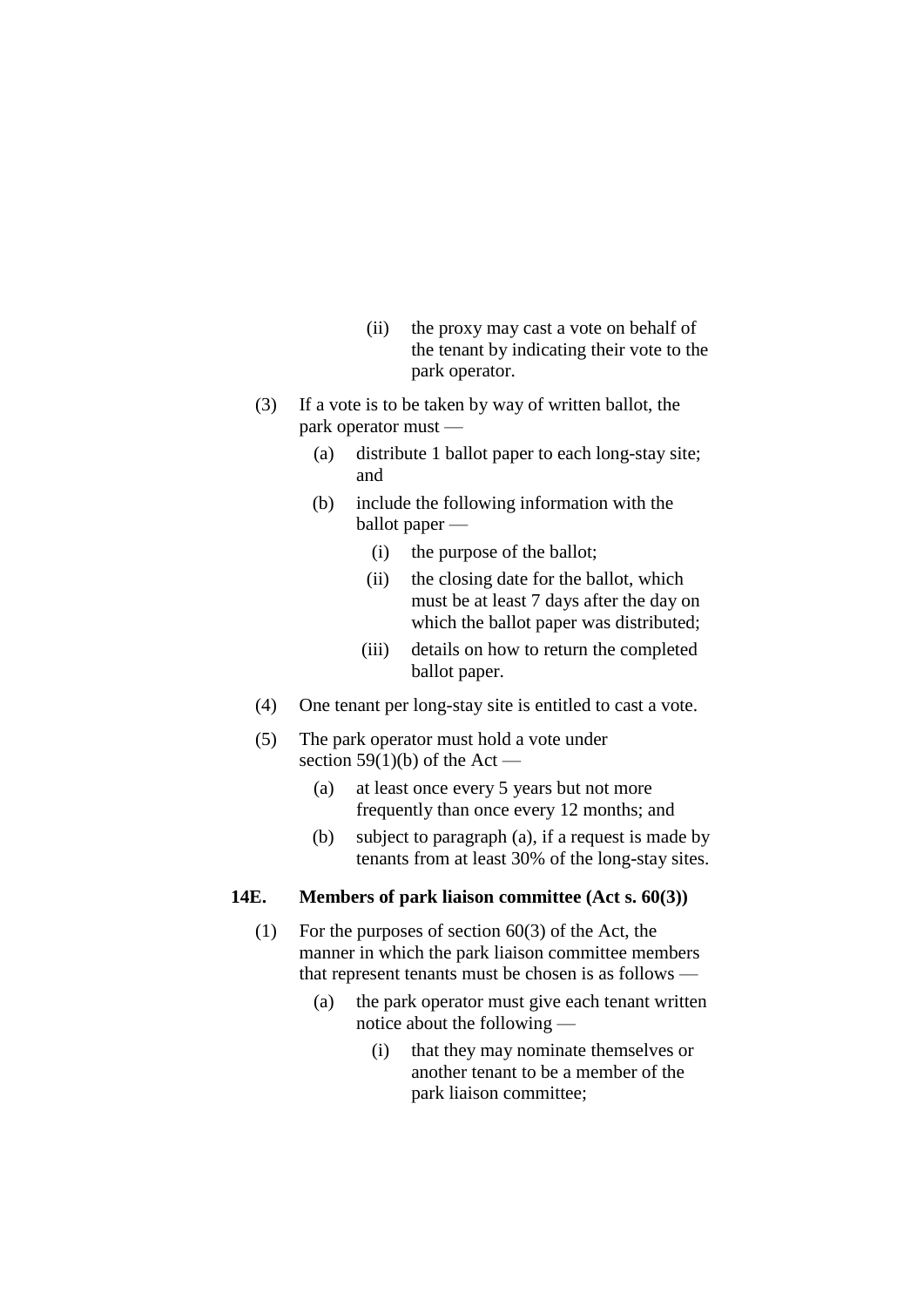(ii) the proxy may cast a vote on behalf of the tenant by indicating their vote to the park operator.

(3) If a vote is to be taken by way of written ballot, the park operator must —

(a) distribute 1 ballot paper to each long-stay site; and

(b) include the following information with the ballot paper —

(i) the purpose of the ballot;

(ii) the closing date for the ballot, which must be at least 7 days after the day on which the ballot paper was distributed;

(iii) details on how to return the completed ballot paper.

(4) One tenant per long-stay site is entitled to cast a vote.

(5) The park operator must hold a vote under section 59(1)(b) of the Act —

(a) at least once every 5 years but not more frequently than once every 12 months; and

(b) subject to paragraph (a), if a request is made by tenants from at least 30% of the long-stay sites.

**14E. Members of park liaison committee (Act s. 60(3))**

(1) For the purposes of section 60(3) of the Act, the manner in which the park liaison committee members that represent tenants must be chosen is as follows —

(a) the park operator must give each tenant written notice about the following —

(i) that they may nominate themselves or another tenant to be a member of the park liaison committee;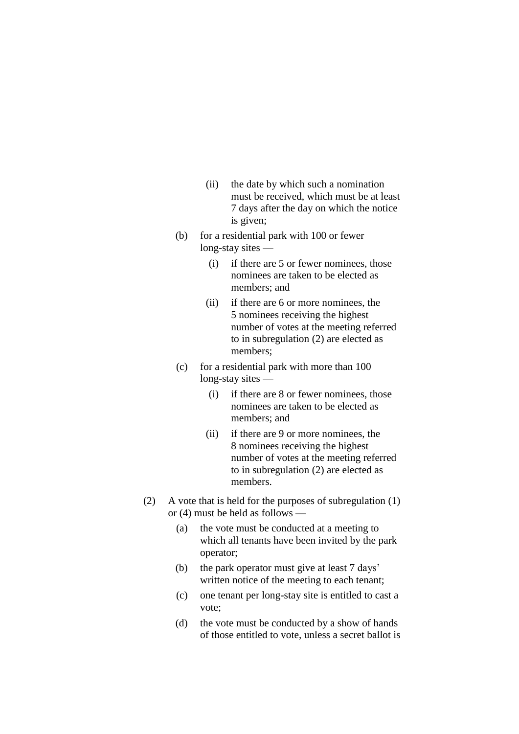(ii) the date by which such a nomination must be received, which must be at least 7 days after the day on which the notice is given;

(b) for a residential park with 100 or fewer long-stay sites —

(i) if there are 5 or fewer nominees, those nominees are taken to be elected as members; and

(ii) if there are 6 or more nominees, the 5 nominees receiving the highest number of votes at the meeting referred to in subregulation (2) are elected as members;

(c) for a residential park with more than 100 long-stay sites —

(i) if there are 8 or fewer nominees, those nominees are taken to be elected as members; and

(ii) if there are 9 or more nominees, the 8 nominees receiving the highest number of votes at the meeting referred to in subregulation (2) are elected as members.

(2) A vote that is held for the purposes of subregulation (1) or (4) must be held as follows —

(a) the vote must be conducted at a meeting to which all tenants have been invited by the park operator;

(b) the park operator must give at least 7 days' written notice of the meeting to each tenant;

(c) one tenant per long-stay site is entitled to cast a vote;

(d) the vote must be conducted by a show of hands of those entitled to vote, unless a secret ballot is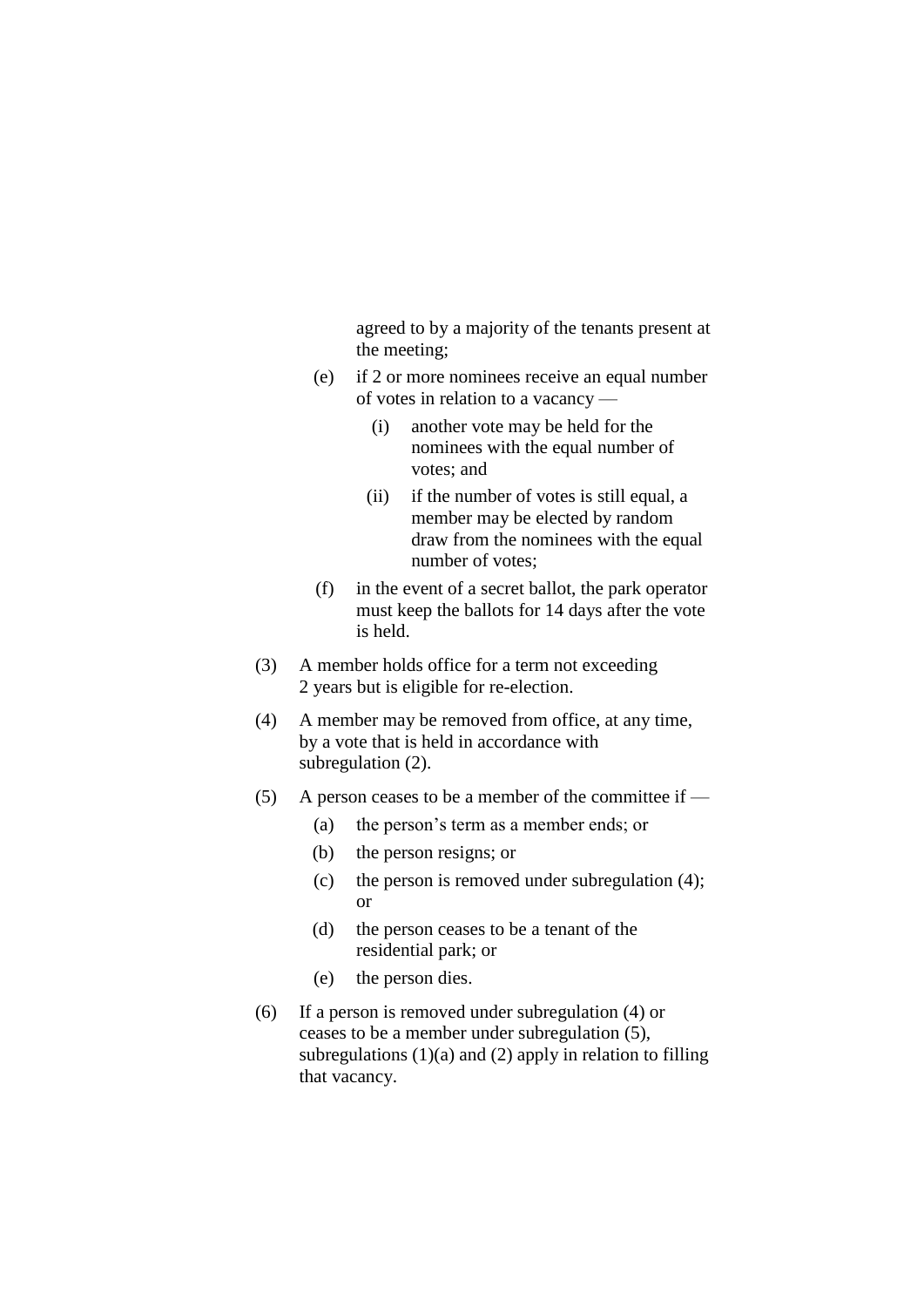agreed to by a majority of the tenants present at the meeting;

(e) if 2 or more nominees receive an equal number of votes in relation to a vacancy —

  (i) another vote may be held for the nominees with the equal number of votes; and

  (ii) if the number of votes is still equal, a member may be elected by random draw from the nominees with the equal number of votes;

(f) in the event of a secret ballot, the park operator must keep the ballots for 14 days after the vote is held.

(3) A member holds office for a term not exceeding 2 years but is eligible for re-election.

(4) A member may be removed from office, at any time, by a vote that is held in accordance with subregulation (2).

(5) A person ceases to be a member of the committee if —

  (a) the person's term as a member ends; or

  (b) the person resigns; or

  (c) the person is removed under subregulation (4); or

  (d) the person ceases to be a tenant of the residential park; or

  (e) the person dies.

(6) If a person is removed under subregulation (4) or ceases to be a member under subregulation (5), subregulations (1)(a) and (2) apply in relation to filling that vacancy.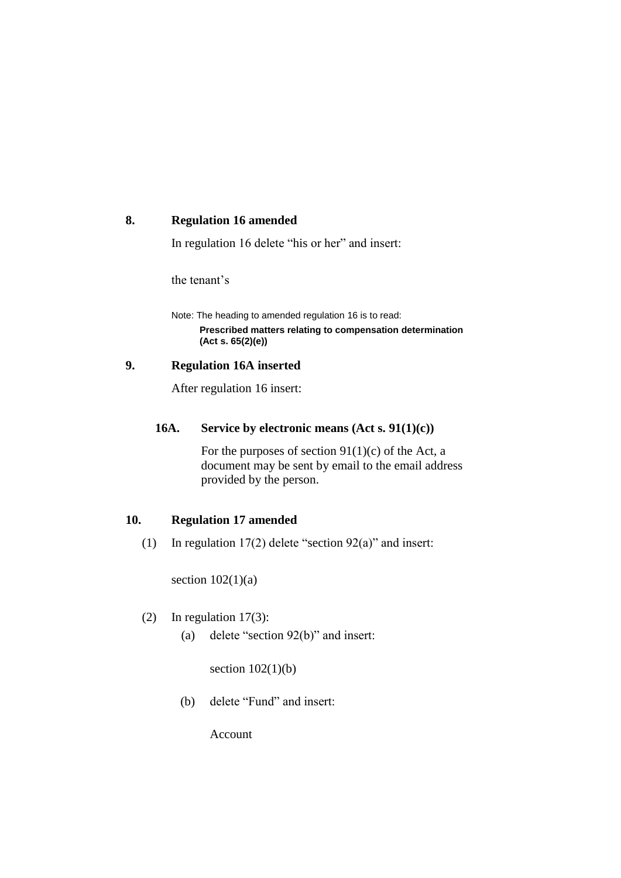## 8. Regulation 16 amended

In regulation 16 delete "his or her" and insert:

the tenant's

Note: The heading to amended regulation 16 is to read:

**Prescribed matters relating to compensation determination (Act s. 65(2)(e))**

## 9. Regulation 16A inserted

After regulation 16 insert:

### 16A. Service by electronic means (Act s. 91(1)(c))

For the purposes of section 91(1)(c) of the Act, a document may be sent by email to the email address provided by the person.

## 10. Regulation 17 amended

(1) In regulation 17(2) delete "section 92(a)" and insert:

section 102(1)(a)

(2) In regulation 17(3):

(a) delete "section 92(b)" and insert:

section 102(1)(b)

(b) delete "Fund" and insert:

Account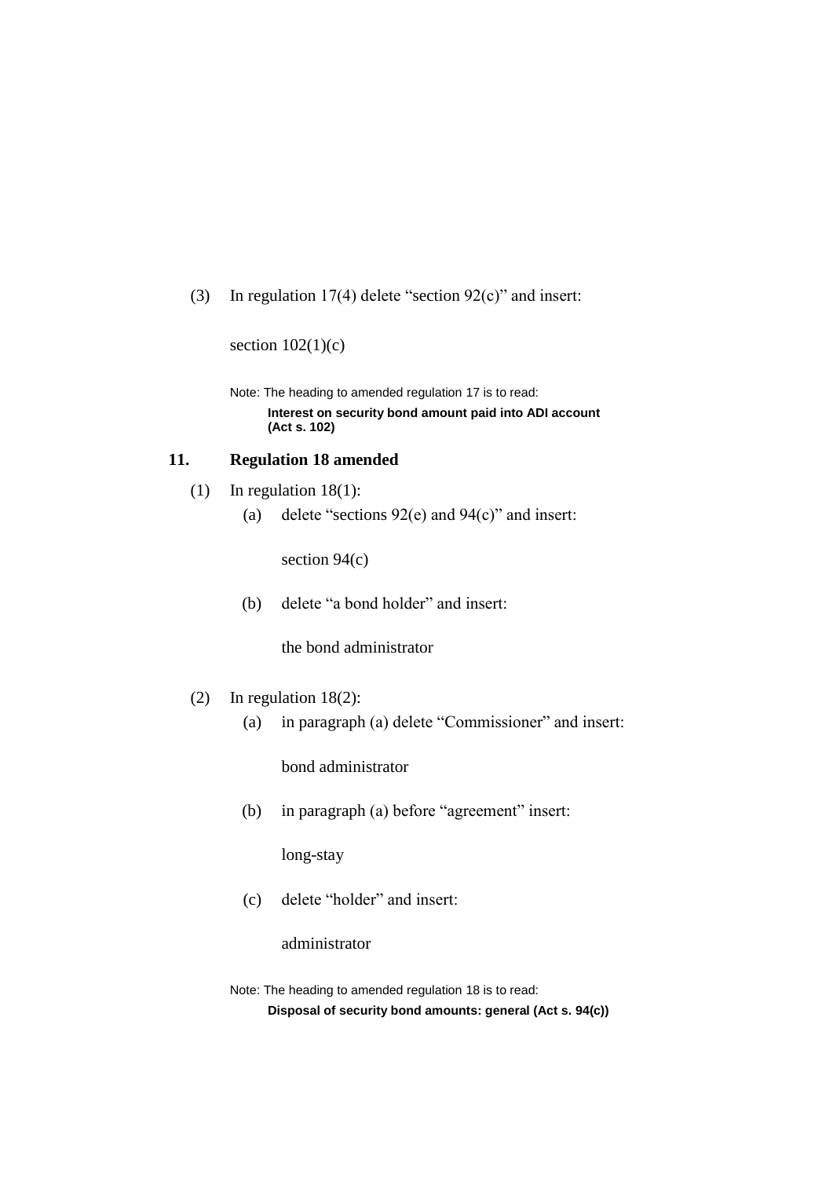(3) In regulation 17(4) delete "section 92(c)" and insert:

section 102(1)(c)

Note: The heading to amended regulation 17 is to read:

**Interest on security bond amount paid into ADI account (Act s. 102)**

### 11. Regulation 18 amended

(1) In regulation 18(1):

(a) delete "sections 92(e) and 94(c)" and insert:

section 94(c)

(b) delete "a bond holder" and insert:

the bond administrator

(2) In regulation 18(2):

(a) in paragraph (a) delete "Commissioner" and insert:

bond administrator

(b) in paragraph (a) before "agreement" insert:

long-stay

(c) delete "holder" and insert:

administrator

Note: The heading to amended regulation 18 is to read:

**Disposal of security bond amounts: general (Act s. 94(c))**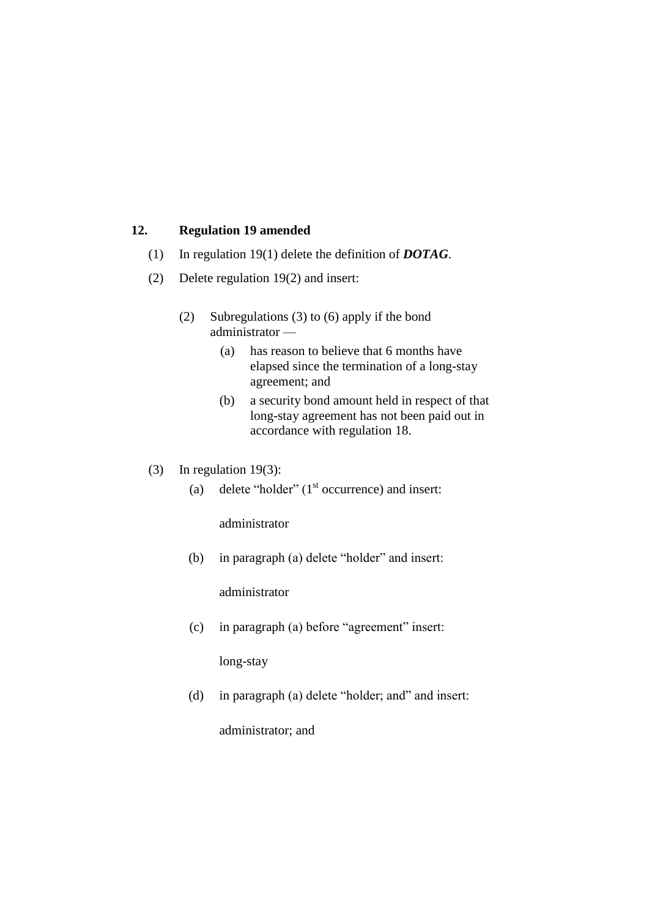**12. Regulation 19 amended**

(1) In regulation 19(1) delete the definition of ***DOTAG***.

(2) Delete regulation 19(2) and insert:

> (2) Subregulations (3) to (6) apply if the bond administrator —
>
> (a) has reason to believe that 6 months have elapsed since the termination of a long-stay agreement; and
>
> (b) a security bond amount held in respect of that long-stay agreement has not been paid out in accordance with regulation 18.

(3) In regulation 19(3):

(a) delete "holder" (1st occurrence) and insert:

> administrator

(b) in paragraph (a) delete "holder" and insert:

> administrator

(c) in paragraph (a) before "agreement" insert:

> long-stay

(d) in paragraph (a) delete "holder; and" and insert:

> administrator; and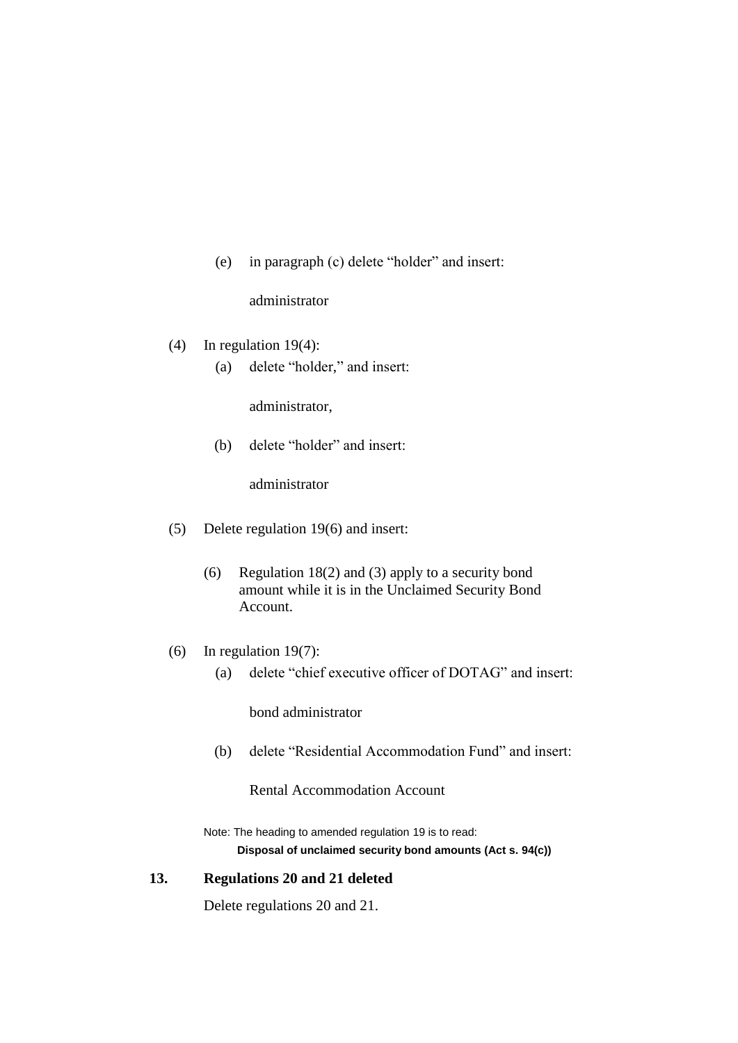(e) in paragraph (c) delete "holder" and insert:

administrator

(4) In regulation 19(4):

(a) delete "holder," and insert:

administrator,

(b) delete "holder" and insert:

administrator

(5) Delete regulation 19(6) and insert:

(6) Regulation 18(2) and (3) apply to a security bond amount while it is in the Unclaimed Security Bond Account.

(6) In regulation 19(7):

(a) delete "chief executive officer of DOTAG" and insert:

bond administrator

(b) delete "Residential Accommodation Fund" and insert:

Rental Accommodation Account

Note: The heading to amended regulation 19 is to read:

**Disposal of unclaimed security bond amounts (Act s. 94(c))**

**13. Regulations 20 and 21 deleted**

Delete regulations 20 and 21.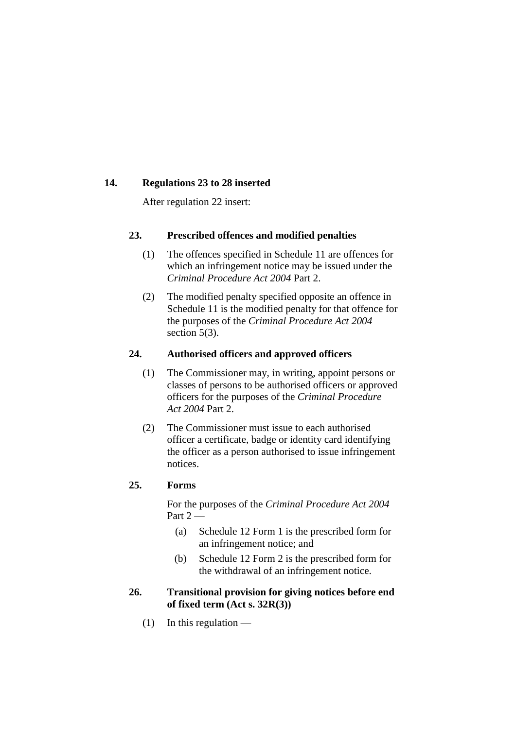### 14. Regulations 23 to 28 inserted

After regulation 22 insert:

#### 23. Prescribed offences and modified penalties

(1) The offences specified in Schedule 11 are offences for which an infringement notice may be issued under the *Criminal Procedure Act 2004* Part 2.

(2) The modified penalty specified opposite an offence in Schedule 11 is the modified penalty for that offence for the purposes of the *Criminal Procedure Act 2004* section 5(3).

#### 24. Authorised officers and approved officers

(1) The Commissioner may, in writing, appoint persons or classes of persons to be authorised officers or approved officers for the purposes of the *Criminal Procedure Act 2004* Part 2.

(2) The Commissioner must issue to each authorised officer a certificate, badge or identity card identifying the officer as a person authorised to issue infringement notices.

#### 25. Forms

For the purposes of the *Criminal Procedure Act 2004* Part 2 —

(a) Schedule 12 Form 1 is the prescribed form for an infringement notice; and

(b) Schedule 12 Form 2 is the prescribed form for the withdrawal of an infringement notice.

#### 26. Transitional provision for giving notices before end of fixed term (Act s. 32R(3))

(1) In this regulation —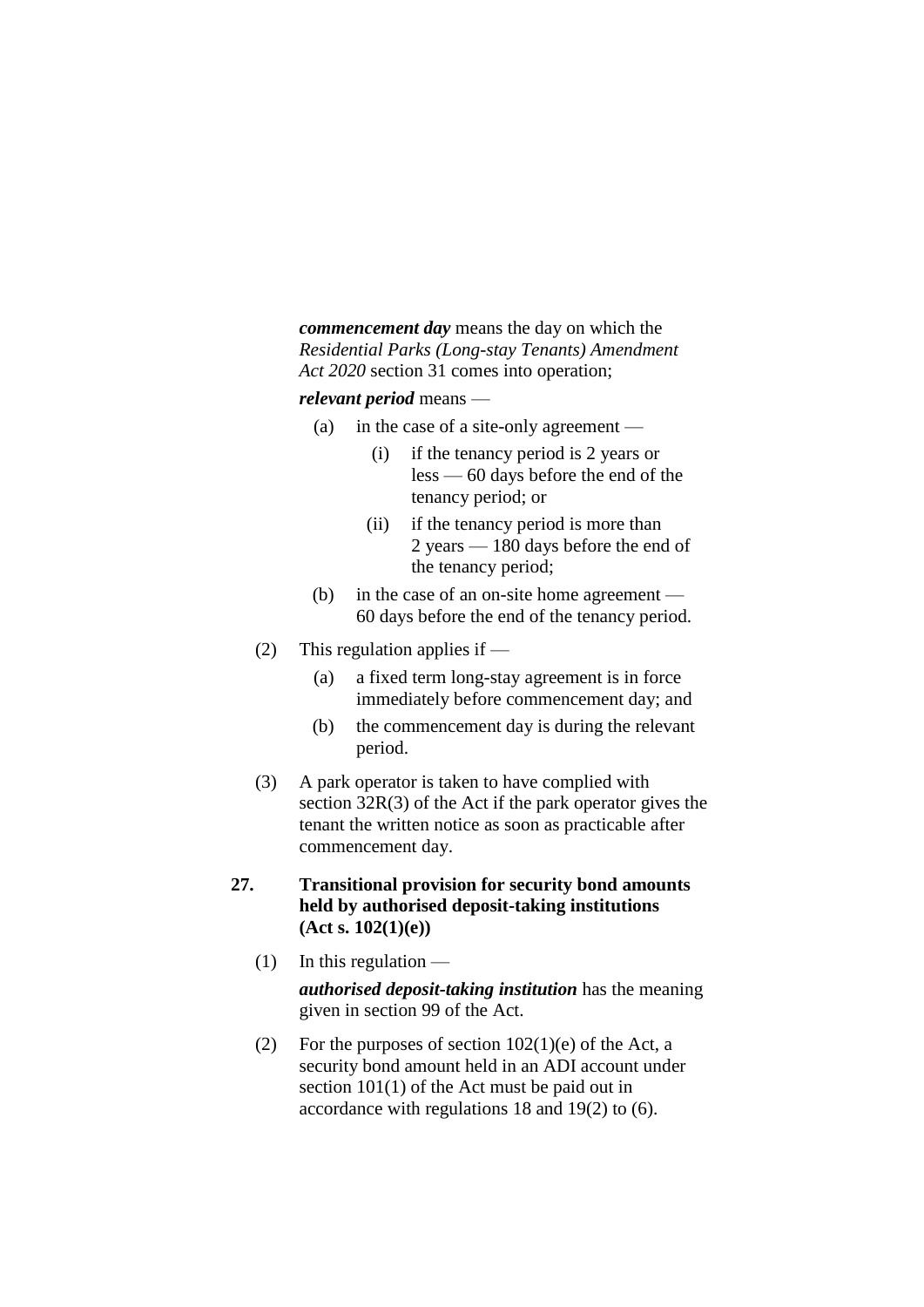***commencement day*** means the day on which the *Residential Parks (Long-stay Tenants) Amendment Act 2020* section 31 comes into operation;

***relevant period*** means —

(a) in the case of a site-only agreement —

(i) if the tenancy period is 2 years or less — 60 days before the end of the tenancy period; or

(ii) if the tenancy period is more than 2 years — 180 days before the end of the tenancy period;

(b) in the case of an on-site home agreement — 60 days before the end of the tenancy period.

(2) This regulation applies if —

(a) a fixed term long-stay agreement is in force immediately before commencement day; and

(b) the commencement day is during the relevant period.

(3) A park operator is taken to have complied with section 32R(3) of the Act if the park operator gives the tenant the written notice as soon as practicable after commencement day.

**27. Transitional provision for security bond amounts held by authorised deposit-taking institutions (Act s. 102(1)(e))**

(1) In this regulation —

***authorised deposit-taking institution*** has the meaning given in section 99 of the Act.

(2) For the purposes of section 102(1)(e) of the Act, a security bond amount held in an ADI account under section 101(1) of the Act must be paid out in accordance with regulations 18 and 19(2) to (6).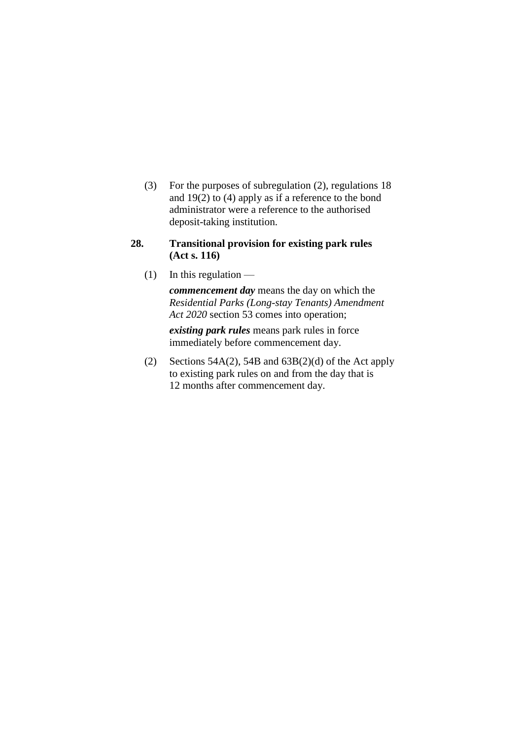(3) For the purposes of subregulation (2), regulations 18 and 19(2) to (4) apply as if a reference to the bond administrator were a reference to the authorised deposit-taking institution.

### 28. Transitional provision for existing park rules (Act s. 116)

(1) In this regulation —

***commencement day*** means the day on which the *Residential Parks (Long-stay Tenants) Amendment Act 2020* section 53 comes into operation;

***existing park rules*** means park rules in force immediately before commencement day.

(2) Sections 54A(2), 54B and 63B(2)(d) of the Act apply to existing park rules on and from the day that is 12 months after commencement day.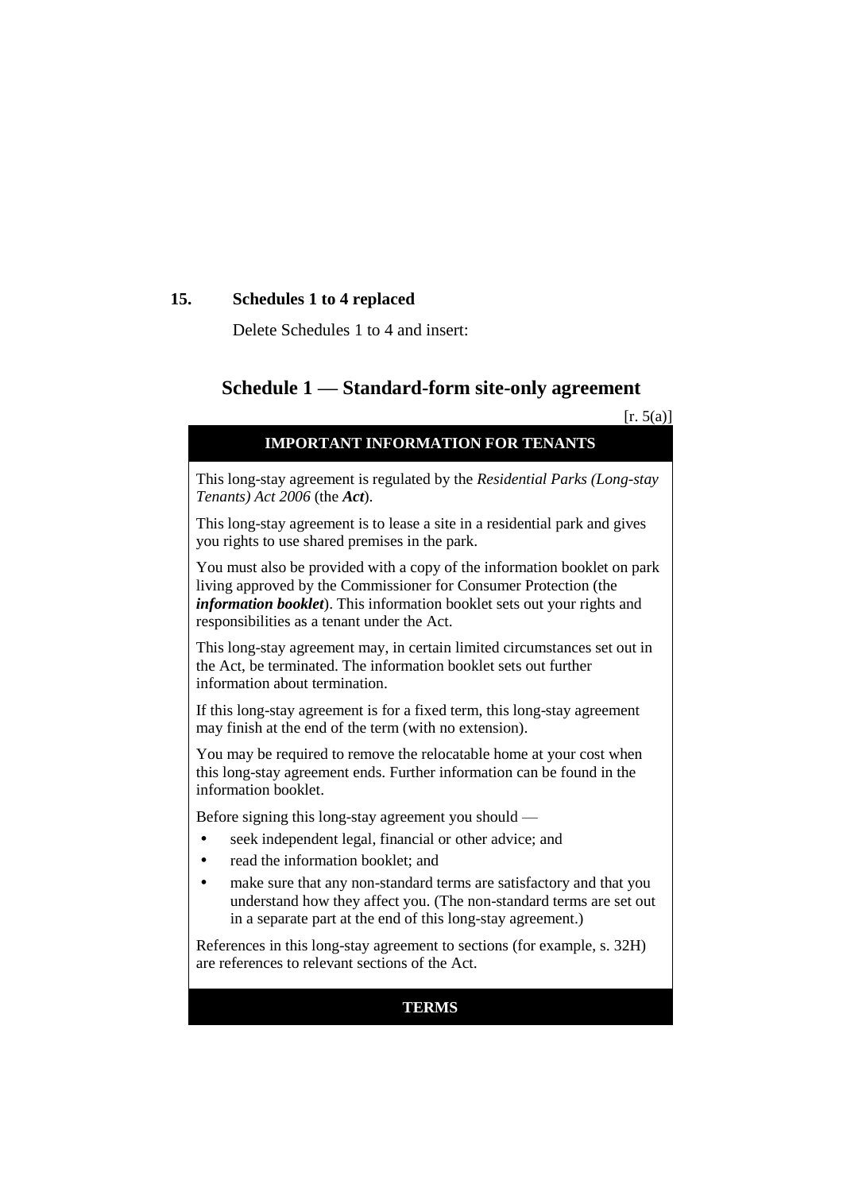**15. Schedules 1 to 4 replaced**

Delete Schedules 1 to 4 and insert:

## Schedule 1 — Standard-form site-only agreement

[r. 5(a)]

**IMPORTANT INFORMATION FOR TENANTS**

This long-stay agreement is regulated by the *Residential Parks (Long-stay Tenants) Act 2006* (the ***Act***).

This long-stay agreement is to lease a site in a residential park and gives you rights to use shared premises in the park.

You must also be provided with a copy of the information booklet on park living approved by the Commissioner for Consumer Protection (the ***information booklet***). This information booklet sets out your rights and responsibilities as a tenant under the Act.

This long-stay agreement may, in certain limited circumstances set out in the Act, be terminated. The information booklet sets out further information about termination.

If this long-stay agreement is for a fixed term, this long-stay agreement may finish at the end of the term (with no extension).

You may be required to remove the relocatable home at your cost when this long-stay agreement ends. Further information can be found in the information booklet.

Before signing this long-stay agreement you should —

- seek independent legal, financial or other advice; and
- read the information booklet; and
- make sure that any non-standard terms are satisfactory and that you understand how they affect you. (The non-standard terms are set out in a separate part at the end of this long-stay agreement.)

References in this long-stay agreement to sections (for example, s. 32H) are references to relevant sections of the Act.

**TERMS**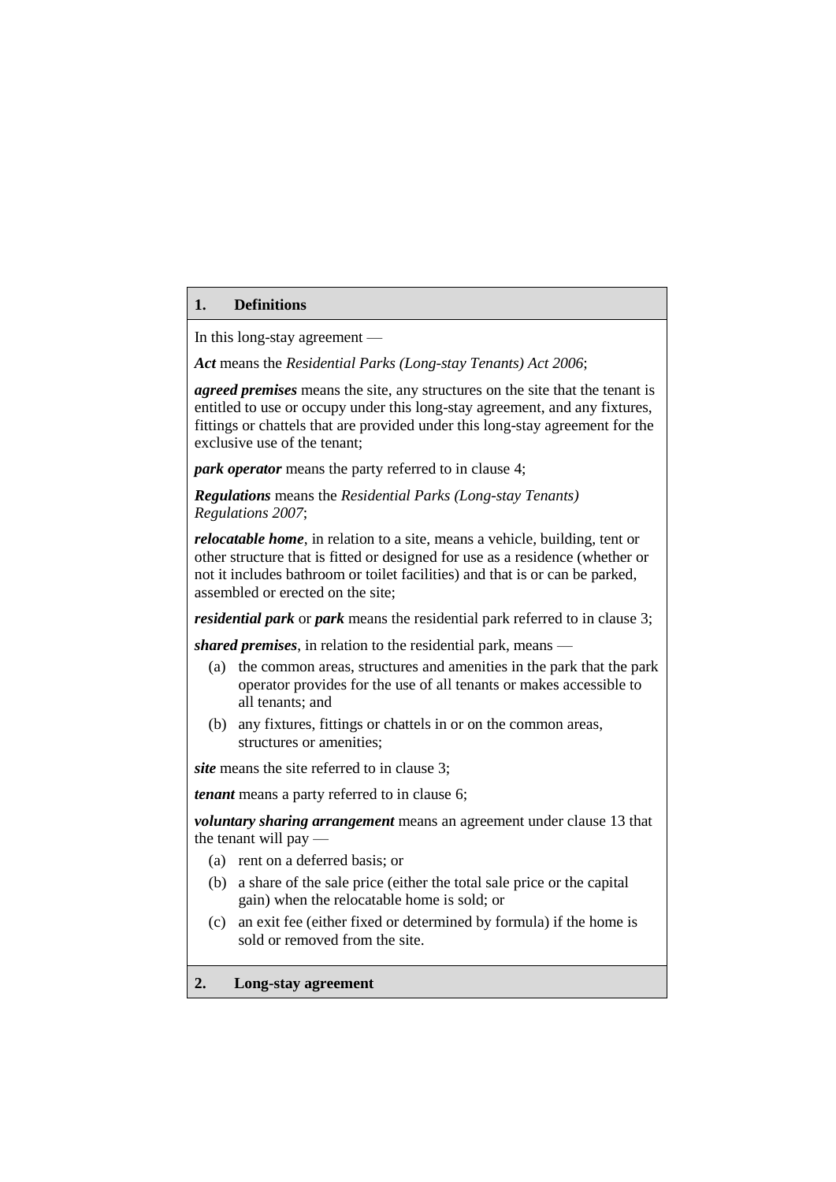## 1. Definitions

In this long-stay agreement —

***Act*** means the *Residential Parks (Long-stay Tenants) Act 2006*;

***agreed premises*** means the site, any structures on the site that the tenant is entitled to use or occupy under this long-stay agreement, and any fixtures, fittings or chattels that are provided under this long-stay agreement for the exclusive use of the tenant;

***park operator*** means the party referred to in clause 4;

***Regulations*** means the *Residential Parks (Long-stay Tenants) Regulations 2007*;

***relocatable home***, in relation to a site, means a vehicle, building, tent or other structure that is fitted or designed for use as a residence (whether or not it includes bathroom or toilet facilities) and that is or can be parked, assembled or erected on the site;

***residential park*** or ***park*** means the residential park referred to in clause 3;

***shared premises***, in relation to the residential park, means —

- (a) the common areas, structures and amenities in the park that the park operator provides for the use of all tenants or makes accessible to all tenants; and
- (b) any fixtures, fittings or chattels in or on the common areas, structures or amenities;

***site*** means the site referred to in clause 3;

***tenant*** means a party referred to in clause 6;

***voluntary sharing arrangement*** means an agreement under clause 13 that the tenant will pay —

- (a) rent on a deferred basis; or
- (b) a share of the sale price (either the total sale price or the capital gain) when the relocatable home is sold; or
- (c) an exit fee (either fixed or determined by formula) if the home is sold or removed from the site.

## 2. Long-stay agreement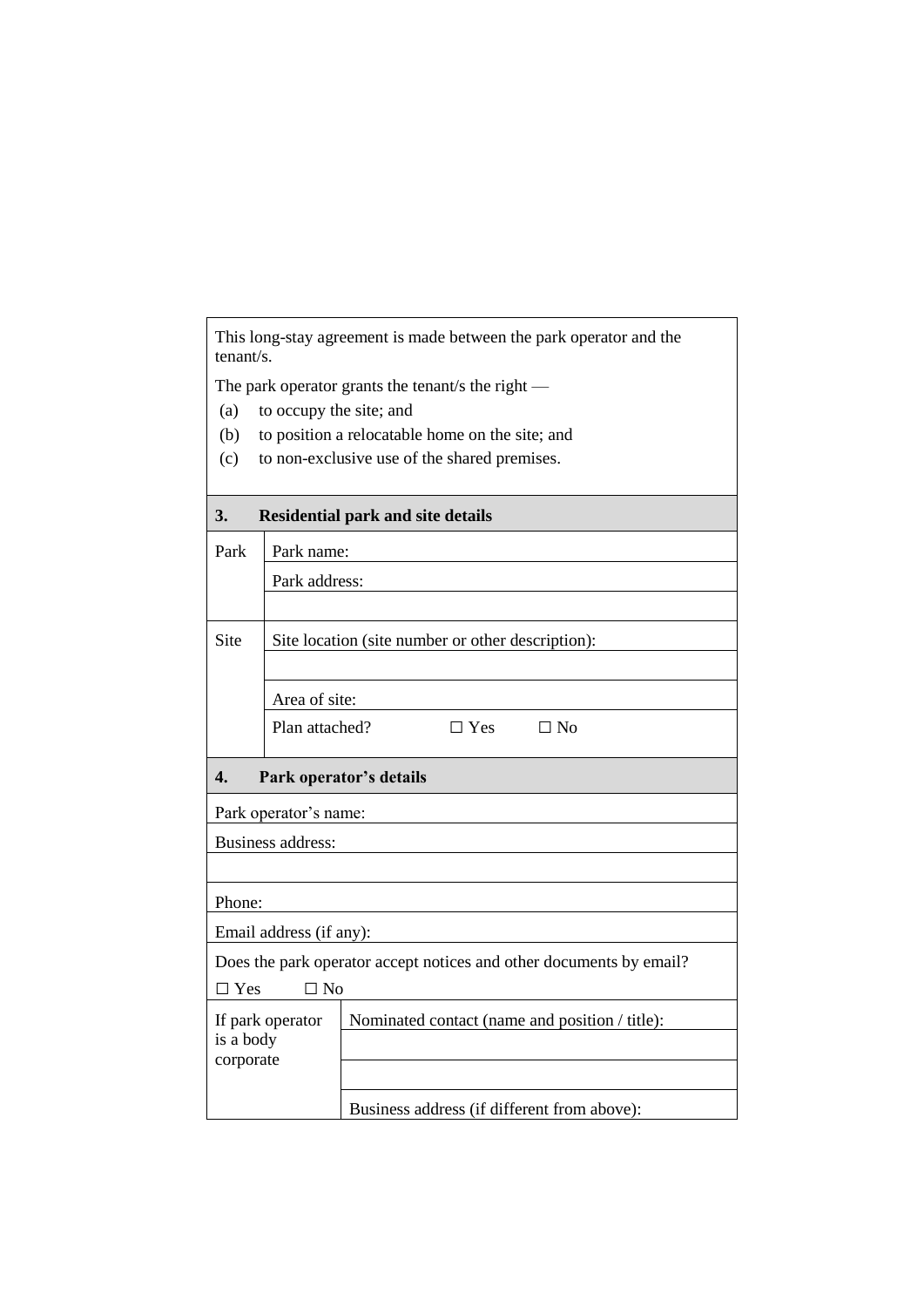This long-stay agreement is made between the park operator and the tenant/s.

The park operator grants the tenant/s the right —

- (a) to occupy the site; and
- (b) to position a relocatable home on the site; and
- (c) to non-exclusive use of the shared premises.

## 3. Residential park and site details

| | |
|---|---|
| Park | Park name: |
| | Park address: |
| | |
| Site | Site location (site number or other description): |
| | |
| | Area of site: |
| | Plan attached? ☐ Yes ☐ No |

## 4. Park operator's details

| | |
|---|---|
| Park operator's name: | |
| Business address: | |
| | |
| Phone: | |
| Email address (if any): | |
| Does the park operator accept notices and other documents by email? ☐ Yes ☐ No | |
| If park operator is a body corporate | Nominated contact (name and position / title): |
| | |
| | |
| | Business address (if different from above): |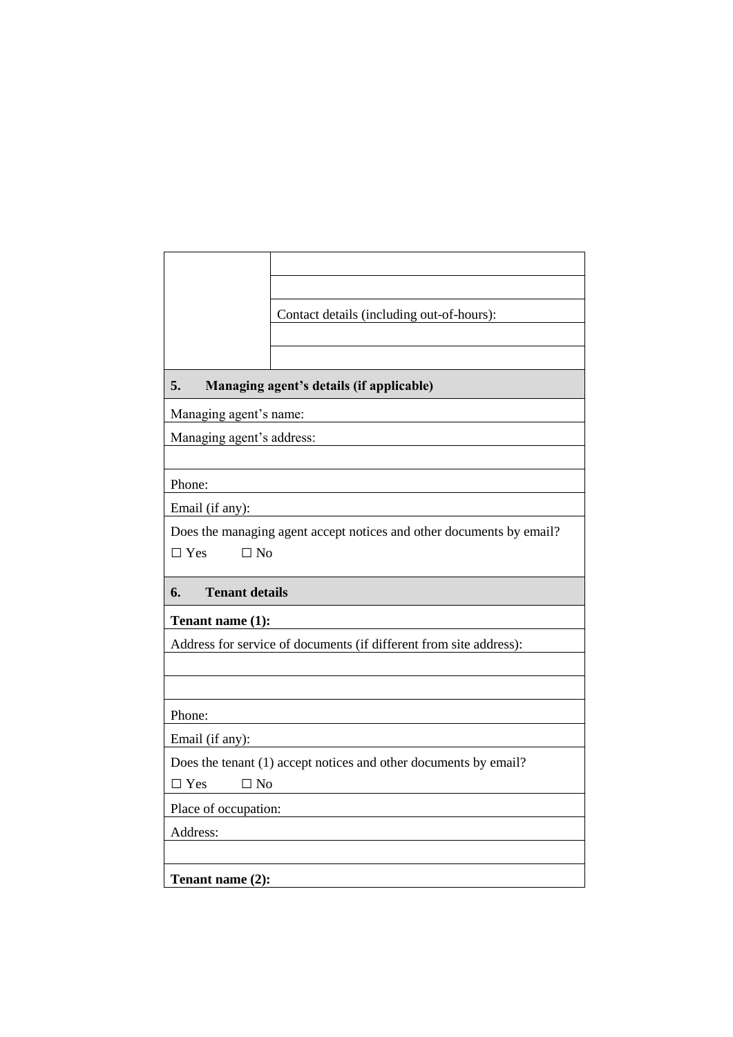| | |
|---|---|
| | |
| | |
| | Contact details (including out-of-hours): |
| | |
| | |

| **5. Managing agent's details (if applicable)** |
|---|
| Managing agent's name: |
| Managing agent's address: |
| |
| Phone: |
| Email (if any): |
| Does the managing agent accept notices and other documents by email?<br>☐ Yes ☐ No |

| **6. Tenant details** |
|---|
| **Tenant name (1):** |
| Address for service of documents (if different from site address): |
| |
| |
| Phone: |
| Email (if any): |
| Does the tenant (1) accept notices and other documents by email?<br>☐ Yes ☐ No |
| Place of occupation: |
| Address: |
| |
| **Tenant name (2):** |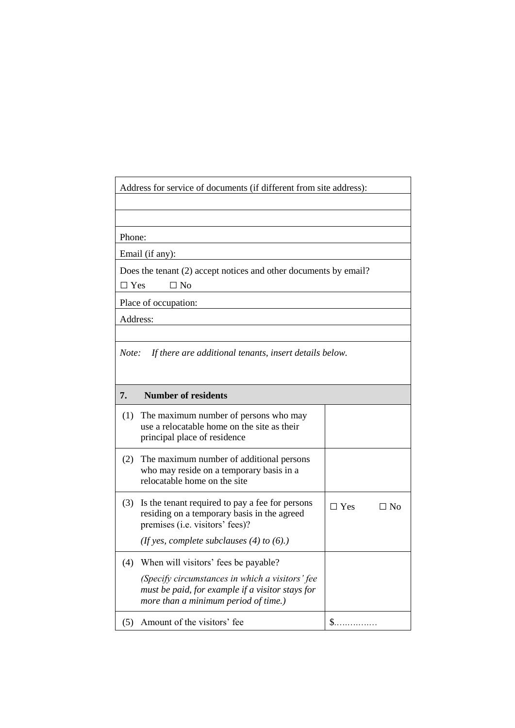| Address for service of documents (if different from site address): |
| --- |
| |
| |
| Phone: |
| Email (if any): |
| Does the tenant (2) accept notices and other documents by email?<br>☐ Yes ☐ No |
| Place of occupation: |
| Address: |
| |
| *Note: If there are additional tenants, insert details below.* |

## 7. Number of residents

| | |
| --- | --- |
| (1) The maximum number of persons who may use a relocatable home on the site as their principal place of residence | |
| (2) The maximum number of additional persons who may reside on a temporary basis in a relocatable home on the site | |
| (3) Is the tenant required to pay a fee for persons residing on a temporary basis in the agreed premises (i.e. visitors' fees)?<br>*(If yes, complete subclauses (4) to (6).)* | ☐ Yes ☐ No |
| (4) When will visitors' fees be payable?<br>*(Specify circumstances in which a visitors' fee must be paid, for example if a visitor stays for more than a minimum period of time.)* | |
| (5) Amount of the visitors' fee | $…………… |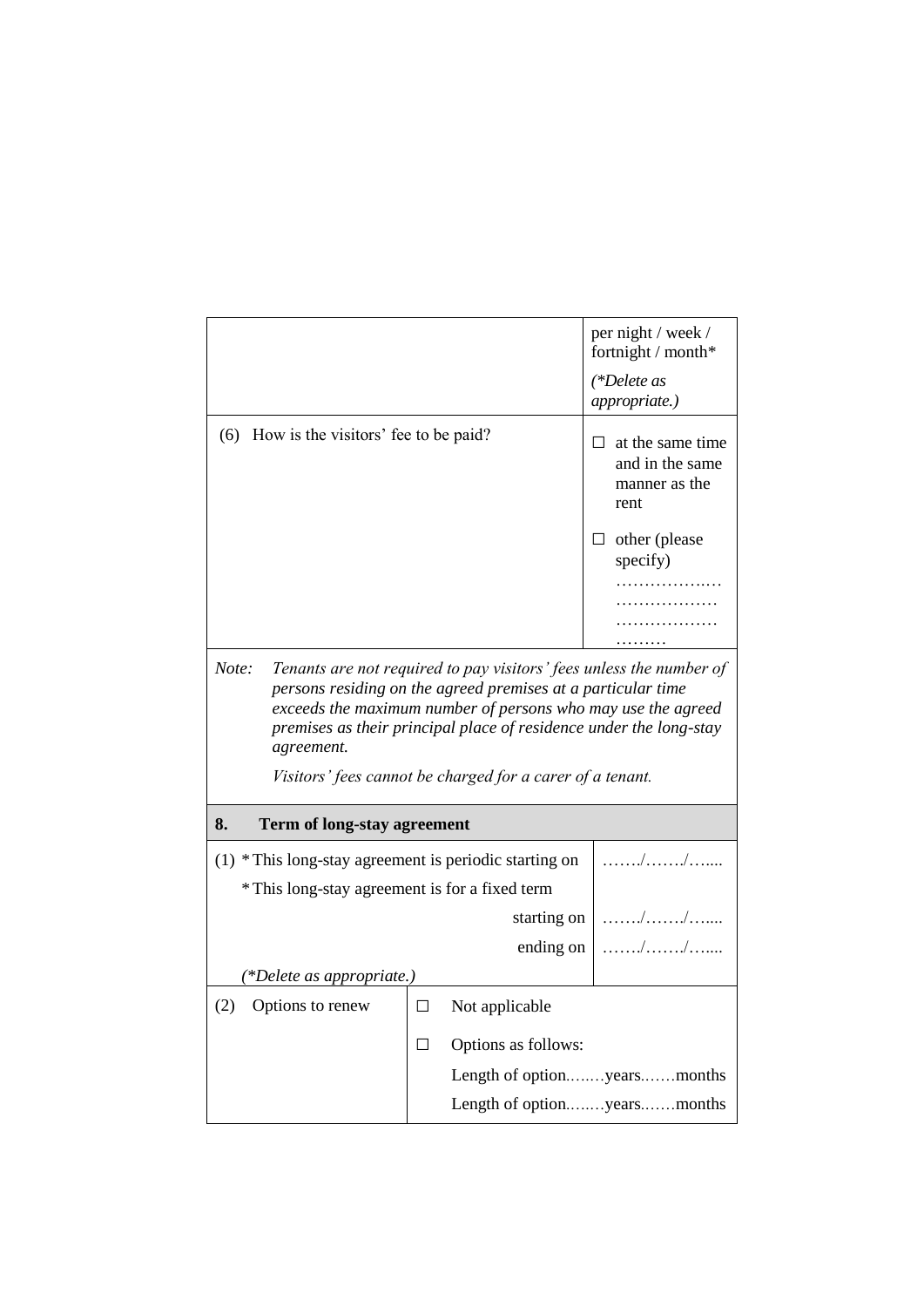| | |
|---|---|
| | per night / week / fortnight / month* *(*Delete as appropriate.)* |
| (6) How is the visitors' fee to be paid? | ☐ at the same time and in the same manner as the rent ☐ other (please specify) ………………… ……………… ……………… ……… |

*Note:* *Tenants are not required to pay visitors' fees unless the number of persons residing on the agreed premises at a particular time exceeds the maximum number of persons who may use the agreed premises as their principal place of residence under the long-stay agreement.*

*Visitors' fees cannot be charged for a carer of a tenant.*

## 8. Term of long-stay agreement

| | |
|---|---|
| (1) *This long-stay agreement is periodic starting on | ……./……./…... |
| *This long-stay agreement is for a fixed term | |
| starting on | ……./……./…... |
| ending on | ……./……./…... |
| *(*Delete as appropriate.)* | |

| | | |
|---|---|---|
| (2) Options to renew | ☐ | Not applicable |
| | ☐ | Options as follows: |
| | | Length of option……..years…….months |
| | | Length of option……..years…….months |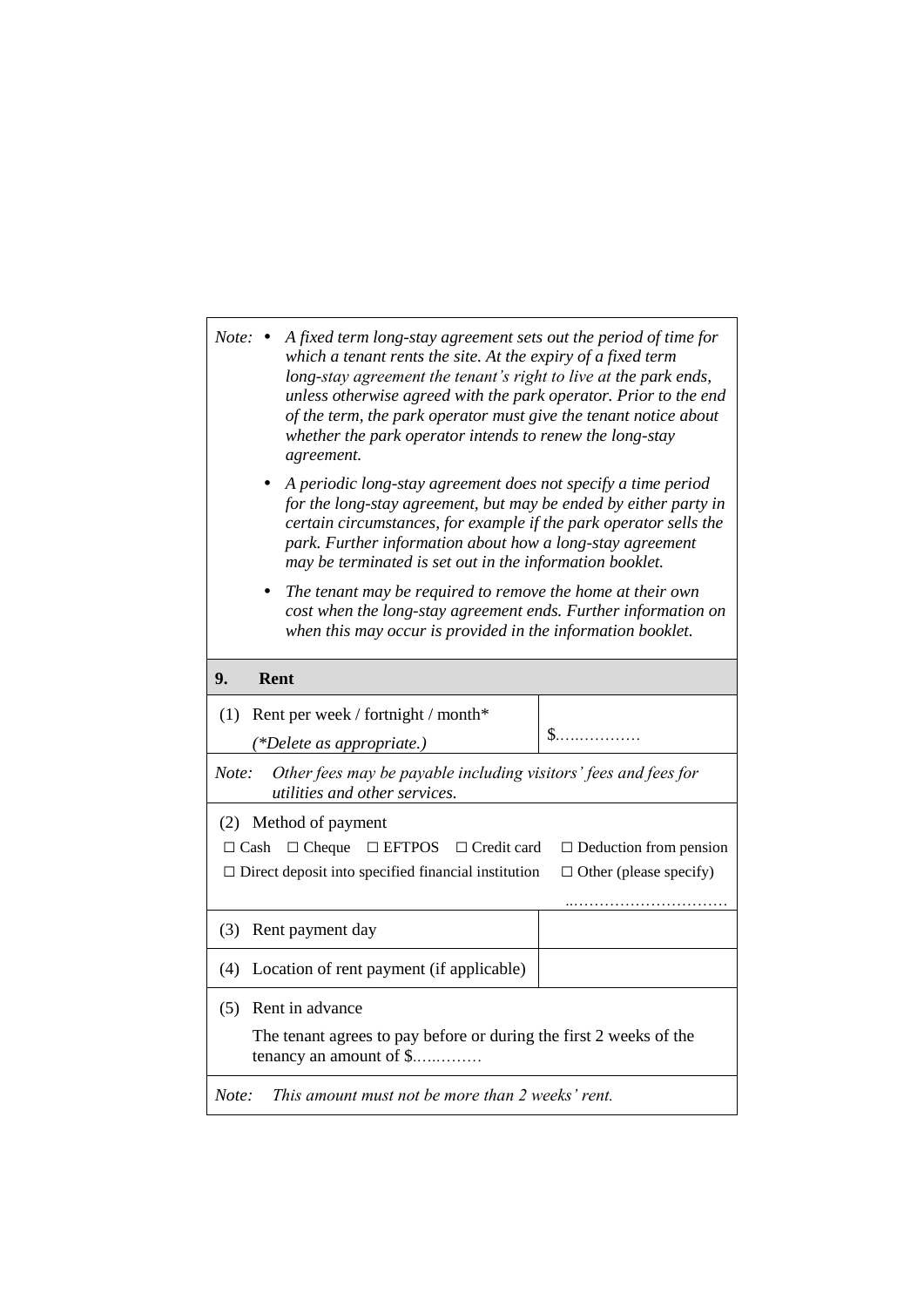*Note:*

- *A fixed term long-stay agreement sets out the period of time for which a tenant rents the site. At the expiry of a fixed term long-stay agreement the tenant's right to live at the park ends, unless otherwise agreed with the park operator. Prior to the end of the term, the park operator must give the tenant notice about whether the park operator intends to renew the long-stay agreement.*
- *A periodic long-stay agreement does not specify a time period for the long-stay agreement, but may be ended by either party in certain circumstances, for example if the park operator sells the park. Further information about how a long-stay agreement may be terminated is set out in the information booklet.*
- *The tenant may be required to remove the home at their own cost when the long-stay agreement ends. Further information on when this may occur is provided in the information booklet.*

| **9. Rent** | |
|---|---|
| (1) Rent per week / fortnight / month* (*\*Delete as appropriate.*) | $................ |
| *Note: Other fees may be payable including visitors' fees and fees for utilities and other services.* | |
| (2) Method of payment<br>☐ Cash ☐ Cheque ☐ EFTPOS ☐ Credit card ☐ Deduction from pension<br>☐ Direct deposit into specified financial institution ☐ Other (please specify)<br>................................ | |
| (3) Rent payment day | |
| (4) Location of rent payment (if applicable) | |
| (5) Rent in advance<br>The tenant agrees to pay before or during the first 2 weeks of the tenancy an amount of $.............. | |
| *Note: This amount must not be more than 2 weeks' rent.* | |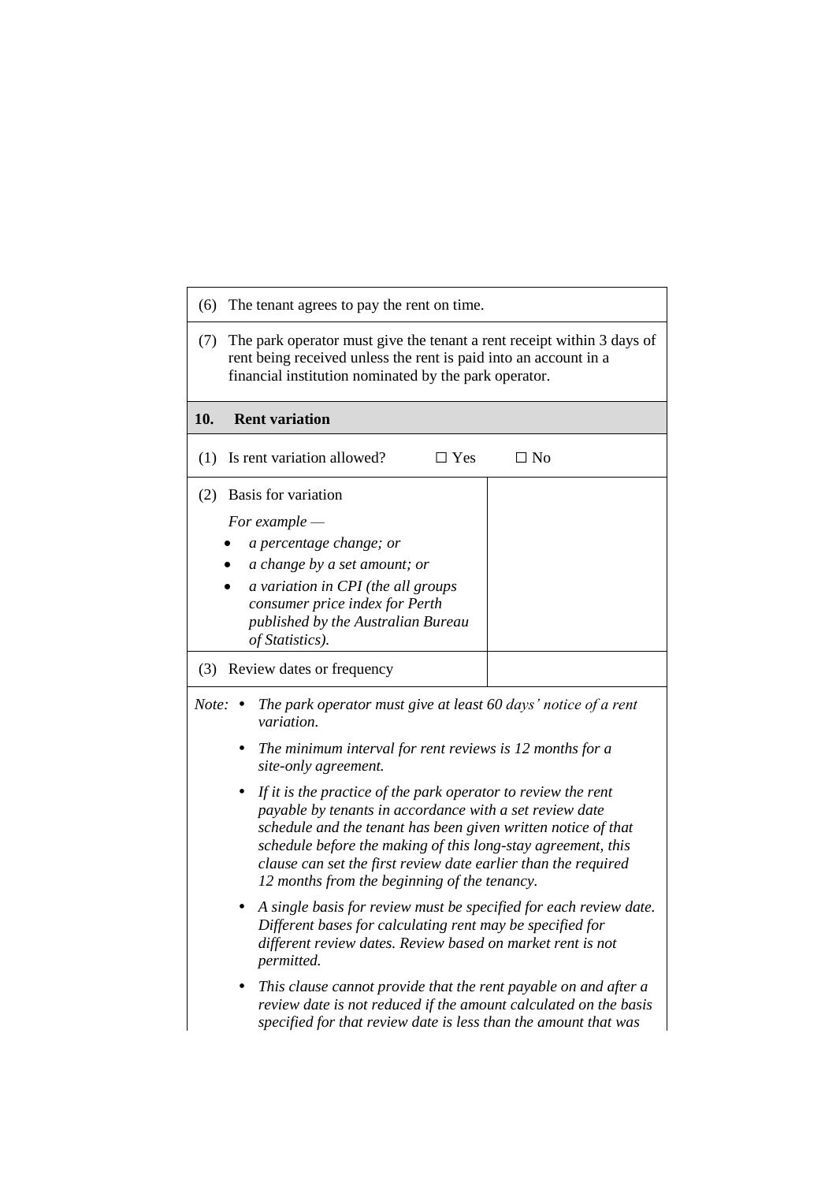(6) The tenant agrees to pay the rent on time.

(7) The park operator must give the tenant a rent receipt within 3 days of rent being received unless the rent is paid into an account in a financial institution nominated by the park operator.

**10. Rent variation**

| (1) Is rent variation allowed? ☐ Yes ☐ No | |
|---|---|
| (2) Basis for variation<br>*For example —*<br>• *a percentage change; or*<br>• *a change by a set amount; or*<br>• *a variation in CPI (the all groups consumer price index for Perth published by the Australian Bureau of Statistics).* | |
| (3) Review dates or frequency | |

*Note:*

- *The park operator must give at least 60 days' notice of a rent variation.*
- *The minimum interval for rent reviews is 12 months for a site-only agreement.*
- *If it is the practice of the park operator to review the rent payable by tenants in accordance with a set review date schedule and the tenant has been given written notice of that schedule before the making of this long-stay agreement, this clause can set the first review date earlier than the required 12 months from the beginning of the tenancy.*
- *A single basis for review must be specified for each review date. Different bases for calculating rent may be specified for different review dates. Review based on market rent is not permitted.*
- *This clause cannot provide that the rent payable on and after a review date is not reduced if the amount calculated on the basis specified for that review date is less than the amount that was*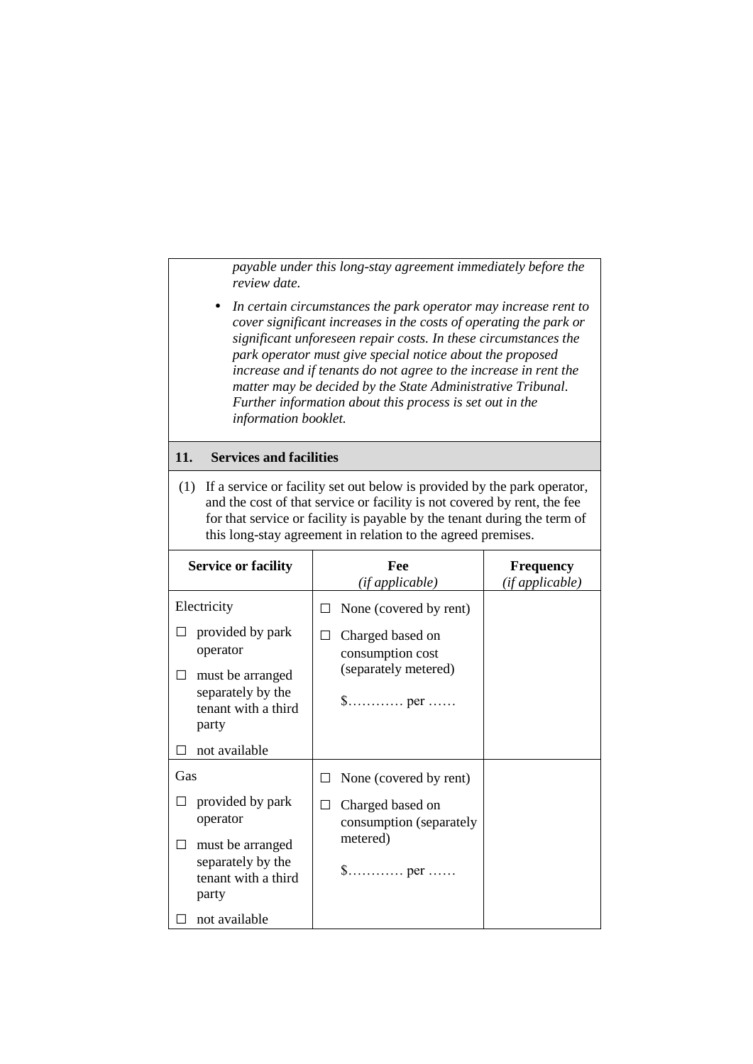*payable under this long-stay agreement immediately before the review date.*

- *In certain circumstances the park operator may increase rent to cover significant increases in the costs of operating the park or significant unforeseen repair costs. In these circumstances the park operator must give special notice about the proposed increase and if tenants do not agree to the increase in rent the matter may be decided by the State Administrative Tribunal. Further information about this process is set out in the information booklet.*

## 11. Services and facilities

(1) If a service or facility set out below is provided by the park operator, and the cost of that service or facility is not covered by rent, the fee for that service or facility is payable by the tenant during the term of this long-stay agreement in relation to the agreed premises.

| Service or facility | Fee *(if applicable)* | Frequency *(if applicable)* |
|---|---|---|
| Electricity<br>☐ provided by park operator<br>☐ must be arranged separately by the tenant with a third party<br>☐ not available | ☐ None (covered by rent)<br>☐ Charged based on consumption cost (separately metered)<br>$………… per …… | |
| Gas<br>☐ provided by park operator<br>☐ must be arranged separately by the tenant with a third party<br>☐ not available | ☐ None (covered by rent)<br>☐ Charged based on consumption (separately metered)<br>$………… per …… | |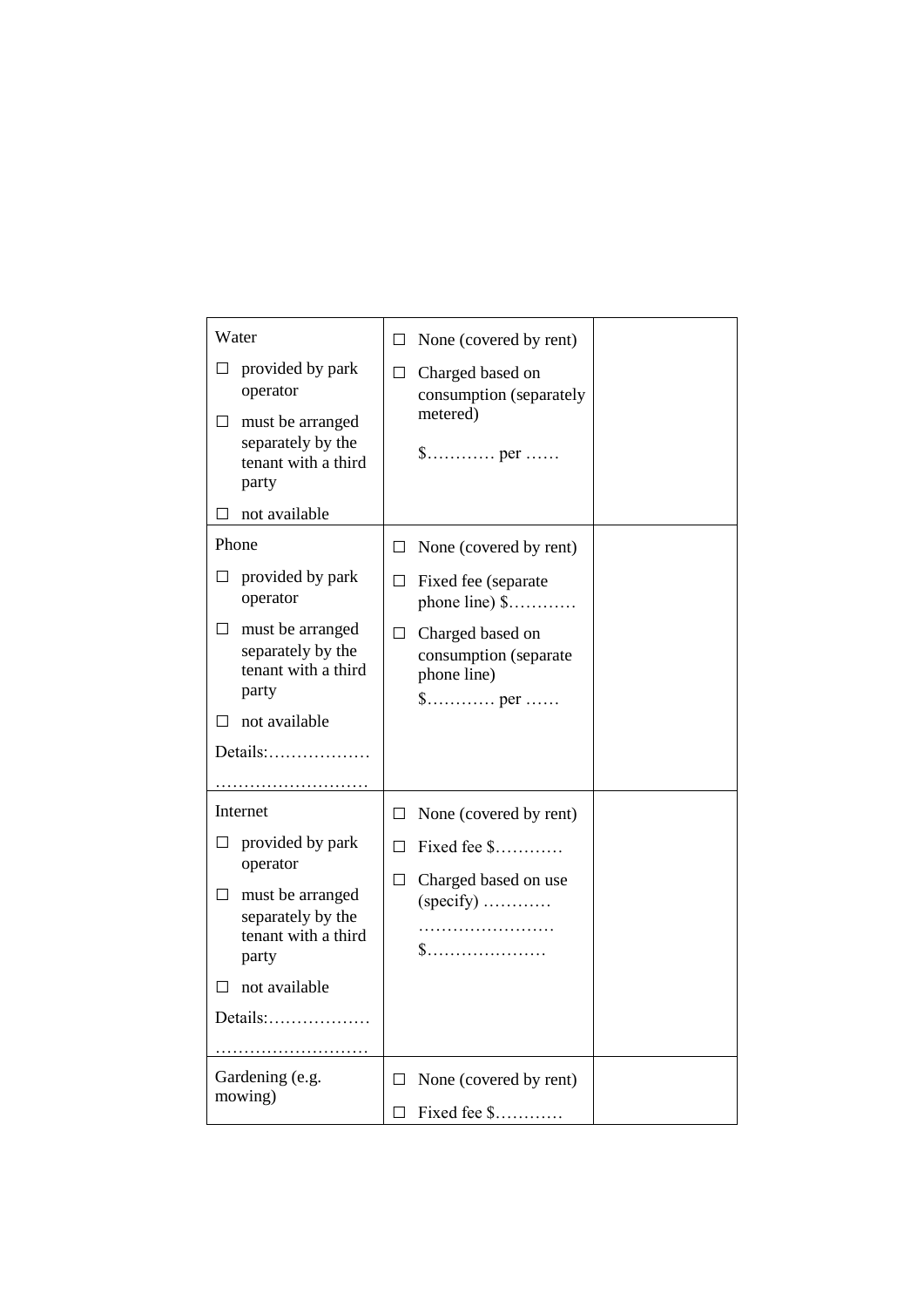| | | |
|---|---|---|
| Water<br>☐ provided by park operator<br>☐ must be arranged separately by the tenant with a third party<br>☐ not available | ☐ None (covered by rent)<br>☐ Charged based on consumption (separately metered)<br>$………… per …… | |
| Phone<br>☐ provided by park operator<br>☐ must be arranged separately by the tenant with a third party<br>☐ not available<br>Details:………………<br>……………………… | ☐ None (covered by rent)<br>☐ Fixed fee (separate phone line) $…………<br>☐ Charged based on consumption (separate phone line)<br>$………… per …… | |
| Internet<br>☐ provided by park operator<br>☐ must be arranged separately by the tenant with a third party<br>☐ not available<br>Details:………………<br>……………………… | ☐ None (covered by rent)<br>☐ Fixed fee $…………<br>☐ Charged based on use (specify) …………<br>……………………<br>$………………… | |
| Gardening (e.g. mowing) | ☐ None (covered by rent)<br>☐ Fixed fee $………… | |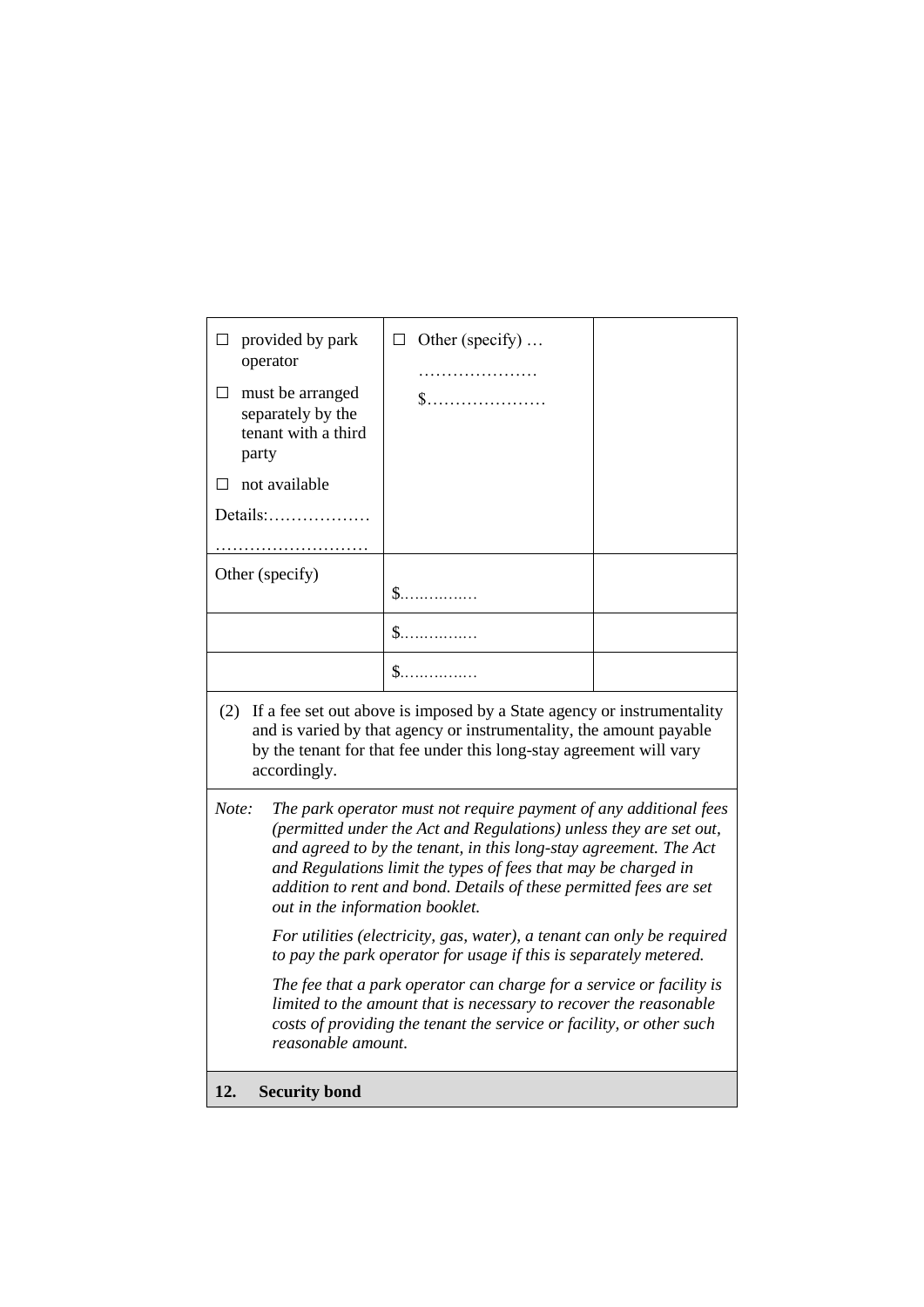| | | |
|---|---|---|
| ☐ provided by park operator<br>☐ must be arranged separately by the tenant with a third party<br>☐ not available<br>Details:………………<br>……………………… | ☐ Other (specify) …<br>…………………<br>$………………… | |
| Other (specify) | $…………… | |
| | $…………… | |
| | $…………… | |

(2) If a fee set out above is imposed by a State agency or instrumentality and is varied by that agency or instrumentality, the amount payable by the tenant for that fee under this long-stay agreement will vary accordingly.

*Note: The park operator must not require payment of any additional fees (permitted under the Act and Regulations) unless they are set out, and agreed to by the tenant, in this long-stay agreement. The Act and Regulations limit the types of fees that may be charged in addition to rent and bond. Details of these permitted fees are set out in the information booklet.*

*For utilities (electricity, gas, water), a tenant can only be required to pay the park operator for usage if this is separately metered.*

*The fee that a park operator can charge for a service or facility is limited to the amount that is necessary to recover the reasonable costs of providing the tenant the service or facility, or other such reasonable amount.*

**12. Security bond**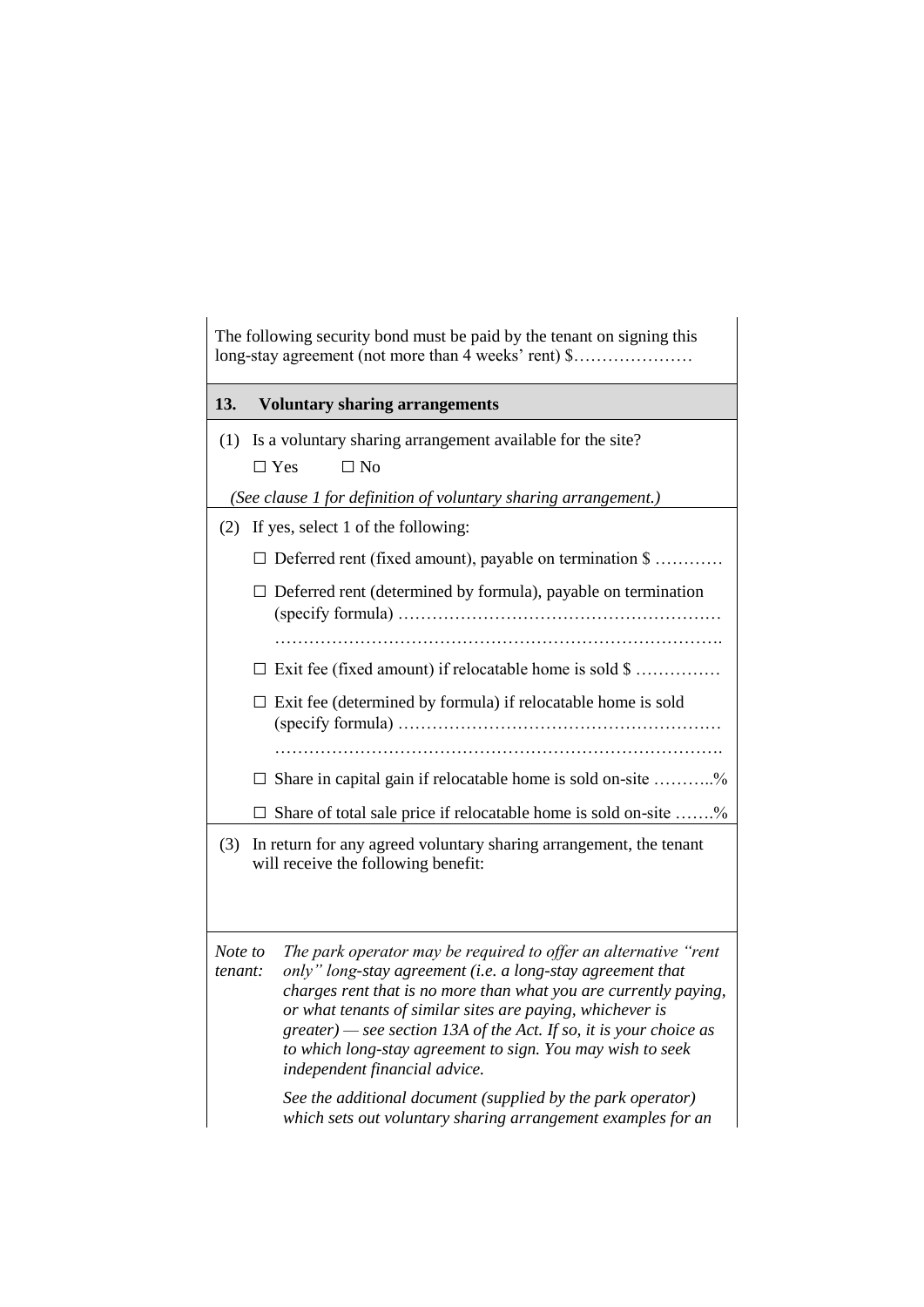The following security bond must be paid by the tenant on signing this long-stay agreement (not more than 4 weeks' rent) $…………………

## 13. Voluntary sharing arrangements

(1) Is a voluntary sharing arrangement available for the site?

☐ Yes ☐ No

*(See clause 1 for definition of voluntary sharing arrangement.)*

(2) If yes, select 1 of the following:

☐ Deferred rent (fixed amount), payable on termination $ …………

☐ Deferred rent (determined by formula), payable on termination (specify formula) …………………………………………………
…………………………………………………………………….

☐ Exit fee (fixed amount) if relocatable home is sold $ ……………

☐ Exit fee (determined by formula) if relocatable home is sold (specify formula) …………………………………………………
…………………………………………………………………….

☐ Share in capital gain if relocatable home is sold on-site ………..%

☐ Share of total sale price if relocatable home is sold on-site …….%

(3) In return for any agreed voluntary sharing arrangement, the tenant will receive the following benefit:

*Note to tenant:* *The park operator may be required to offer an alternative "rent only" long-stay agreement (i.e. a long-stay agreement that charges rent that is no more than what you are currently paying, or what tenants of similar sites are paying, whichever is greater) — see section 13A of the Act. If so, it is your choice as to which long-stay agreement to sign. You may wish to seek independent financial advice.*

*See the additional document (supplied by the park operator) which sets out voluntary sharing arrangement examples for an*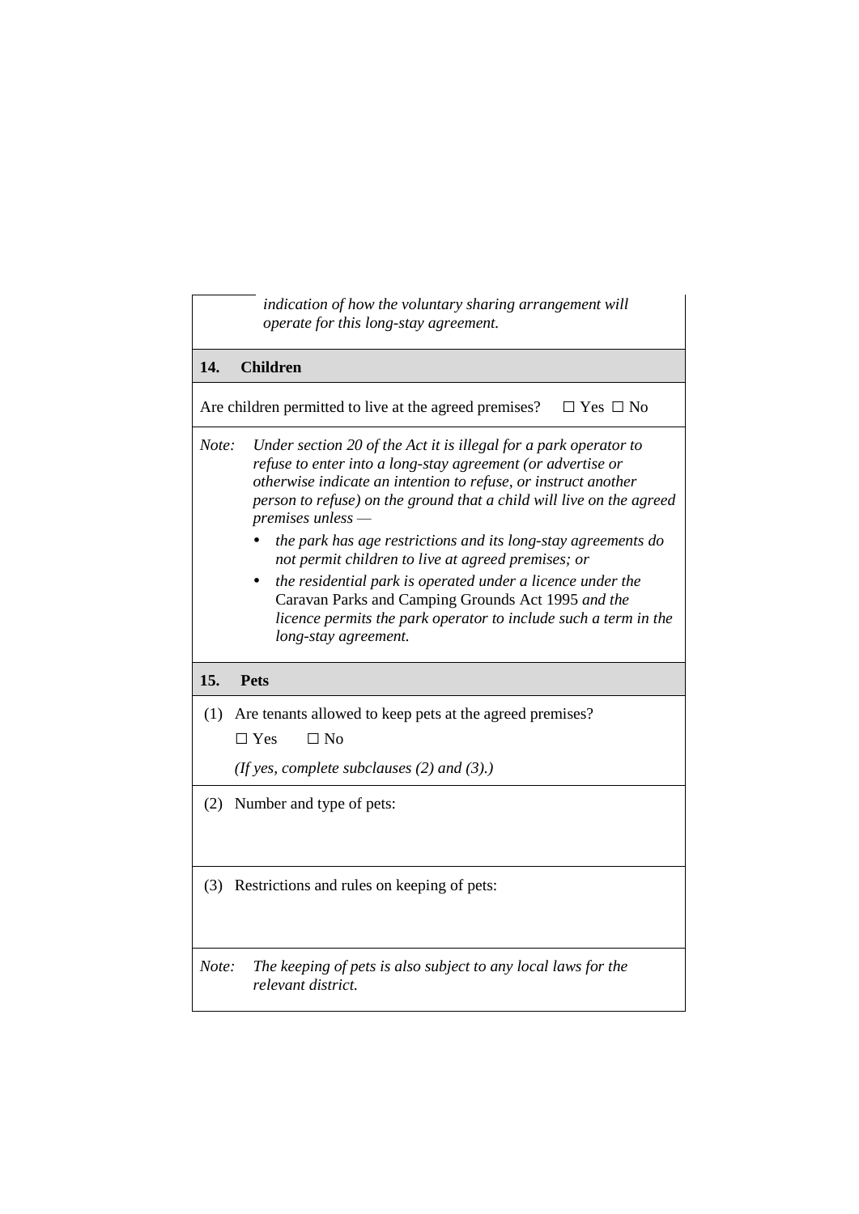*indication of how the voluntary sharing arrangement will operate for this long-stay agreement.*

**14. Children**

Are children permitted to live at the agreed premises? ☐ Yes ☐ No

*Note: Under section 20 of the Act it is illegal for a park operator to refuse to enter into a long-stay agreement (or advertise or otherwise indicate an intention to refuse, or instruct another person to refuse) on the ground that a child will live on the agreed premises unless —*

- *the park has age restrictions and its long-stay agreements do not permit children to live at agreed premises; or*
- *the residential park is operated under a licence under the* Caravan Parks and Camping Grounds Act 1995 *and the licence permits the park operator to include such a term in the long-stay agreement.*

**15. Pets**

(1) Are tenants allowed to keep pets at the agreed premises?

☐ Yes ☐ No

*(If yes, complete subclauses (2) and (3).)*

(2) Number and type of pets:

(3) Restrictions and rules on keeping of pets:

*Note: The keeping of pets is also subject to any local laws for the relevant district.*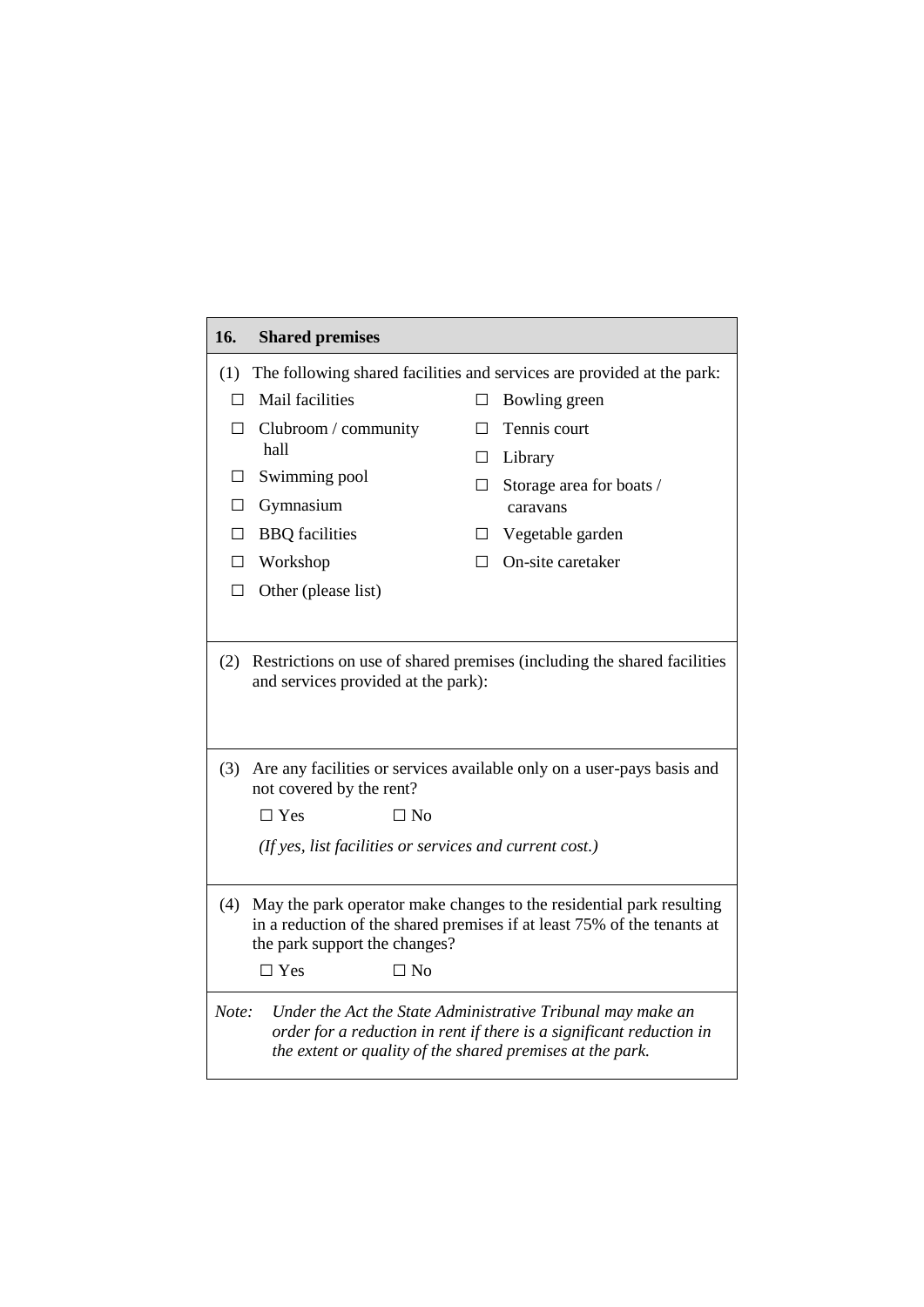## 16. Shared premises

(1) The following shared facilities and services are provided at the park:

- ☐ Mail facilities
- ☐ Clubroom / community hall
- ☐ Swimming pool
- ☐ Gymnasium
- ☐ BBQ facilities
- ☐ Workshop
- ☐ Other (please list)
- ☐ Bowling green
- ☐ Tennis court
- ☐ Library
- ☐ Storage area for boats / caravans
- ☐ Vegetable garden
- ☐ On-site caretaker

(2) Restrictions on use of shared premises (including the shared facilities and services provided at the park):

(3) Are any facilities or services available only on a user-pays basis and not covered by the rent?

☐ Yes ☐ No

*(If yes, list facilities or services and current cost.)*

(4) May the park operator make changes to the residential park resulting in a reduction of the shared premises if at least 75% of the tenants at the park support the changes?

☐ Yes ☐ No

*Note: Under the Act the State Administrative Tribunal may make an order for a reduction in rent if there is a significant reduction in the extent or quality of the shared premises at the park.*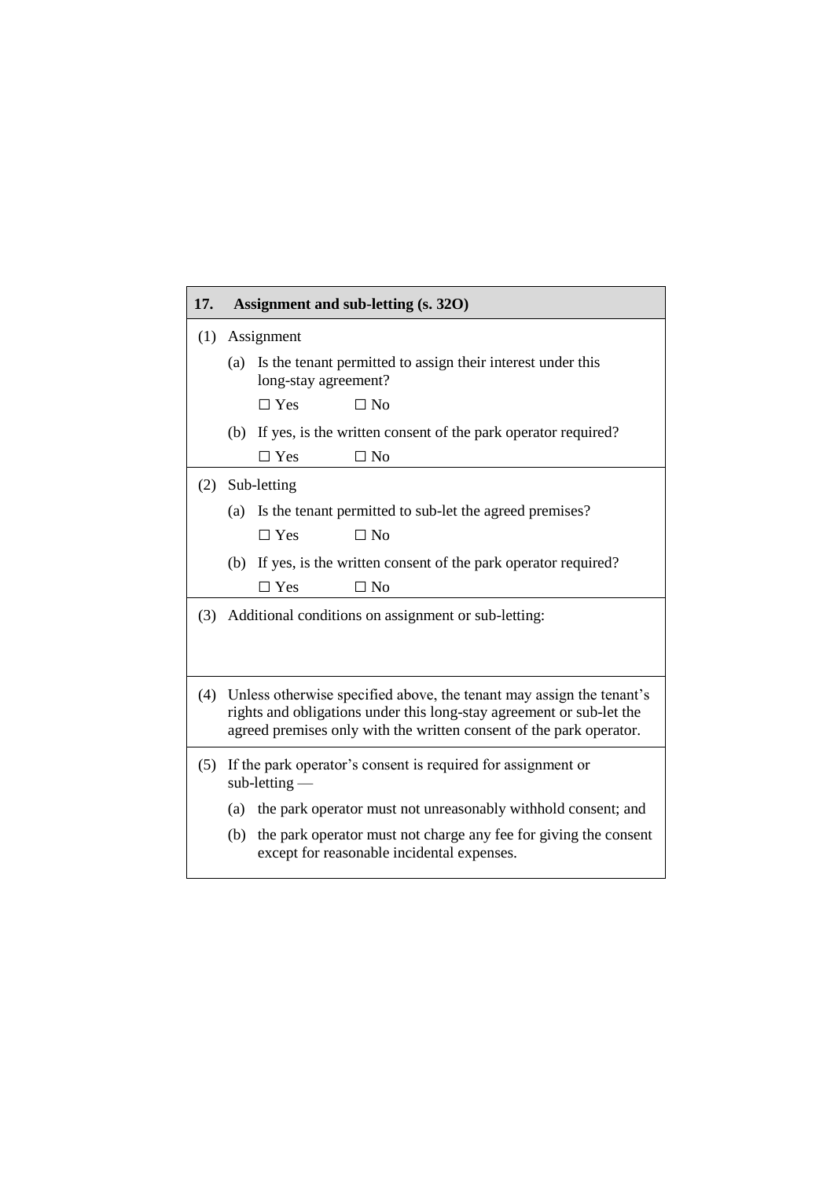## 17. Assignment and sub-letting (s. 32O)

(1) Assignment

(a) Is the tenant permitted to assign their interest under this long-stay agreement?

☐ Yes ☐ No

(b) If yes, is the written consent of the park operator required?

☐ Yes ☐ No

(2) Sub-letting

(a) Is the tenant permitted to sub-let the agreed premises?

☐ Yes ☐ No

(b) If yes, is the written consent of the park operator required?

☐ Yes ☐ No

(3) Additional conditions on assignment or sub-letting:

(4) Unless otherwise specified above, the tenant may assign the tenant's rights and obligations under this long-stay agreement or sub-let the agreed premises only with the written consent of the park operator.

(5) If the park operator's consent is required for assignment or sub-letting —

(a) the park operator must not unreasonably withhold consent; and

(b) the park operator must not charge any fee for giving the consent except for reasonable incidental expenses.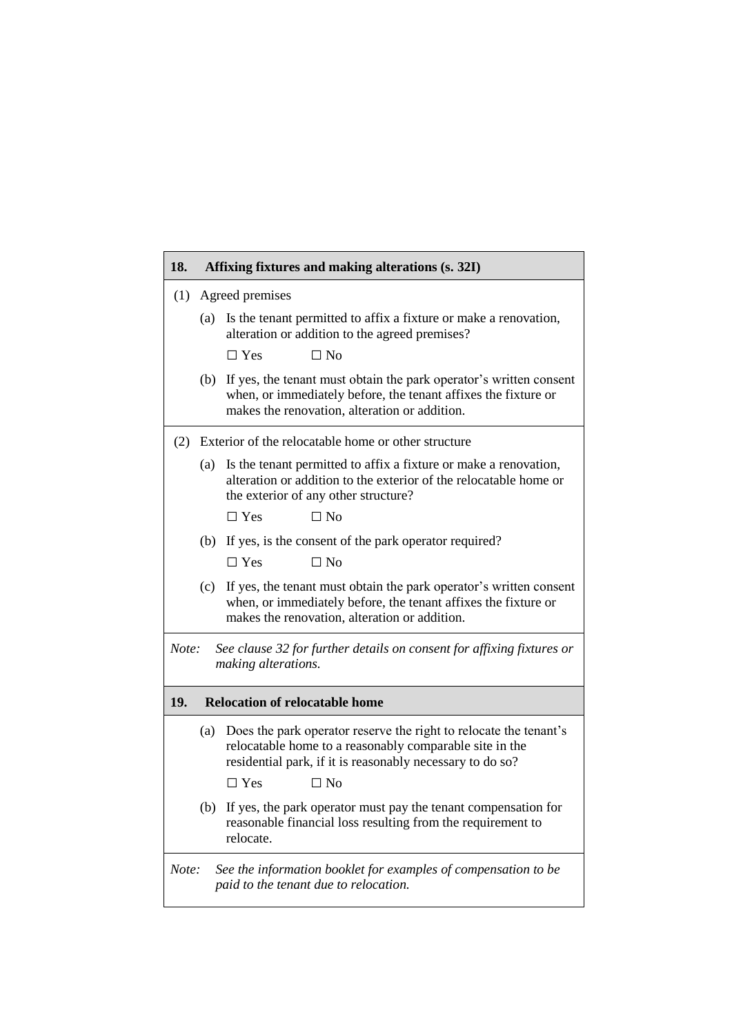## 18. Affixing fixtures and making alterations (s. 32I)

(1) Agreed premises

(a) Is the tenant permitted to affix a fixture or make a renovation, alteration or addition to the agreed premises?

☐ Yes ☐ No

(b) If yes, the tenant must obtain the park operator's written consent when, or immediately before, the tenant affixes the fixture or makes the renovation, alteration or addition.

(2) Exterior of the relocatable home or other structure

(a) Is the tenant permitted to affix a fixture or make a renovation, alteration or addition to the exterior of the relocatable home or the exterior of any other structure?

☐ Yes ☐ No

(b) If yes, is the consent of the park operator required?

☐ Yes ☐ No

(c) If yes, the tenant must obtain the park operator's written consent when, or immediately before, the tenant affixes the fixture or makes the renovation, alteration or addition.

*Note: See clause 32 for further details on consent for affixing fixtures or making alterations.*

## 19. Relocation of relocatable home

(a) Does the park operator reserve the right to relocate the tenant's relocatable home to a reasonably comparable site in the residential park, if it is reasonably necessary to do so?

☐ Yes ☐ No

(b) If yes, the park operator must pay the tenant compensation for reasonable financial loss resulting from the requirement to relocate.

*Note: See the information booklet for examples of compensation to be paid to the tenant due to relocation.*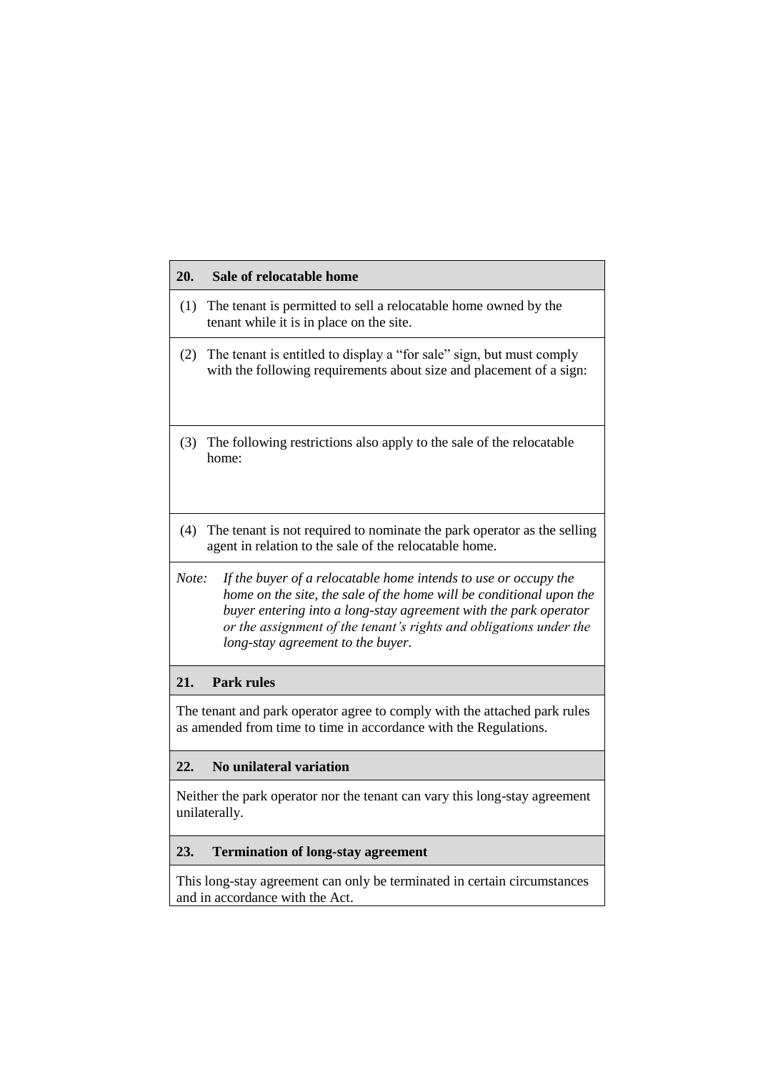**20. Sale of relocatable home**

(1) The tenant is permitted to sell a relocatable home owned by the tenant while it is in place on the site.

(2) The tenant is entitled to display a "for sale" sign, but must comply with the following requirements about size and placement of a sign:

(3) The following restrictions also apply to the sale of the relocatable home:

(4) The tenant is not required to nominate the park operator as the selling agent in relation to the sale of the relocatable home.

*Note: If the buyer of a relocatable home intends to use or occupy the home on the site, the sale of the home will be conditional upon the buyer entering into a long-stay agreement with the park operator or the assignment of the tenant's rights and obligations under the long-stay agreement to the buyer.*

**21. Park rules**

The tenant and park operator agree to comply with the attached park rules as amended from time to time in accordance with the Regulations.

**22. No unilateral variation**

Neither the park operator nor the tenant can vary this long-stay agreement unilaterally.

**23. Termination of long-stay agreement**

This long-stay agreement can only be terminated in certain circumstances and in accordance with the Act.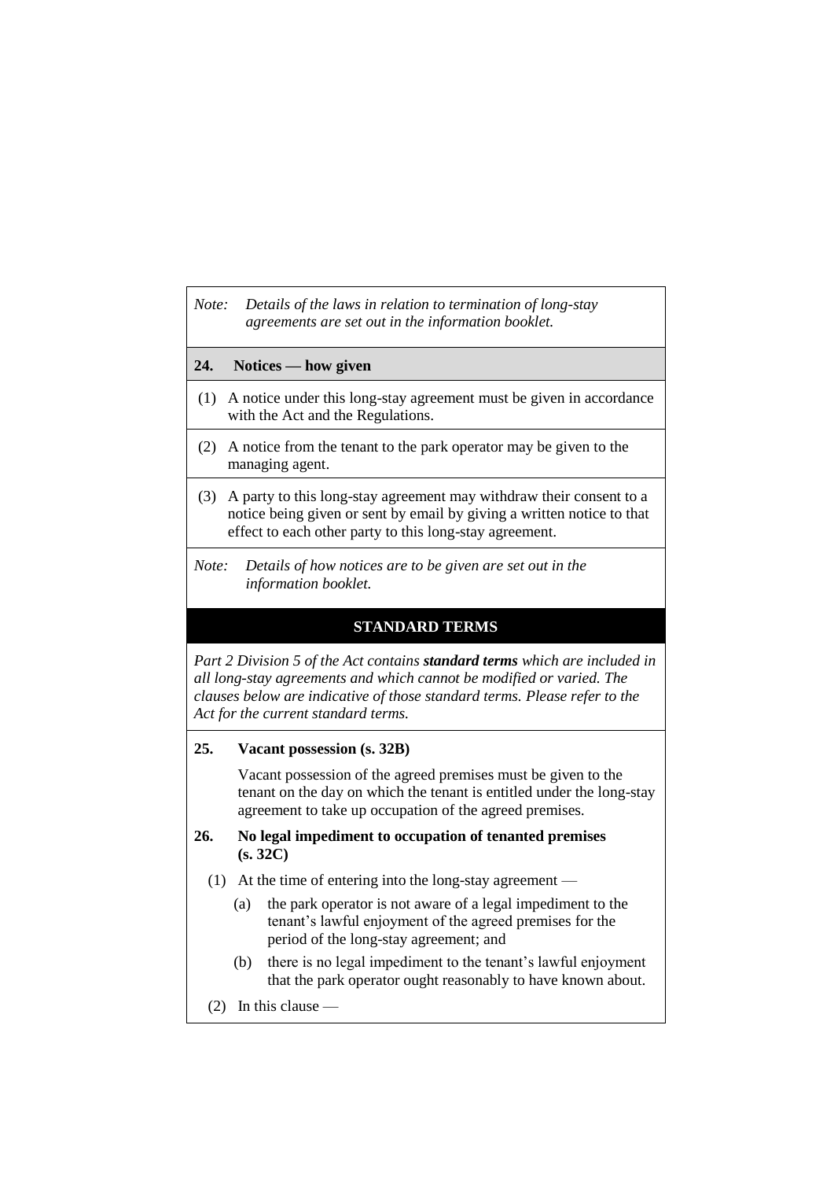*Note: Details of the laws in relation to termination of long-stay agreements are set out in the information booklet.*

### 24. Notices — how given

(1) A notice under this long-stay agreement must be given in accordance with the Act and the Regulations.

(2) A notice from the tenant to the park operator may be given to the managing agent.

(3) A party to this long-stay agreement may withdraw their consent to a notice being given or sent by email by giving a written notice to that effect to each other party to this long-stay agreement.

*Note: Details of how notices are to be given are set out in the information booklet.*

## STANDARD TERMS

*Part 2 Division 5 of the Act contains **standard terms** which are included in all long-stay agreements and which cannot be modified or varied. The clauses below are indicative of those standard terms. Please refer to the Act for the current standard terms.*

### 25. Vacant possession (s. 32B)

Vacant possession of the agreed premises must be given to the tenant on the day on which the tenant is entitled under the long-stay agreement to take up occupation of the agreed premises.

### 26. No legal impediment to occupation of tenanted premises (s. 32C)

(1) At the time of entering into the long-stay agreement —

(a) the park operator is not aware of a legal impediment to the tenant's lawful enjoyment of the agreed premises for the period of the long-stay agreement; and

(b) there is no legal impediment to the tenant's lawful enjoyment that the park operator ought reasonably to have known about.

(2) In this clause —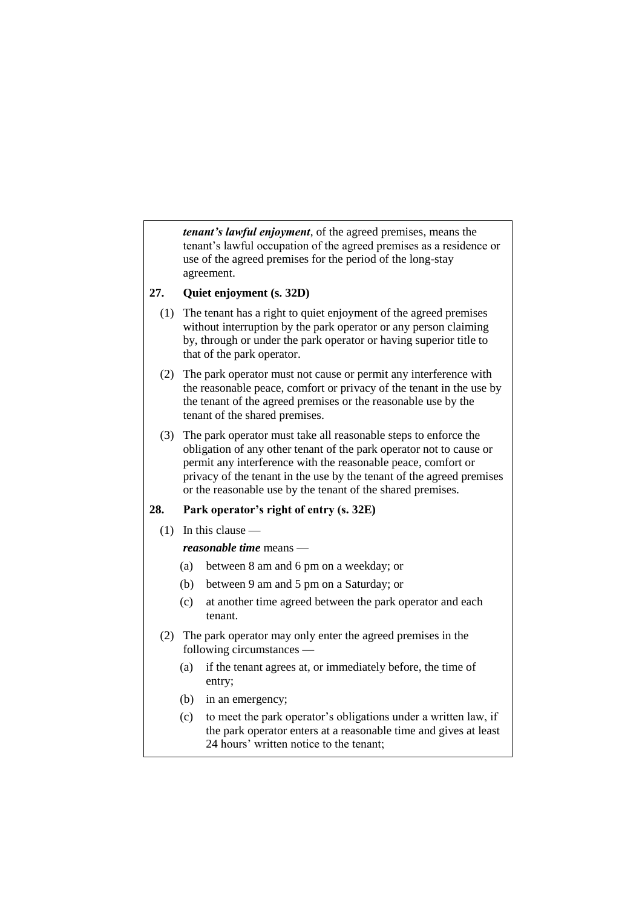***tenant's lawful enjoyment***, of the agreed premises, means the tenant's lawful occupation of the agreed premises as a residence or use of the agreed premises for the period of the long-stay agreement.

**27. Quiet enjoyment (s. 32D)**

(1) The tenant has a right to quiet enjoyment of the agreed premises without interruption by the park operator or any person claiming by, through or under the park operator or having superior title to that of the park operator.

(2) The park operator must not cause or permit any interference with the reasonable peace, comfort or privacy of the tenant in the use by the tenant of the agreed premises or the reasonable use by the tenant of the shared premises.

(3) The park operator must take all reasonable steps to enforce the obligation of any other tenant of the park operator not to cause or permit any interference with the reasonable peace, comfort or privacy of the tenant in the use by the tenant of the agreed premises or the reasonable use by the tenant of the shared premises.

**28. Park operator's right of entry (s. 32E)**

(1) In this clause —

***reasonable time*** means —

- (a) between 8 am and 6 pm on a weekday; or
- (b) between 9 am and 5 pm on a Saturday; or
- (c) at another time agreed between the park operator and each tenant.

(2) The park operator may only enter the agreed premises in the following circumstances —

- (a) if the tenant agrees at, or immediately before, the time of entry;
- (b) in an emergency;
- (c) to meet the park operator's obligations under a written law, if the park operator enters at a reasonable time and gives at least 24 hours' written notice to the tenant;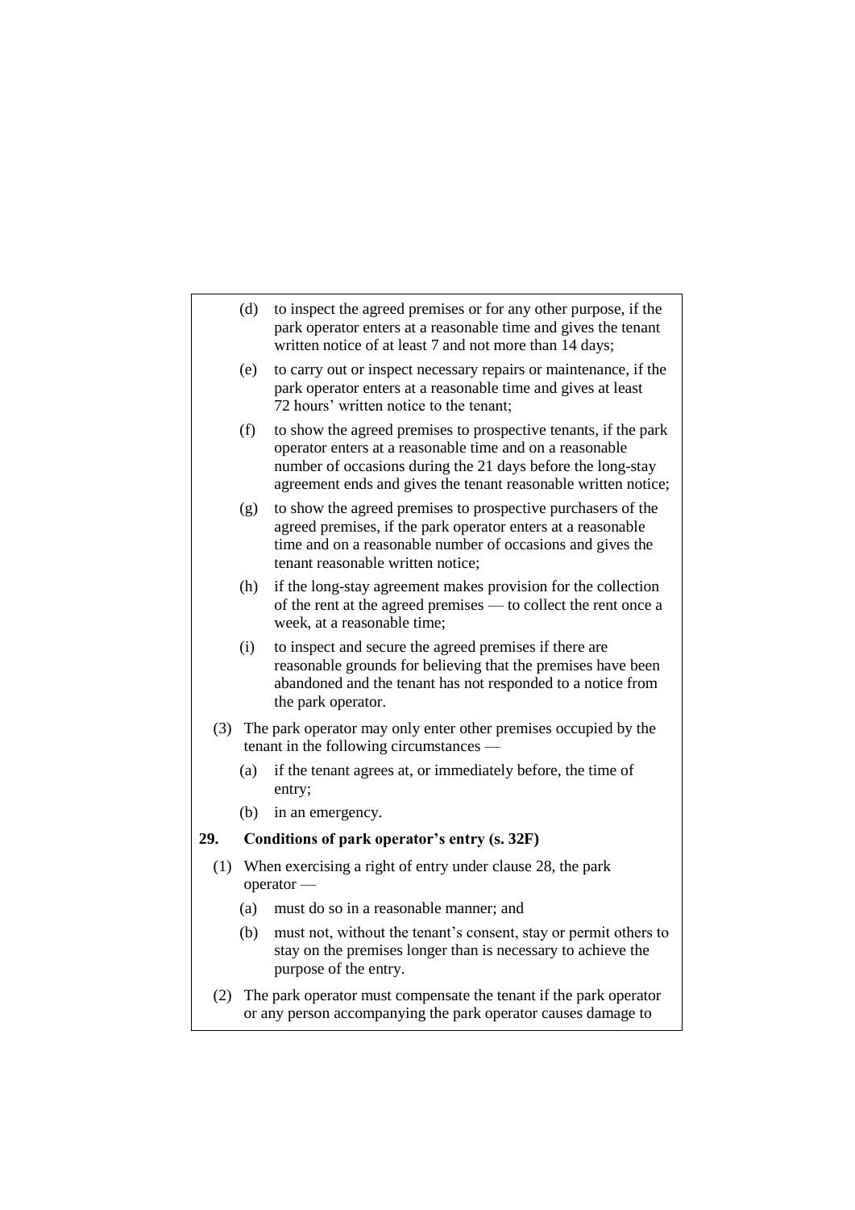(d) to inspect the agreed premises or for any other purpose, if the park operator enters at a reasonable time and gives the tenant written notice of at least 7 and not more than 14 days;

(e) to carry out or inspect necessary repairs or maintenance, if the park operator enters at a reasonable time and gives at least 72 hours' written notice to the tenant;

(f) to show the agreed premises to prospective tenants, if the park operator enters at a reasonable time and on a reasonable number of occasions during the 21 days before the long-stay agreement ends and gives the tenant reasonable written notice;

(g) to show the agreed premises to prospective purchasers of the agreed premises, if the park operator enters at a reasonable time and on a reasonable number of occasions and gives the tenant reasonable written notice;

(h) if the long-stay agreement makes provision for the collection of the rent at the agreed premises — to collect the rent once a week, at a reasonable time;

(i) to inspect and secure the agreed premises if there are reasonable grounds for believing that the premises have been abandoned and the tenant has not responded to a notice from the park operator.

(3) The park operator may only enter other premises occupied by the tenant in the following circumstances —

(a) if the tenant agrees at, or immediately before, the time of entry;

(b) in an emergency.

**29. Conditions of park operator's entry (s. 32F)**

(1) When exercising a right of entry under clause 28, the park operator —

(a) must do so in a reasonable manner; and

(b) must not, without the tenant's consent, stay or permit others to stay on the premises longer than is necessary to achieve the purpose of the entry.

(2) The park operator must compensate the tenant if the park operator or any person accompanying the park operator causes damage to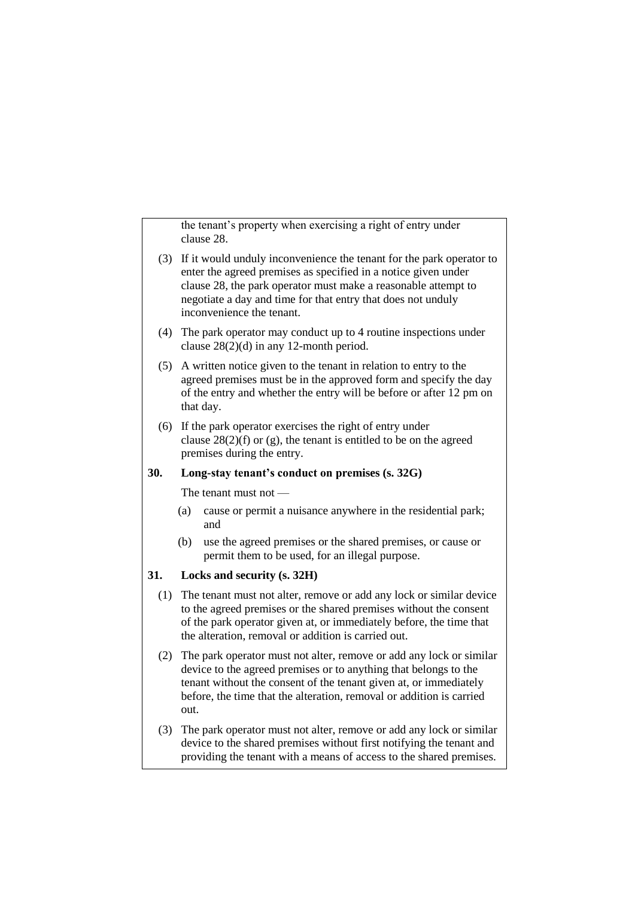the tenant's property when exercising a right of entry under clause 28.

(3) If it would unduly inconvenience the tenant for the park operator to enter the agreed premises as specified in a notice given under clause 28, the park operator must make a reasonable attempt to negotiate a day and time for that entry that does not unduly inconvenience the tenant.

(4) The park operator may conduct up to 4 routine inspections under clause 28(2)(d) in any 12-month period.

(5) A written notice given to the tenant in relation to entry to the agreed premises must be in the approved form and specify the day of the entry and whether the entry will be before or after 12 pm on that day.

(6) If the park operator exercises the right of entry under clause 28(2)(f) or (g), the tenant is entitled to be on the agreed premises during the entry.

**30. Long-stay tenant's conduct on premises (s. 32G)**

The tenant must not —

(a) cause or permit a nuisance anywhere in the residential park; and

(b) use the agreed premises or the shared premises, or cause or permit them to be used, for an illegal purpose.

**31. Locks and security (s. 32H)**

(1) The tenant must not alter, remove or add any lock or similar device to the agreed premises or the shared premises without the consent of the park operator given at, or immediately before, the time that the alteration, removal or addition is carried out.

(2) The park operator must not alter, remove or add any lock or similar device to the agreed premises or to anything that belongs to the tenant without the consent of the tenant given at, or immediately before, the time that the alteration, removal or addition is carried out.

(3) The park operator must not alter, remove or add any lock or similar device to the shared premises without first notifying the tenant and providing the tenant with a means of access to the shared premises.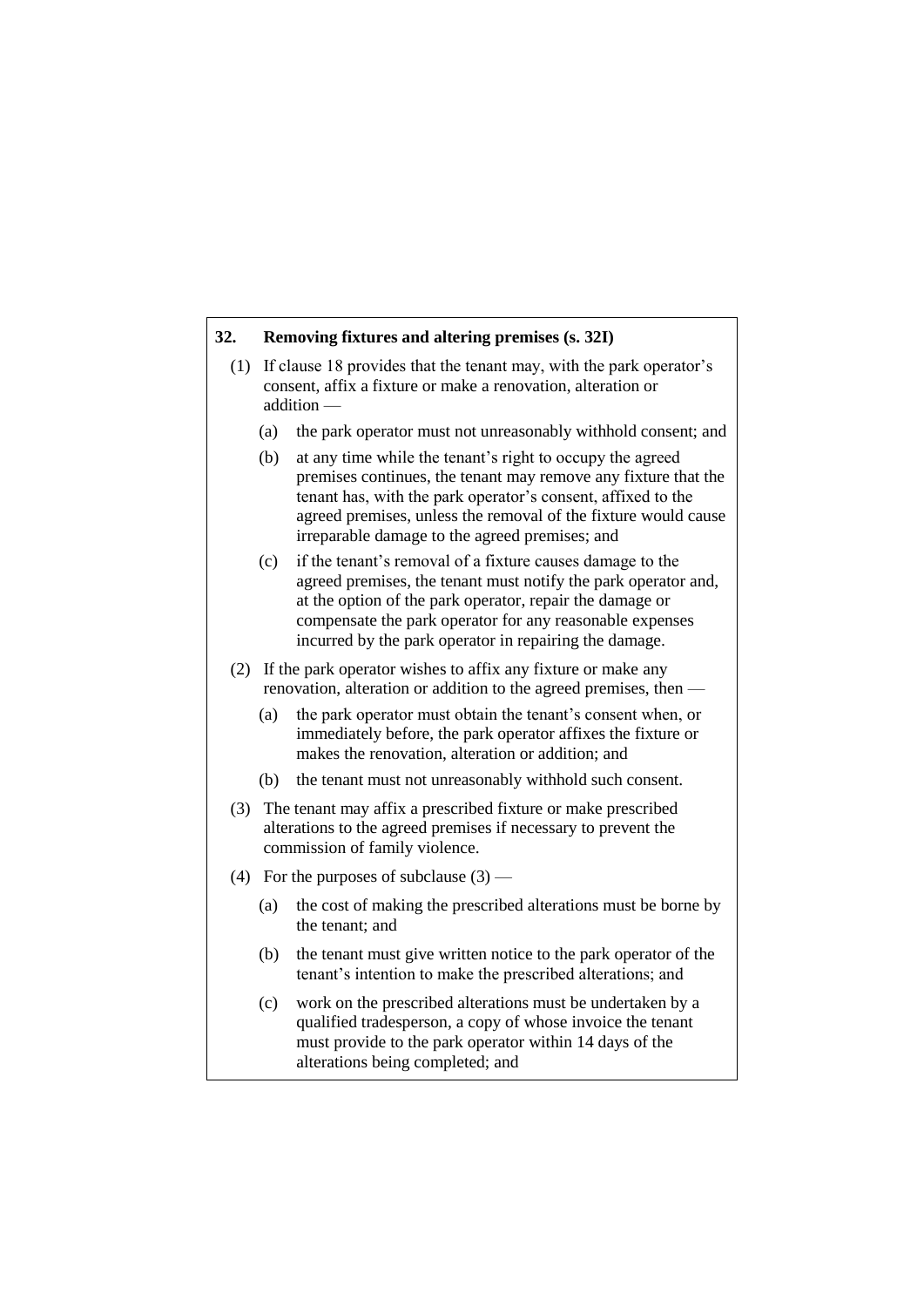**32. Removing fixtures and altering premises (s. 32I)**

(1) If clause 18 provides that the tenant may, with the park operator's consent, affix a fixture or make a renovation, alteration or addition —

(a) the park operator must not unreasonably withhold consent; and

(b) at any time while the tenant's right to occupy the agreed premises continues, the tenant may remove any fixture that the tenant has, with the park operator's consent, affixed to the agreed premises, unless the removal of the fixture would cause irreparable damage to the agreed premises; and

(c) if the tenant's removal of a fixture causes damage to the agreed premises, the tenant must notify the park operator and, at the option of the park operator, repair the damage or compensate the park operator for any reasonable expenses incurred by the park operator in repairing the damage.

(2) If the park operator wishes to affix any fixture or make any renovation, alteration or addition to the agreed premises, then —

(a) the park operator must obtain the tenant's consent when, or immediately before, the park operator affixes the fixture or makes the renovation, alteration or addition; and

(b) the tenant must not unreasonably withhold such consent.

(3) The tenant may affix a prescribed fixture or make prescribed alterations to the agreed premises if necessary to prevent the commission of family violence.

(4) For the purposes of subclause (3) —

(a) the cost of making the prescribed alterations must be borne by the tenant; and

(b) the tenant must give written notice to the park operator of the tenant's intention to make the prescribed alterations; and

(c) work on the prescribed alterations must be undertaken by a qualified tradesperson, a copy of whose invoice the tenant must provide to the park operator within 14 days of the alterations being completed; and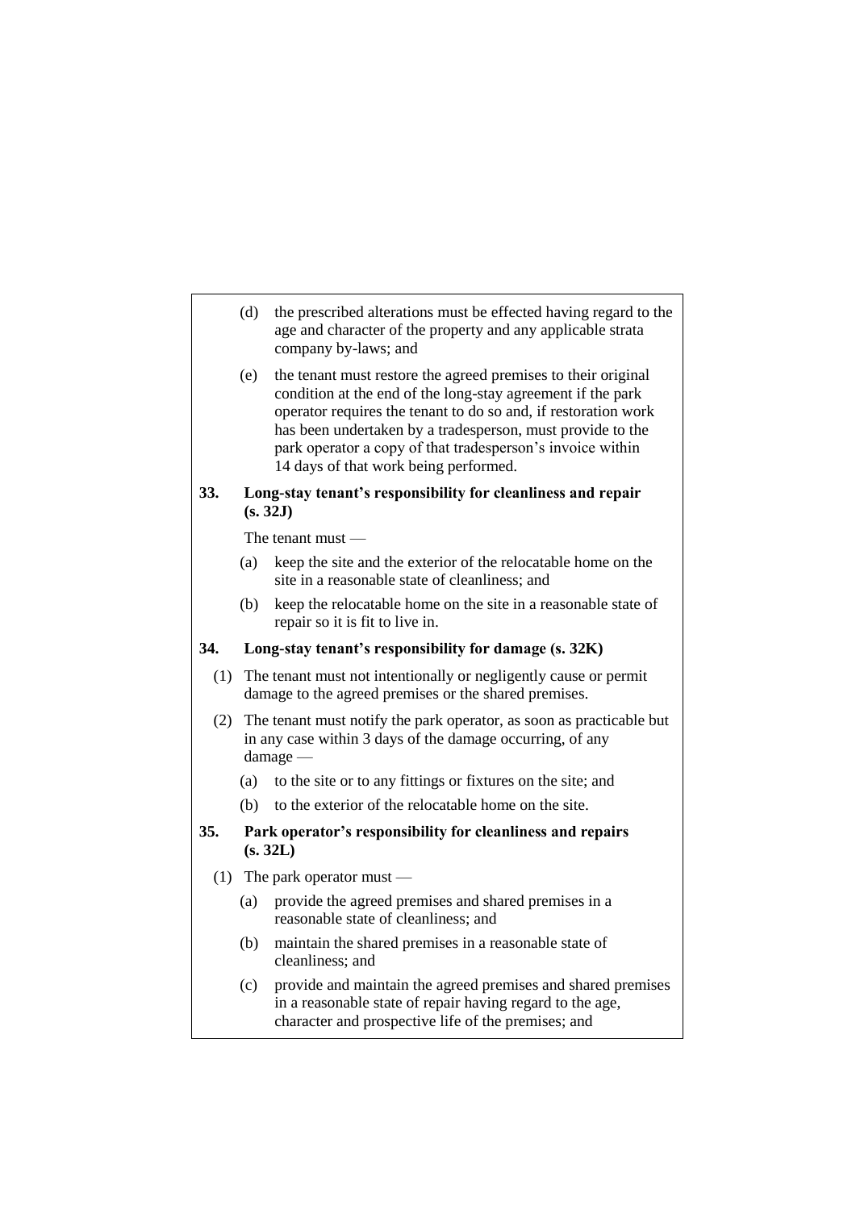(d) the prescribed alterations must be effected having regard to the age and character of the property and any applicable strata company by-laws; and

(e) the tenant must restore the agreed premises to their original condition at the end of the long-stay agreement if the park operator requires the tenant to do so and, if restoration work has been undertaken by a tradesperson, must provide to the park operator a copy of that tradesperson's invoice within 14 days of that work being performed.

**33. Long-stay tenant's responsibility for cleanliness and repair (s. 32J)**

The tenant must —

(a) keep the site and the exterior of the relocatable home on the site in a reasonable state of cleanliness; and

(b) keep the relocatable home on the site in a reasonable state of repair so it is fit to live in.

**34. Long-stay tenant's responsibility for damage (s. 32K)**

(1) The tenant must not intentionally or negligently cause or permit damage to the agreed premises or the shared premises.

(2) The tenant must notify the park operator, as soon as practicable but in any case within 3 days of the damage occurring, of any damage —

(a) to the site or to any fittings or fixtures on the site; and

(b) to the exterior of the relocatable home on the site.

**35. Park operator's responsibility for cleanliness and repairs (s. 32L)**

(1) The park operator must —

(a) provide the agreed premises and shared premises in a reasonable state of cleanliness; and

(b) maintain the shared premises in a reasonable state of cleanliness; and

(c) provide and maintain the agreed premises and shared premises in a reasonable state of repair having regard to the age, character and prospective life of the premises; and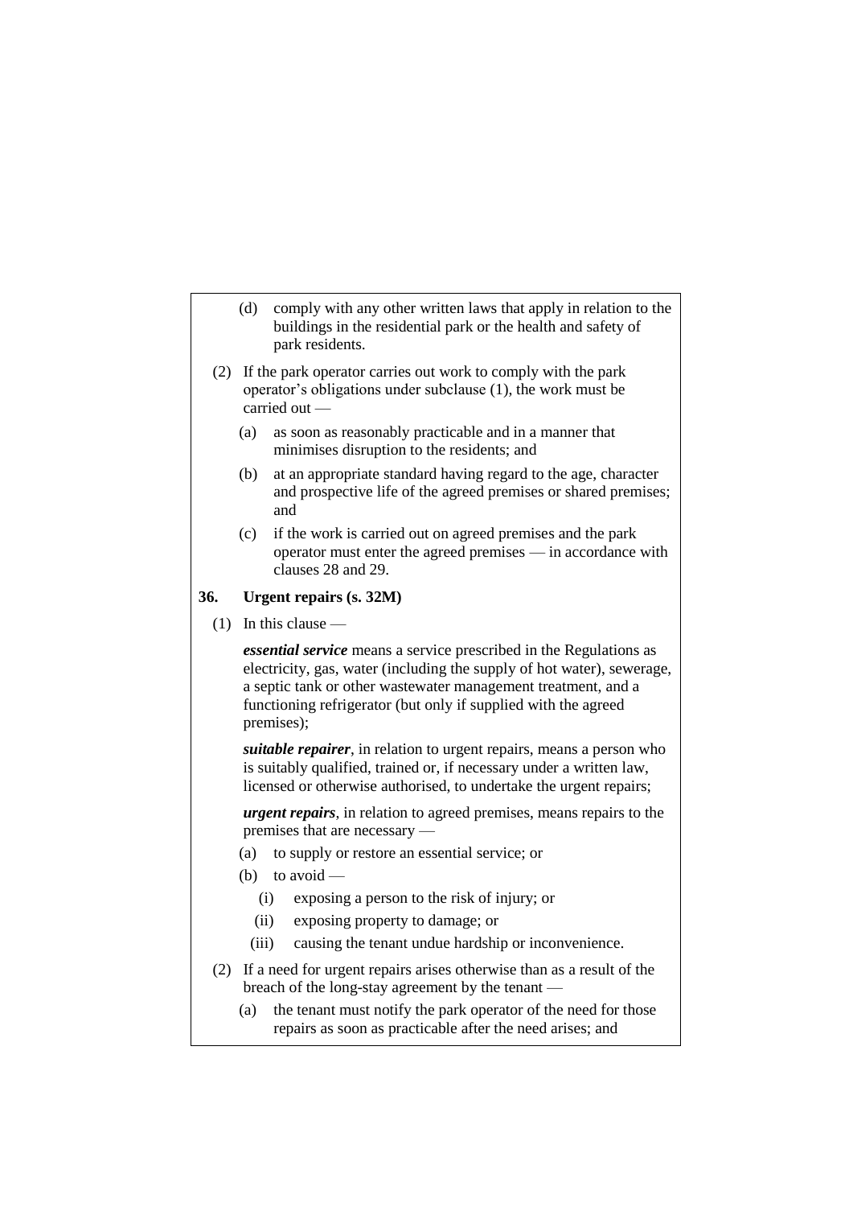(d) comply with any other written laws that apply in relation to the buildings in the residential park or the health and safety of park residents.

(2) If the park operator carries out work to comply with the park operator's obligations under subclause (1), the work must be carried out —

(a) as soon as reasonably practicable and in a manner that minimises disruption to the residents; and

(b) at an appropriate standard having regard to the age, character and prospective life of the agreed premises or shared premises; and

(c) if the work is carried out on agreed premises and the park operator must enter the agreed premises — in accordance with clauses 28 and 29.

### 36. Urgent repairs (s. 32M)

(1) In this clause —

***essential service*** means a service prescribed in the Regulations as electricity, gas, water (including the supply of hot water), sewerage, a septic tank or other wastewater management treatment, and a functioning refrigerator (but only if supplied with the agreed premises);

***suitable repairer***, in relation to urgent repairs, means a person who is suitably qualified, trained or, if necessary under a written law, licensed or otherwise authorised, to undertake the urgent repairs;

***urgent repairs***, in relation to agreed premises, means repairs to the premises that are necessary —

(a) to supply or restore an essential service; or

(b) to avoid —

(i) exposing a person to the risk of injury; or

(ii) exposing property to damage; or

(iii) causing the tenant undue hardship or inconvenience.

(2) If a need for urgent repairs arises otherwise than as a result of the breach of the long-stay agreement by the tenant —

(a) the tenant must notify the park operator of the need for those repairs as soon as practicable after the need arises; and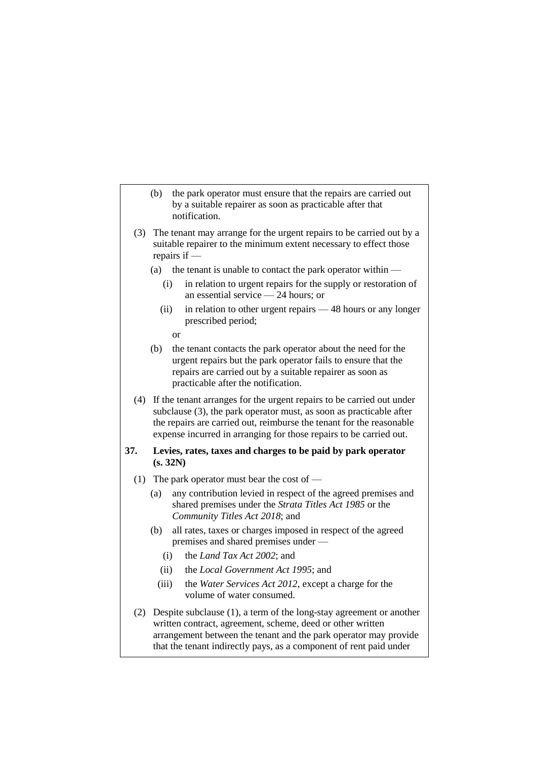(b) the park operator must ensure that the repairs are carried out by a suitable repairer as soon as practicable after that notification.

(3) The tenant may arrange for the urgent repairs to be carried out by a suitable repairer to the minimum extent necessary to effect those repairs if —

(a) the tenant is unable to contact the park operator within —

(i) in relation to urgent repairs for the supply or restoration of an essential service — 24 hours; or

(ii) in relation to other urgent repairs — 48 hours or any longer prescribed period;

or

(b) the tenant contacts the park operator about the need for the urgent repairs but the park operator fails to ensure that the repairs are carried out by a suitable repairer as soon as practicable after the notification.

(4) If the tenant arranges for the urgent repairs to be carried out under subclause (3), the park operator must, as soon as practicable after the repairs are carried out, reimburse the tenant for the reasonable expense incurred in arranging for those repairs to be carried out.

**37. Levies, rates, taxes and charges to be paid by park operator (s. 32N)**

(1) The park operator must bear the cost of —

(a) any contribution levied in respect of the agreed premises and shared premises under the *Strata Titles Act 1985* or the *Community Titles Act 2018*; and

(b) all rates, taxes or charges imposed in respect of the agreed premises and shared premises under —

(i) the *Land Tax Act 2002*; and

(ii) the *Local Government Act 1995*; and

(iii) the *Water Services Act 2012*, except a charge for the volume of water consumed.

(2) Despite subclause (1), a term of the long-stay agreement or another written contract, agreement, scheme, deed or other written arrangement between the tenant and the park operator may provide that the tenant indirectly pays, as a component of rent paid under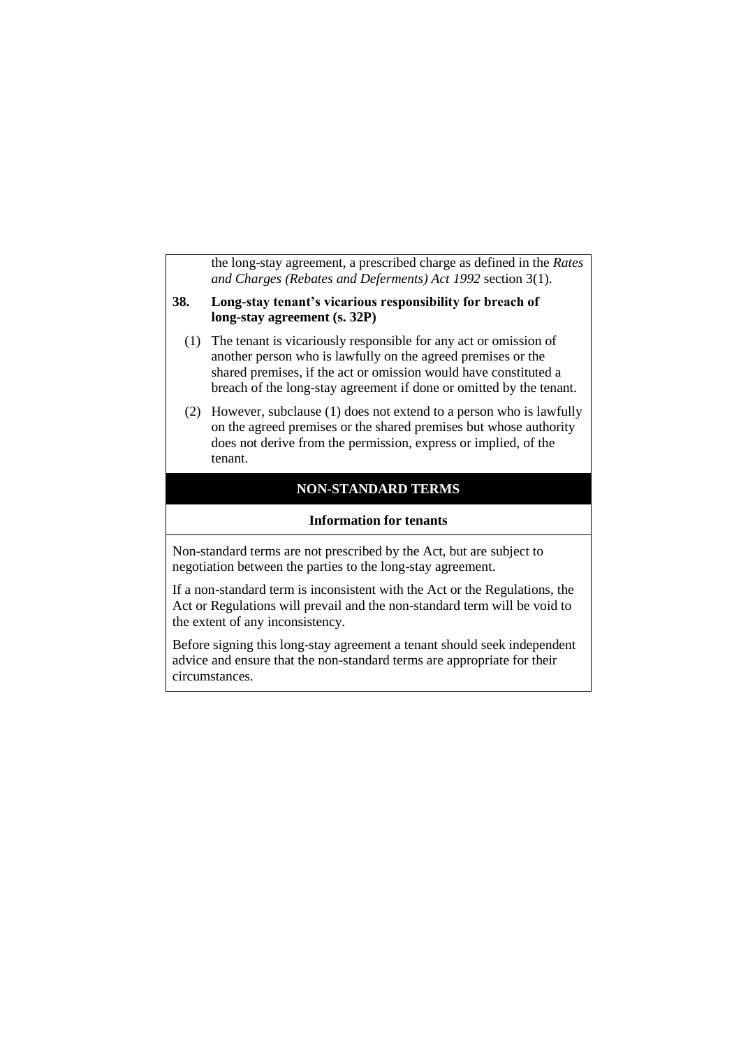the long-stay agreement, a prescribed charge as defined in the *Rates and Charges (Rebates and Deferments) Act 1992* section 3(1).

**38. Long-stay tenant's vicarious responsibility for breach of long-stay agreement (s. 32P)**

(1) The tenant is vicariously responsible for any act or omission of another person who is lawfully on the agreed premises or the shared premises, if the act or omission would have constituted a breach of the long-stay agreement if done or omitted by the tenant.

(2) However, subclause (1) does not extend to a person who is lawfully on the agreed premises or the shared premises but whose authority does not derive from the permission, express or implied, of the tenant.

## NON-STANDARD TERMS

### Information for tenants

Non-standard terms are not prescribed by the Act, but are subject to negotiation between the parties to the long-stay agreement.

If a non-standard term is inconsistent with the Act or the Regulations, the Act or Regulations will prevail and the non-standard term will be void to the extent of any inconsistency.

Before signing this long-stay agreement a tenant should seek independent advice and ensure that the non-standard terms are appropriate for their circumstances.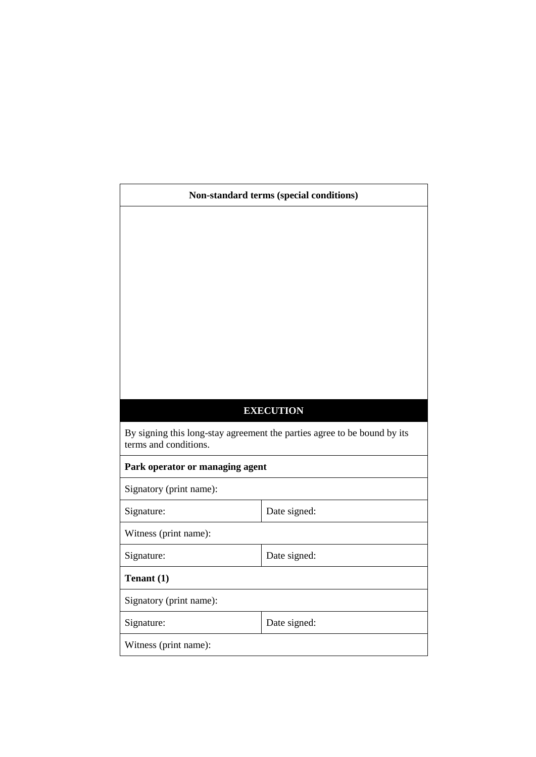| Non-standard terms (special conditions) | |
| --- | --- |
| | |
| **EXECUTION** | |
| By signing this long-stay agreement the parties agree to be bound by its terms and conditions. | |
| **Park operator or managing agent** | |
| Signatory (print name): | |
| Signature: | Date signed: |
| Witness (print name): | |
| Signature: | Date signed: |
| **Tenant (1)** | |
| Signatory (print name): | |
| Signature: | Date signed: |
| Witness (print name): | |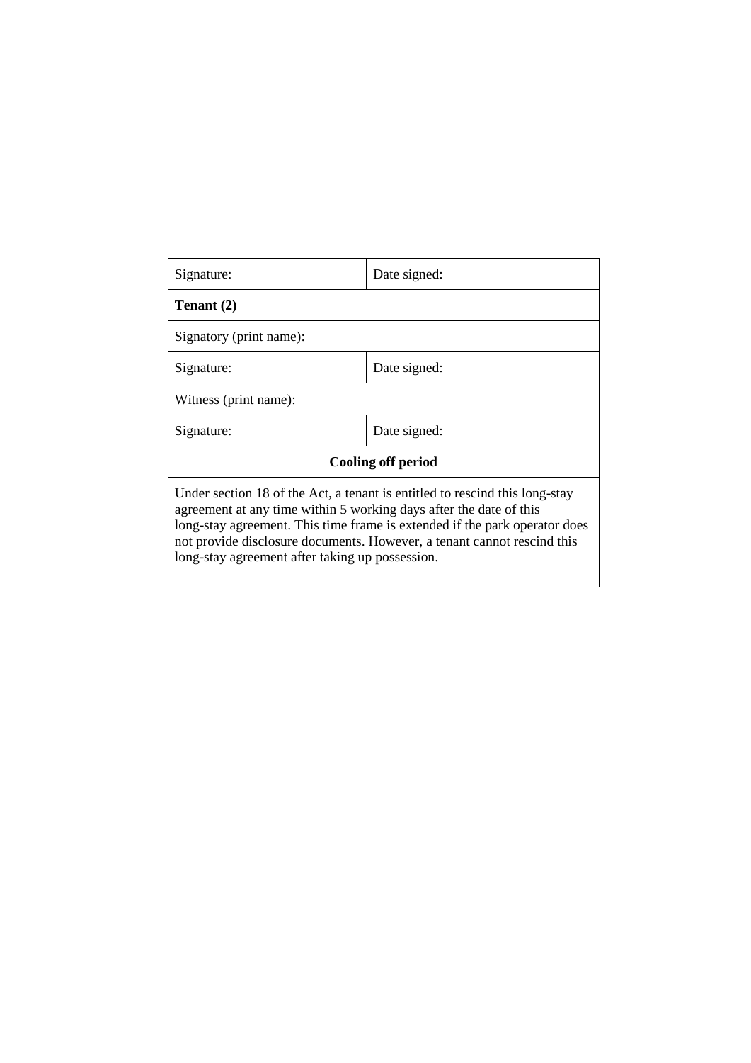| Signature: | Date signed: |
|---|---|
| **Tenant (2)** | |
| Signatory (print name): | |
| Signature: | Date signed: |
| Witness (print name): | |
| Signature: | Date signed: |
| **Cooling off period** | |
| Under section 18 of the Act, a tenant is entitled to rescind this long-stay agreement at any time within 5 working days after the date of this long-stay agreement. This time frame is extended if the park operator does not provide disclosure documents. However, a tenant cannot rescind this long-stay agreement after taking up possession. | |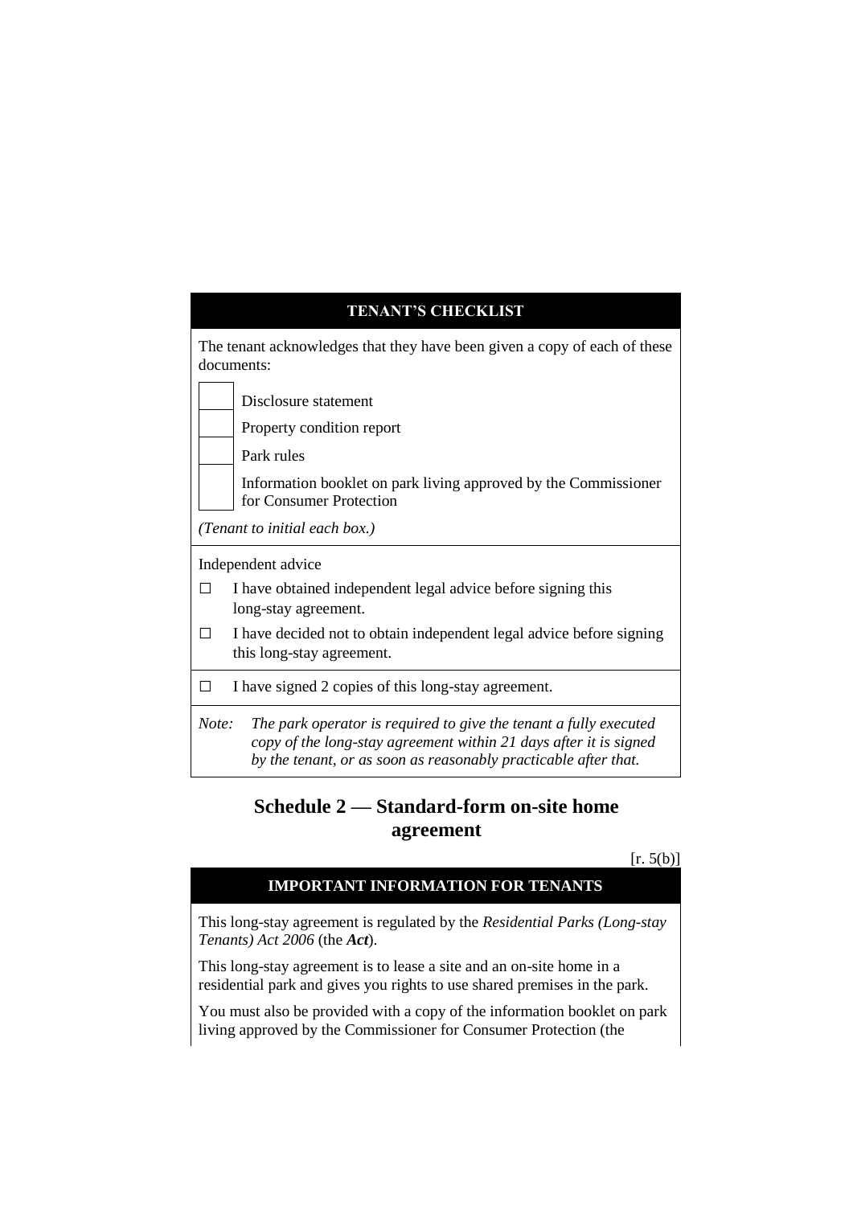**TENANT'S CHECKLIST**

The tenant acknowledges that they have been given a copy of each of these documents:

| | |
|---|---|
| | Disclosure statement |
| | Property condition report |
| | Park rules |
| | Information booklet on park living approved by the Commissioner for Consumer Protection |

*(Tenant to initial each box.)*

Independent advice

☐ I have obtained independent legal advice before signing this long-stay agreement.

☐ I have decided not to obtain independent legal advice before signing this long-stay agreement.

☐ I have signed 2 copies of this long-stay agreement.

*Note: The park operator is required to give the tenant a fully executed copy of the long-stay agreement within 21 days after it is signed by the tenant, or as soon as reasonably practicable after that.*

## Schedule 2 — Standard-form on-site home agreement

[r. 5(b)]

**IMPORTANT INFORMATION FOR TENANTS**

This long-stay agreement is regulated by the *Residential Parks (Long-stay Tenants) Act 2006* (the ***Act***).

This long-stay agreement is to lease a site and an on-site home in a residential park and gives you rights to use shared premises in the park.

You must also be provided with a copy of the information booklet on park living approved by the Commissioner for Consumer Protection (the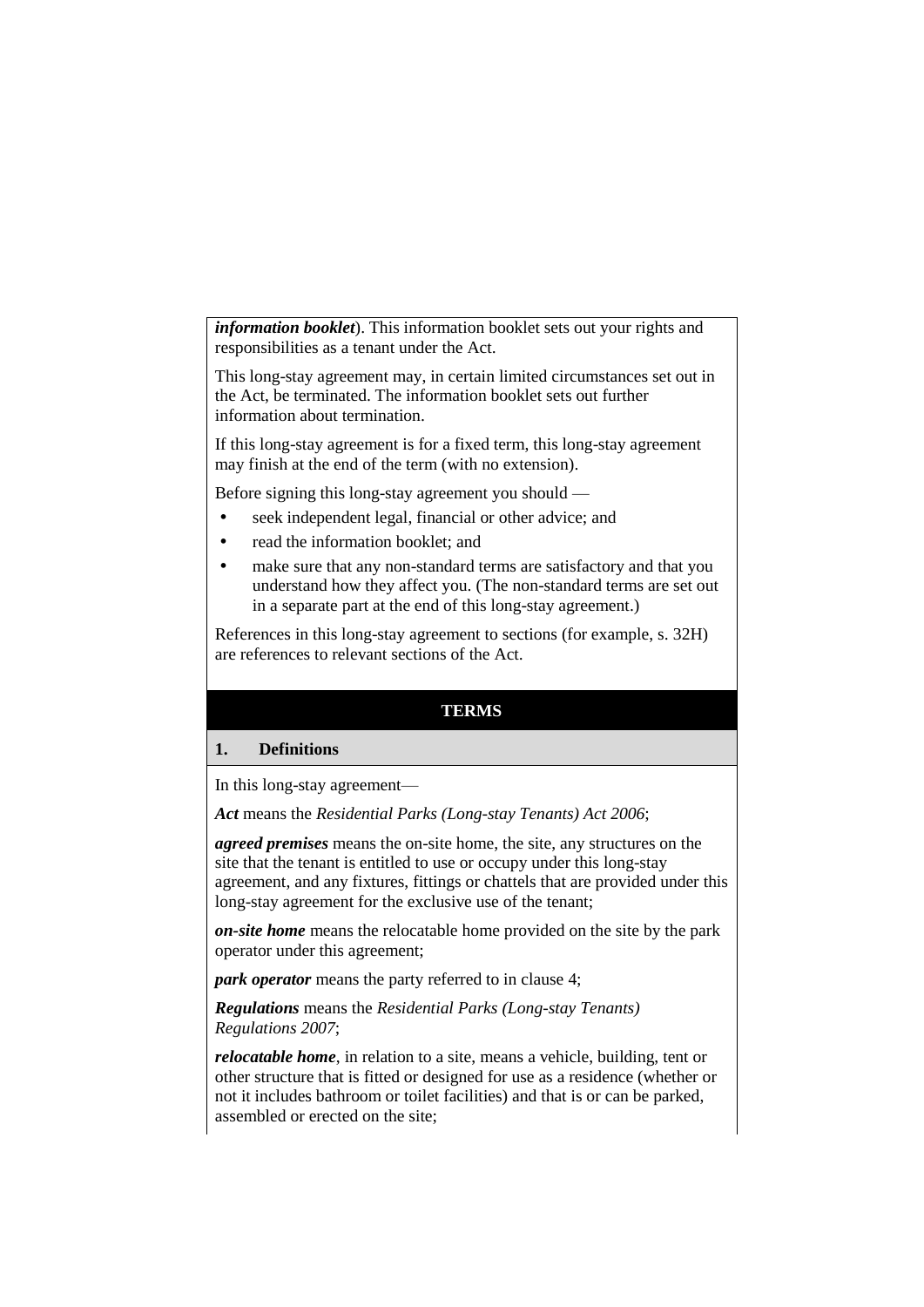***information booklet***). This information booklet sets out your rights and responsibilities as a tenant under the Act.

This long-stay agreement may, in certain limited circumstances set out in the Act, be terminated. The information booklet sets out further information about termination.

If this long-stay agreement is for a fixed term, this long-stay agreement may finish at the end of the term (with no extension).

Before signing this long-stay agreement you should —

- seek independent legal, financial or other advice; and
- read the information booklet; and
- make sure that any non-standard terms are satisfactory and that you understand how they affect you. (The non-standard terms are set out in a separate part at the end of this long-stay agreement.)

References in this long-stay agreement to sections (for example, s. 32H) are references to relevant sections of the Act.

## TERMS

### 1. Definitions

In this long-stay agreement—

***Act*** means the *Residential Parks (Long-stay Tenants) Act 2006*;

***agreed premises*** means the on-site home, the site, any structures on the site that the tenant is entitled to use or occupy under this long-stay agreement, and any fixtures, fittings or chattels that are provided under this long-stay agreement for the exclusive use of the tenant;

***on-site home*** means the relocatable home provided on the site by the park operator under this agreement;

***park operator*** means the party referred to in clause 4;

***Regulations*** means the *Residential Parks (Long-stay Tenants) Regulations 2007*;

***relocatable home***, in relation to a site, means a vehicle, building, tent or other structure that is fitted or designed for use as a residence (whether or not it includes bathroom or toilet facilities) and that is or can be parked, assembled or erected on the site;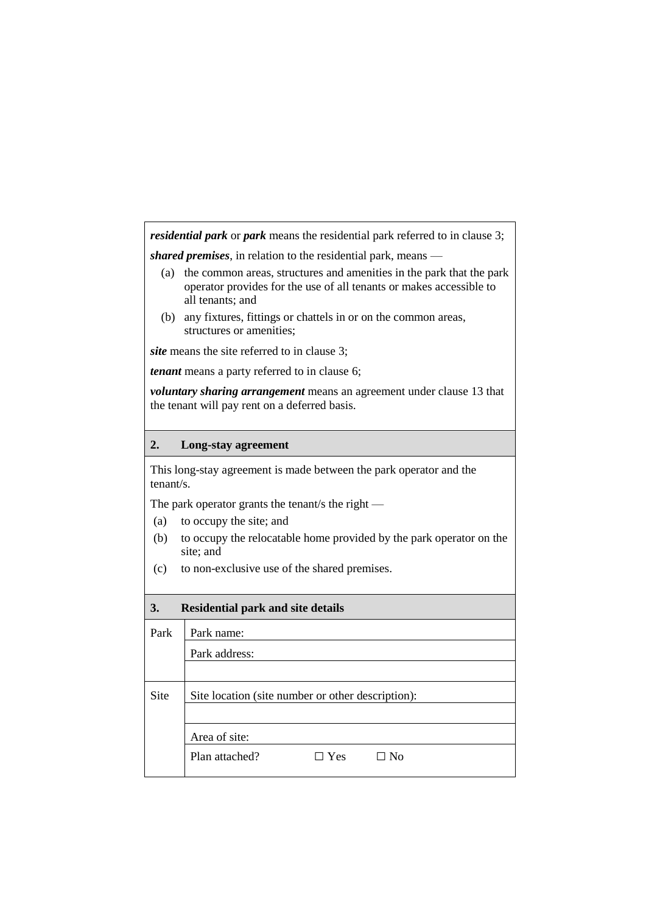***residential park*** or ***park*** means the residential park referred to in clause 3;

***shared premises***, in relation to the residential park, means —

(a) the common areas, structures and amenities in the park that the park operator provides for the use of all tenants or makes accessible to all tenants; and

(b) any fixtures, fittings or chattels in or on the common areas, structures or amenities;

***site*** means the site referred to in clause 3;

***tenant*** means a party referred to in clause 6;

***voluntary sharing arrangement*** means an agreement under clause 13 that the tenant will pay rent on a deferred basis.

**2. Long-stay agreement**

This long-stay agreement is made between the park operator and the tenant/s.

The park operator grants the tenant/s the right —

(a) to occupy the site; and

(b) to occupy the relocatable home provided by the park operator on the site; and

(c) to non-exclusive use of the shared premises.

**3. Residential park and site details**

| | |
|---|---|
| Park | Park name: |
| | Park address: |
| | |
| Site | Site location (site number or other description): |
| | |
| | Area of site: |
| | Plan attached? ☐ Yes ☐ No |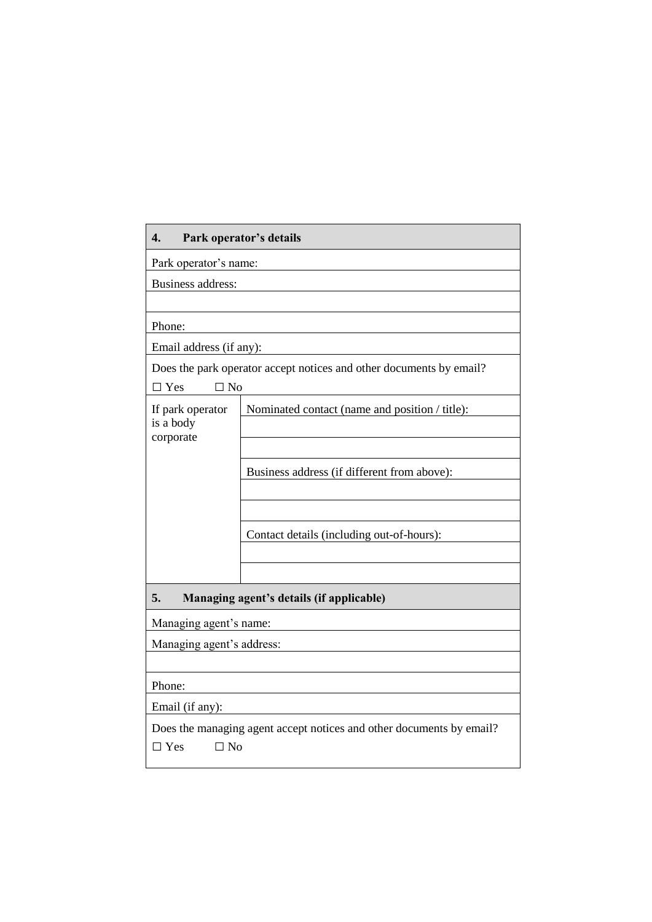| 4. **Park operator's details** | |
|---|---|
| Park operator's name: | |
| Business address: | |
| | |
| Phone: | |
| Email address (if any): | |
| Does the park operator accept notices and other documents by email?<br>☐ Yes ☐ No | |
| If park operator is a body corporate | Nominated contact (name and position / title): |
| | |
| | |
| | Business address (if different from above): |
| | |
| | |
| | Contact details (including out-of-hours): |
| | |
| | |

| 5. **Managing agent's details (if applicable)** |
|---|
| Managing agent's name: |
| Managing agent's address: |
| |
| Phone: |
| Email (if any): |
| Does the managing agent accept notices and other documents by email?<br>☐ Yes ☐ No |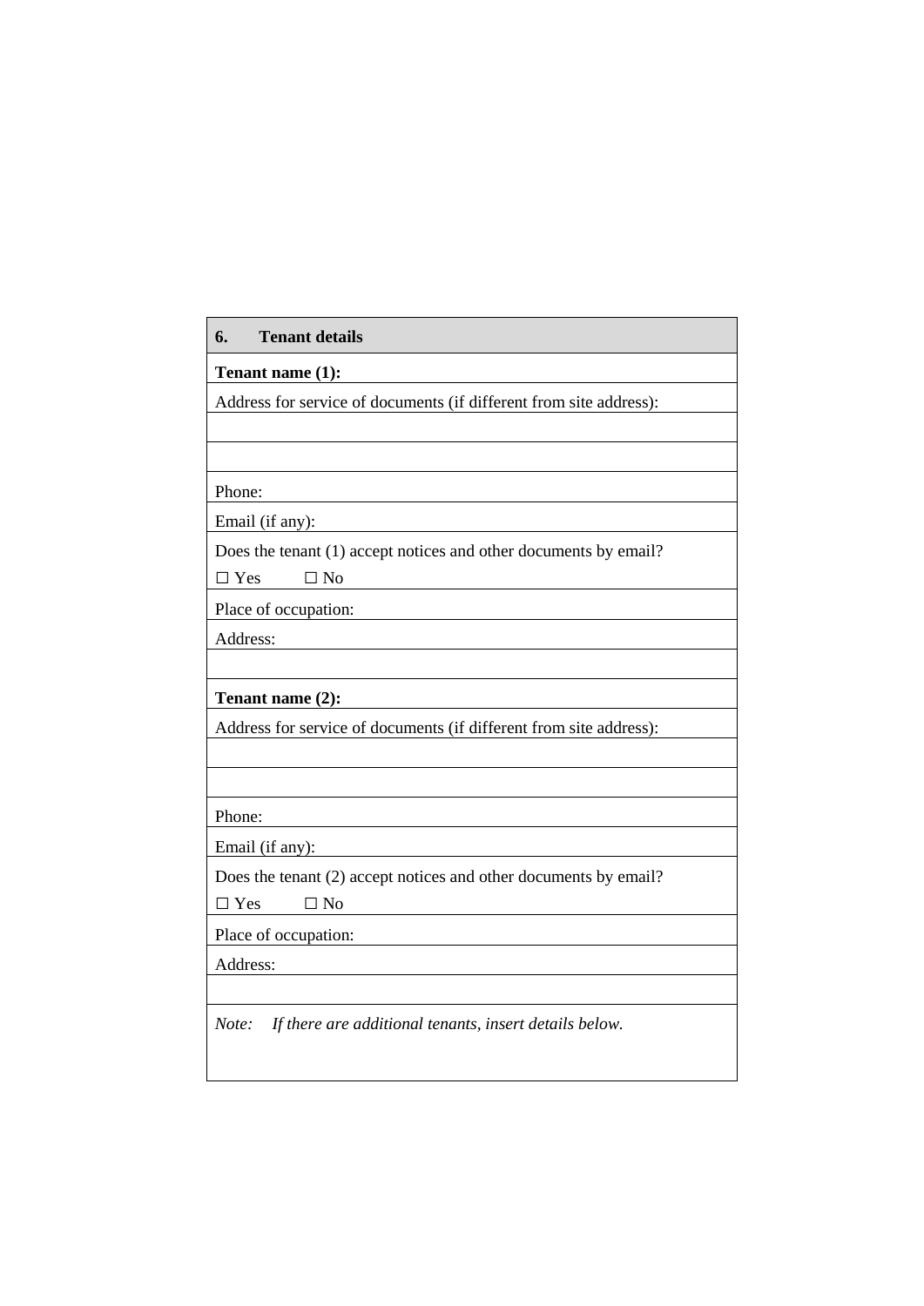| **6. Tenant details** |
|---|
| **Tenant name (1):** |
| Address for service of documents (if different from site address): |
| |
| |
| Phone: |
| Email (if any): |
| Does the tenant (1) accept notices and other documents by email?<br>☐ Yes ☐ No |
| Place of occupation: |
| Address: |
| |
| **Tenant name (2):** |
| Address for service of documents (if different from site address): |
| |
| |
| Phone: |
| Email (if any): |
| Does the tenant (2) accept notices and other documents by email?<br>☐ Yes ☐ No |
| Place of occupation: |
| Address: |
| |
| *Note: If there are additional tenants, insert details below.* |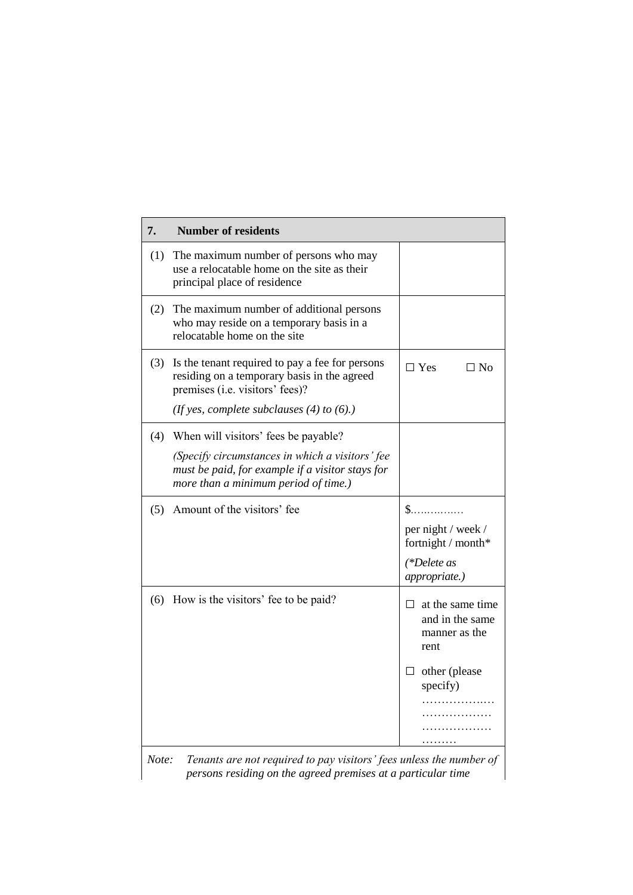| 7. Number of residents | |
|---|---|
| (1) The maximum number of persons who may use a relocatable home on the site as their principal place of residence | |
| (2) The maximum number of additional persons who may reside on a temporary basis in a relocatable home on the site | |
| (3) Is the tenant required to pay a fee for persons residing on a temporary basis in the agreed premises (i.e. visitors' fees)?<br>*(If yes, complete subclauses (4) to (6).)* | ☐ Yes ☐ No |
| (4) When will visitors' fees be payable?<br>*(Specify circumstances in which a visitors' fee must be paid, for example if a visitor stays for more than a minimum period of time.)* | |
| (5) Amount of the visitors' fee | $……………<br>per night / week / fortnight / month*<br>*(\*Delete as appropriate.)* |
| (6) How is the visitors' fee to be paid? | ☐ at the same time and in the same manner as the rent<br>☐ other (please specify) ……………..………………………………………… |

*Note:* *Tenants are not required to pay visitors' fees unless the number of persons residing on the agreed premises at a particular time*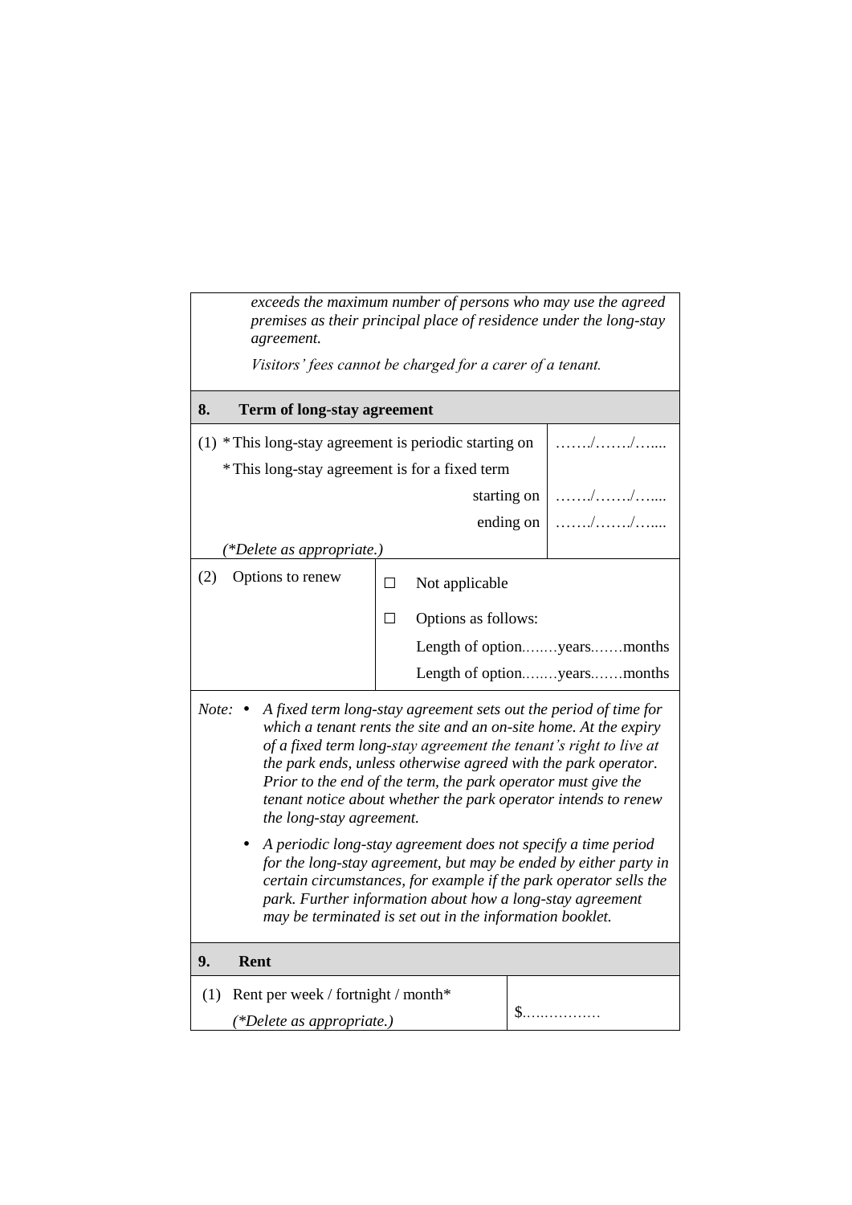*exceeds the maximum number of persons who may use the agreed premises as their principal place of residence under the long-stay agreement.*

*Visitors' fees cannot be charged for a carer of a tenant.*

**8. Term of long-stay agreement**

| | |
|---|---|
| (1) * This long-stay agreement is periodic starting on | ……./……./…... |
| * This long-stay agreement is for a fixed term | |
| starting on | ……./……./…... |
| ending on | ……./……./…... |
| *(\*Delete as appropriate.)* | |

| | |
|---|---|
| (2) Options to renew | ☐ Not applicable |
| | ☐ Options as follows: |
| | Length of option……years……months |
| | Length of option……years……months |

*Note:*

- *A fixed term long-stay agreement sets out the period of time for which a tenant rents the site and an on-site home. At the expiry of a fixed term long-stay agreement the tenant's right to live at the park ends, unless otherwise agreed with the park operator. Prior to the end of the term, the park operator must give the tenant notice about whether the park operator intends to renew the long-stay agreement.*
- *A periodic long-stay agreement does not specify a time period for the long-stay agreement, but may be ended by either party in certain circumstances, for example if the park operator sells the park. Further information about how a long-stay agreement may be terminated is set out in the information booklet.*

**9. Rent**

| | |
|---|---|
| (1) Rent per week / fortnight / month* *(\*Delete as appropriate.)* | $……………… |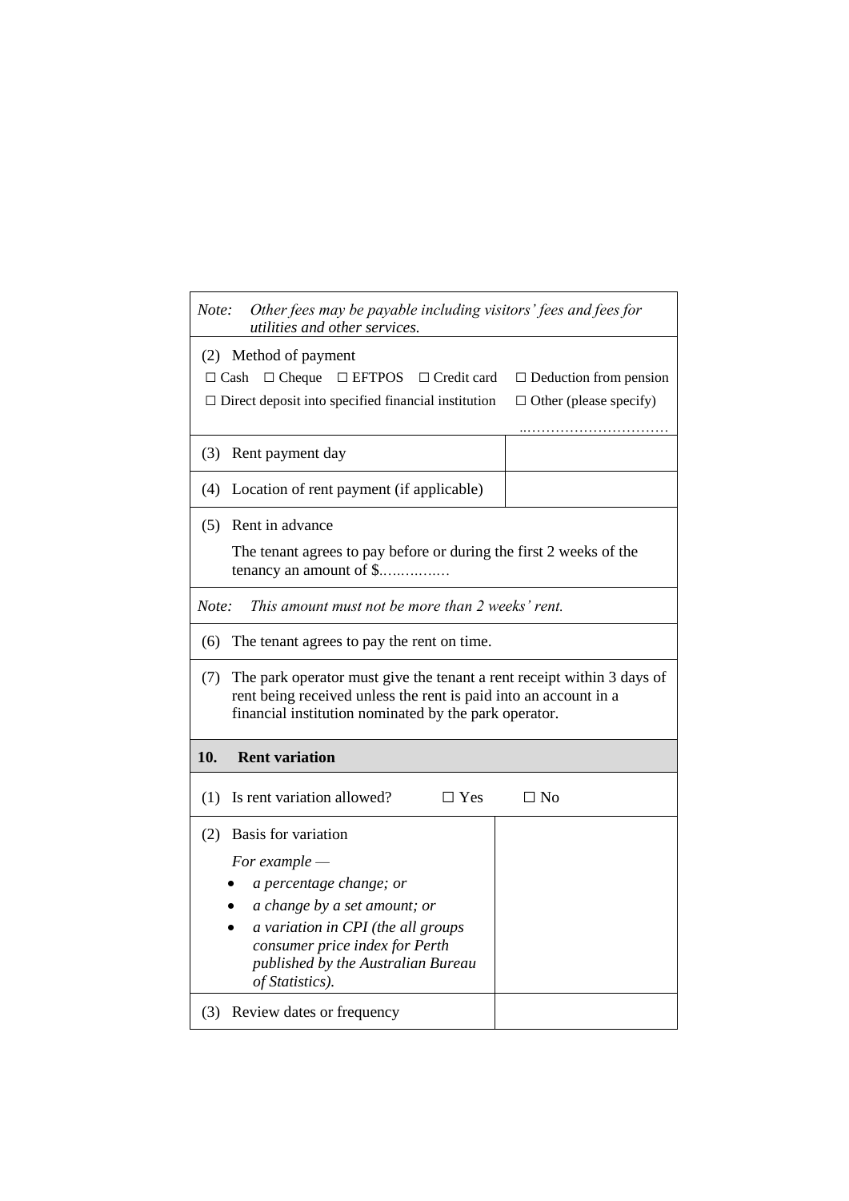*Note: Other fees may be payable including visitors' fees and fees for utilities and other services.*

(2) Method of payment

☐ Cash ☐ Cheque ☐ EFTPOS ☐ Credit card ☐ Deduction from pension

☐ Direct deposit into specified financial institution ☐ Other (please specify)

..............................

| | |
|---|---|
| (3) Rent payment day | |
| (4) Location of rent payment (if applicable) | |

(5) Rent in advance

The tenant agrees to pay before or during the first 2 weeks of the tenancy an amount of $...............

*Note: This amount must not be more than 2 weeks' rent.*

(6) The tenant agrees to pay the rent on time.

(7) The park operator must give the tenant a rent receipt within 3 days of rent being received unless the rent is paid into an account in a financial institution nominated by the park operator.

**10. Rent variation**

(1) Is rent variation allowed? ☐ Yes ☐ No

| | |
|---|---|
| (2) Basis for variation<br>*For example —*<br>• *a percentage change; or*<br>• *a change by a set amount; or*<br>• *a variation in CPI (the all groups consumer price index for Perth published by the Australian Bureau of Statistics).* | |
| (3) Review dates or frequency | |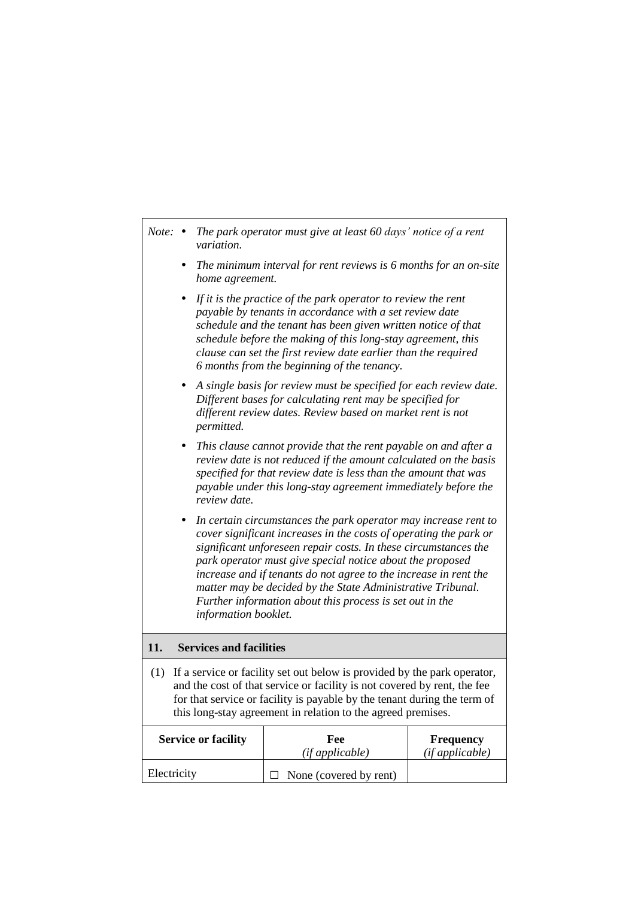*Note:*

- *The park operator must give at least 60 days' notice of a rent variation.*
- *The minimum interval for rent reviews is 6 months for an on-site home agreement.*
- *If it is the practice of the park operator to review the rent payable by tenants in accordance with a set review date schedule and the tenant has been given written notice of that schedule before the making of this long-stay agreement, this clause can set the first review date earlier than the required 6 months from the beginning of the tenancy.*
- *A single basis for review must be specified for each review date. Different bases for calculating rent may be specified for different review dates. Review based on market rent is not permitted.*
- *This clause cannot provide that the rent payable on and after a review date is not reduced if the amount calculated on the basis specified for that review date is less than the amount that was payable under this long-stay agreement immediately before the review date.*
- *In certain circumstances the park operator may increase rent to cover significant increases in the costs of operating the park or significant unforeseen repair costs. In these circumstances the park operator must give special notice about the proposed increase and if tenants do not agree to the increase in rent the matter may be decided by the State Administrative Tribunal. Further information about this process is set out in the information booklet.*

## 11. Services and facilities

(1) If a service or facility set out below is provided by the park operator, and the cost of that service or facility is not covered by rent, the fee for that service or facility is payable by the tenant during the term of this long-stay agreement in relation to the agreed premises.

| Service or facility | Fee *(if applicable)* | Frequency *(if applicable)* |
|---|---|---|
| Electricity | ☐ None (covered by rent) | |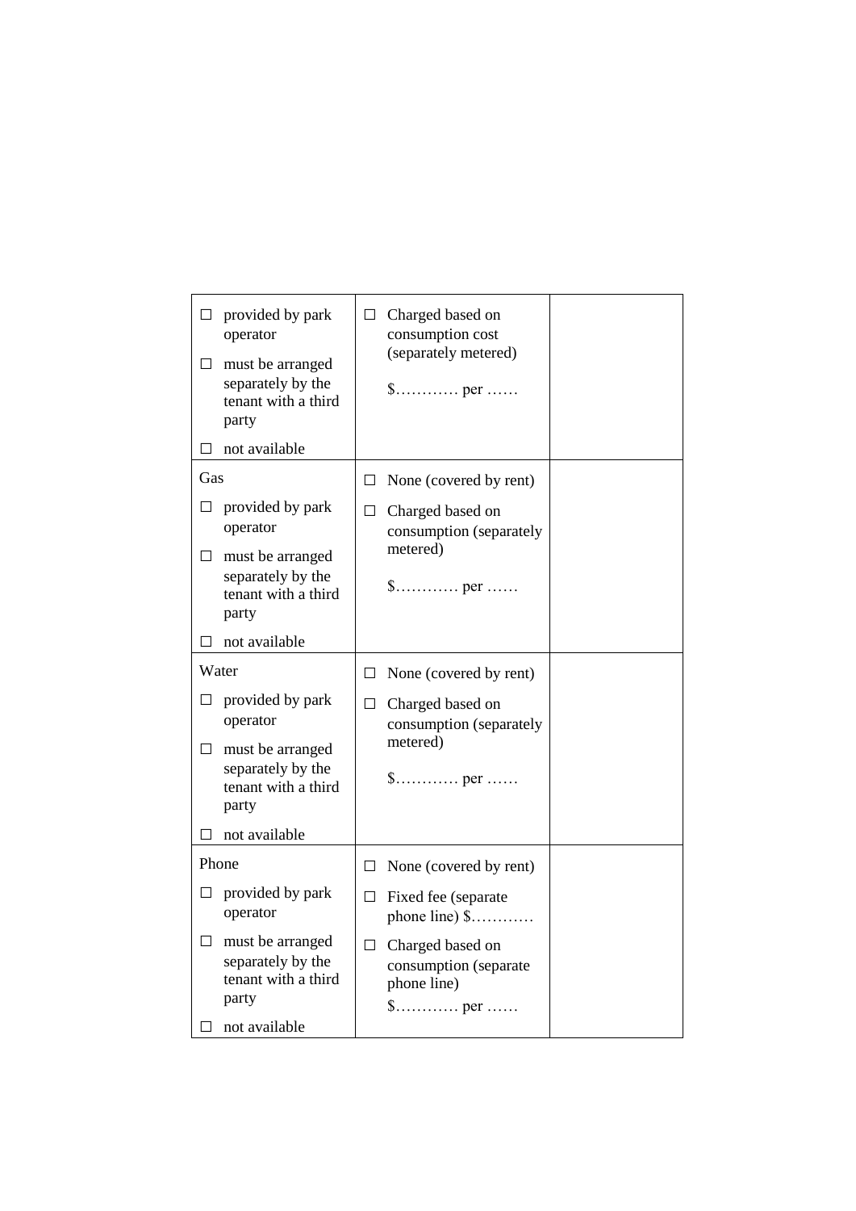| | | |
|---|---|---|
| ☐ provided by park operator<br>☐ must be arranged separately by the tenant with a third party<br>☐ not available | ☐ Charged based on consumption cost (separately metered)<br>$………… per …… | |
| Gas<br>☐ provided by park operator<br>☐ must be arranged separately by the tenant with a third party<br>☐ not available | ☐ None (covered by rent)<br>☐ Charged based on consumption (separately metered)<br>$………… per …… | |
| Water<br>☐ provided by park operator<br>☐ must be arranged separately by the tenant with a third party<br>☐ not available | ☐ None (covered by rent)<br>☐ Charged based on consumption (separately metered)<br>$………… per …… | |
| Phone<br>☐ provided by park operator<br>☐ must be arranged separately by the tenant with a third party<br>☐ not available | ☐ None (covered by rent)<br>☐ Fixed fee (separate phone line) $…………<br>☐ Charged based on consumption (separate phone line)<br>$………… per …… | |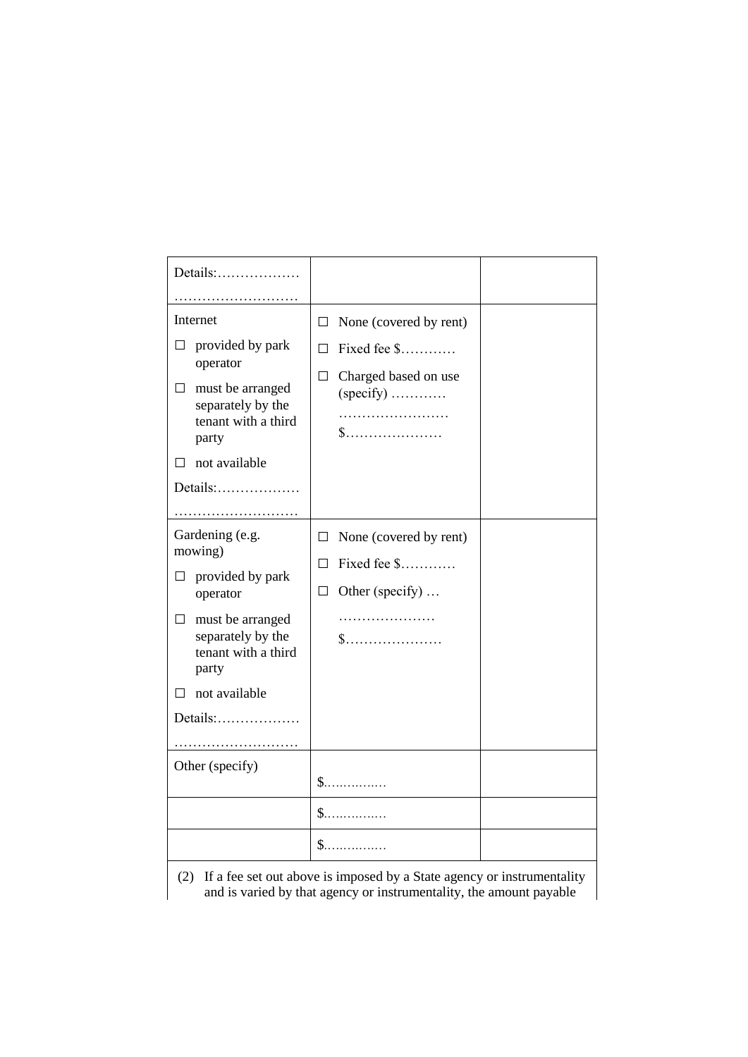| | | |
|---|---|---|
| Details:……………… ……………………… | | |
| Internet<br>☐ provided by park operator<br>☐ must be arranged separately by the tenant with a third party<br>☐ not available<br>Details:……………… ……………………… | ☐ None (covered by rent)<br>☐ Fixed fee $…………<br>☐ Charged based on use (specify) ………… …………………… $………………… | |
| Gardening (e.g. mowing)<br>☐ provided by park operator<br>☐ must be arranged separately by the tenant with a third party<br>☐ not available<br>Details:……………… ……………………… | ☐ None (covered by rent)<br>☐ Fixed fee $…………<br>☐ Other (specify) … ………………… $………………… | |
| Other (specify) | $…………… | |
| | $…………… | |
| | $…………… | |

(2) If a fee set out above is imposed by a State agency or instrumentality and is varied by that agency or instrumentality, the amount payable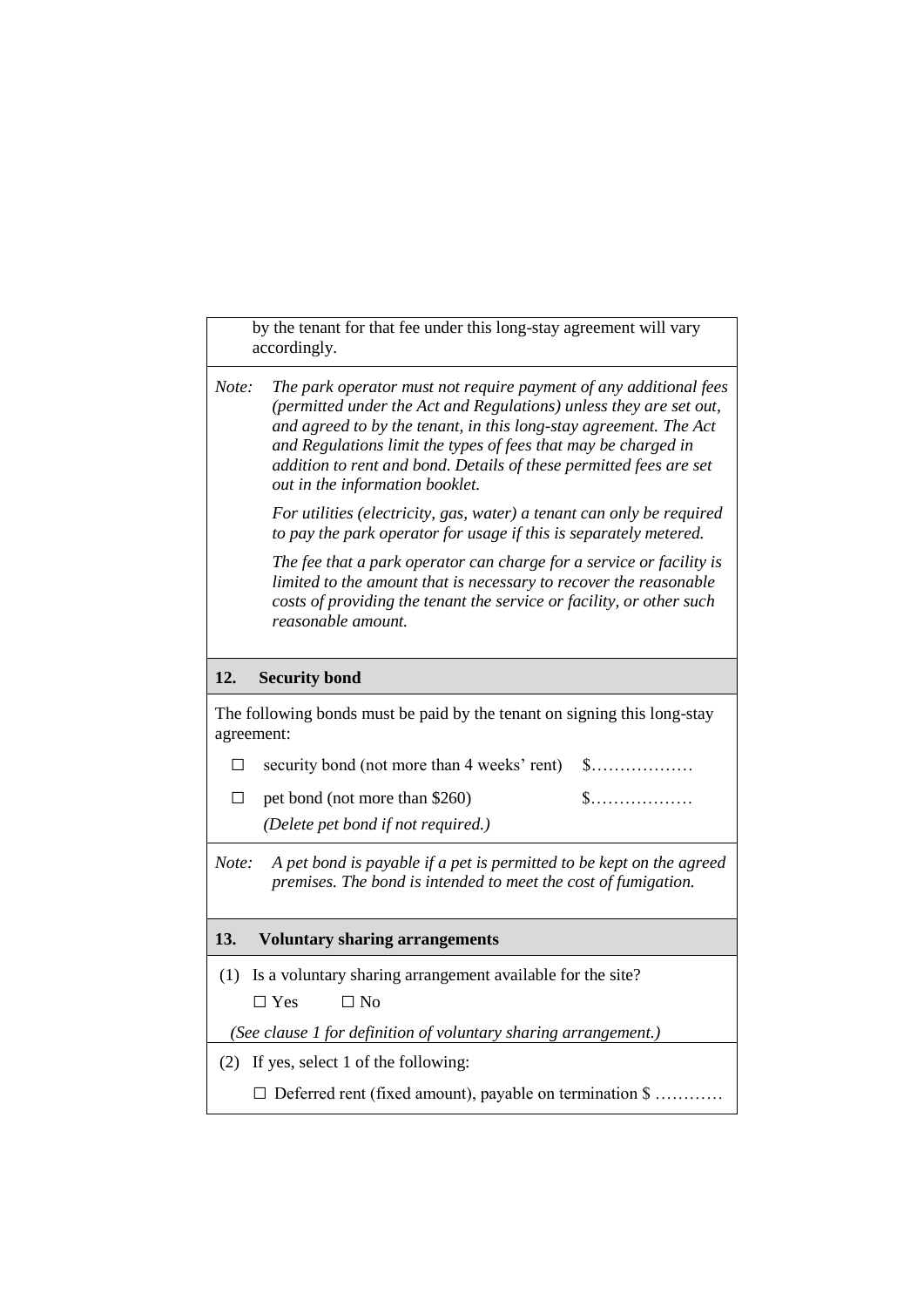by the tenant for that fee under this long-stay agreement will vary accordingly.

*Note: The park operator must not require payment of any additional fees (permitted under the Act and Regulations) unless they are set out, and agreed to by the tenant, in this long-stay agreement. The Act and Regulations limit the types of fees that may be charged in addition to rent and bond. Details of these permitted fees are set out in the information booklet.*

*For utilities (electricity, gas, water) a tenant can only be required to pay the park operator for usage if this is separately metered.*

*The fee that a park operator can charge for a service or facility is limited to the amount that is necessary to recover the reasonable costs of providing the tenant the service or facility, or other such reasonable amount.*

## 12. Security bond

The following bonds must be paid by the tenant on signing this long-stay agreement:

☐ security bond (not more than 4 weeks' rent) $………………

☐ pet bond (not more than $260) $………………

*(Delete pet bond if not required.)*

*Note: A pet bond is payable if a pet is permitted to be kept on the agreed premises. The bond is intended to meet the cost of fumigation.*

## 13. Voluntary sharing arrangements

(1) Is a voluntary sharing arrangement available for the site?

☐ Yes ☐ No

*(See clause 1 for definition of voluntary sharing arrangement.)*

(2) If yes, select 1 of the following:

☐ Deferred rent (fixed amount), payable on termination $ …………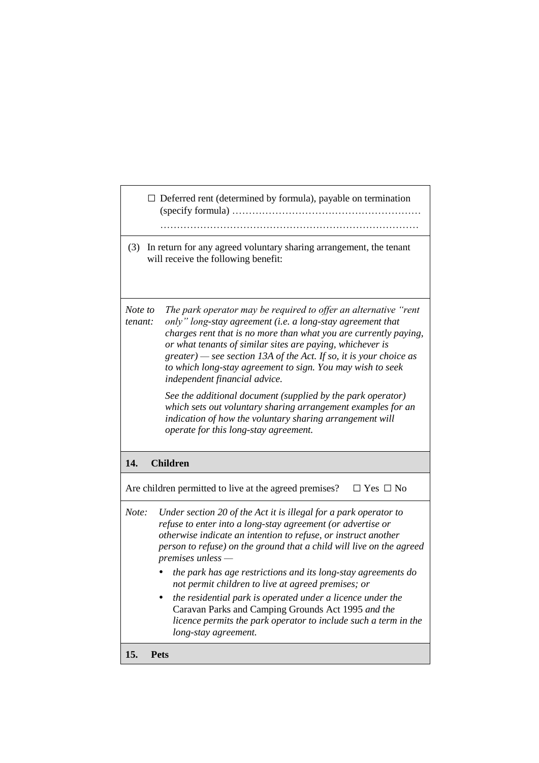☐ Deferred rent (determined by formula), payable on termination (specify formula) …………………………………………………
……………………………………………………………………

(3) In return for any agreed voluntary sharing arrangement, the tenant will receive the following benefit:

*Note to tenant:* *The park operator may be required to offer an alternative "rent only" long-stay agreement (i.e. a long-stay agreement that charges rent that is no more than what you are currently paying, or what tenants of similar sites are paying, whichever is greater) — see section 13A of the Act. If so, it is your choice as to which long-stay agreement to sign. You may wish to seek independent financial advice.*

*See the additional document (supplied by the park operator) which sets out voluntary sharing arrangement examples for an indication of how the voluntary sharing arrangement will operate for this long-stay agreement.*

## 14. Children

Are children permitted to live at the agreed premises? ☐ Yes ☐ No

*Note: Under section 20 of the Act it is illegal for a park operator to refuse to enter into a long-stay agreement (or advertise or otherwise indicate an intention to refuse, or instruct another person to refuse) on the ground that a child will live on the agreed premises unless —*

- *the park has age restrictions and its long-stay agreements do not permit children to live at agreed premises; or*
- *the residential park is operated under a licence under the* Caravan Parks and Camping Grounds Act 1995 *and the licence permits the park operator to include such a term in the long-stay agreement.*

## 15. Pets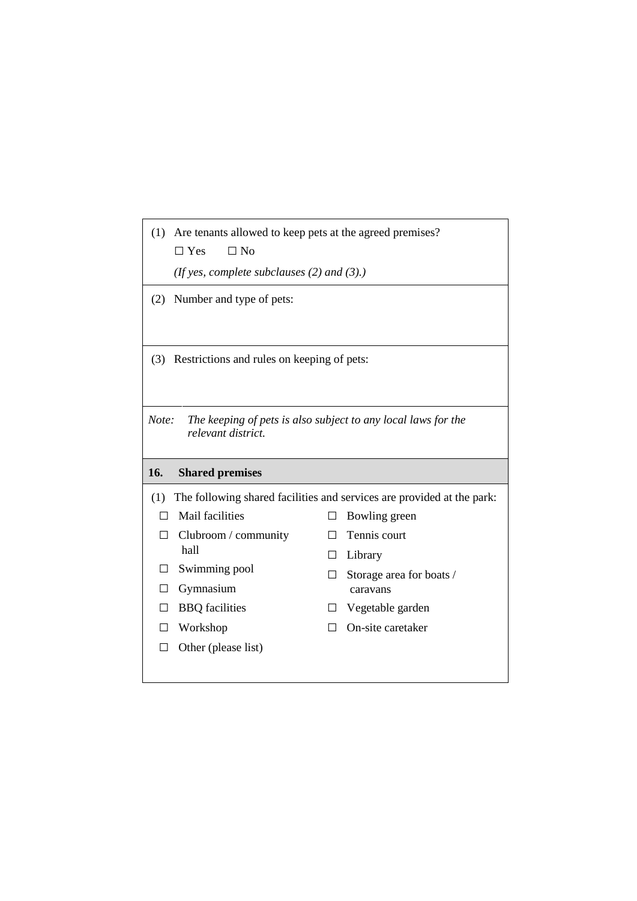(1) Are tenants allowed to keep pets at the agreed premises?

☐ Yes ☐ No

*(If yes, complete subclauses (2) and (3).)*

(2) Number and type of pets:

(3) Restrictions and rules on keeping of pets:

*Note: The keeping of pets is also subject to any local laws for the relevant district.*

## 16. Shared premises

(1) The following shared facilities and services are provided at the park:

- ☐ Mail facilities
- ☐ Clubroom / community hall
- ☐ Swimming pool
- ☐ Gymnasium
- ☐ BBQ facilities
- ☐ Workshop
- ☐ Other (please list)
- ☐ Bowling green
- ☐ Tennis court
- ☐ Library
- ☐ Storage area for boats / caravans
- ☐ Vegetable garden
- ☐ On-site caretaker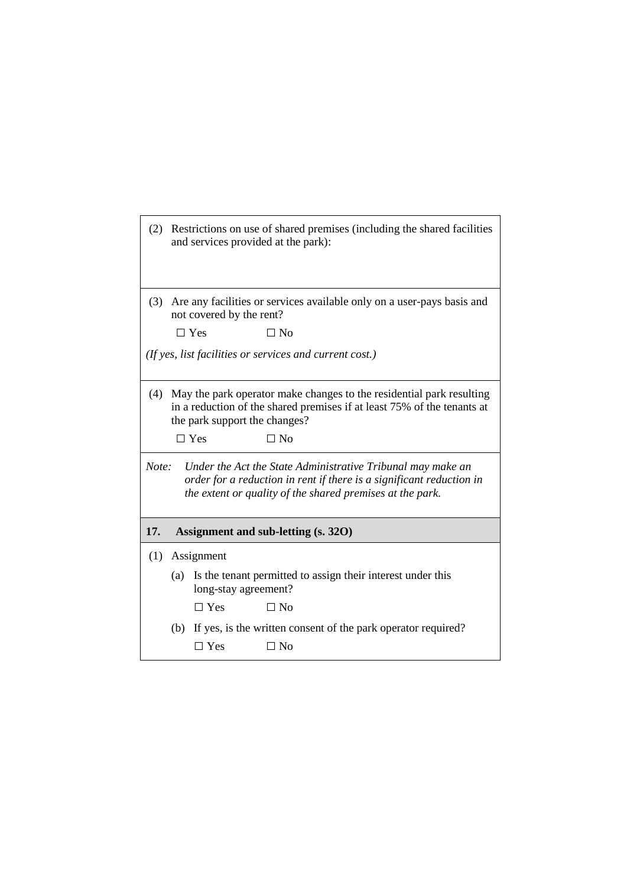(2) Restrictions on use of shared premises (including the shared facilities and services provided at the park):

(3) Are any facilities or services available only on a user-pays basis and not covered by the rent?

☐ Yes ☐ No

*(If yes, list facilities or services and current cost.)*

(4) May the park operator make changes to the residential park resulting in a reduction of the shared premises if at least 75% of the tenants at the park support the changes?

☐ Yes ☐ No

*Note: Under the Act the State Administrative Tribunal may make an order for a reduction in rent if there is a significant reduction in the extent or quality of the shared premises at the park.*

**17. Assignment and sub-letting (s. 32O)**

(1) Assignment

(a) Is the tenant permitted to assign their interest under this long-stay agreement?

☐ Yes ☐ No

(b) If yes, is the written consent of the park operator required?

☐ Yes ☐ No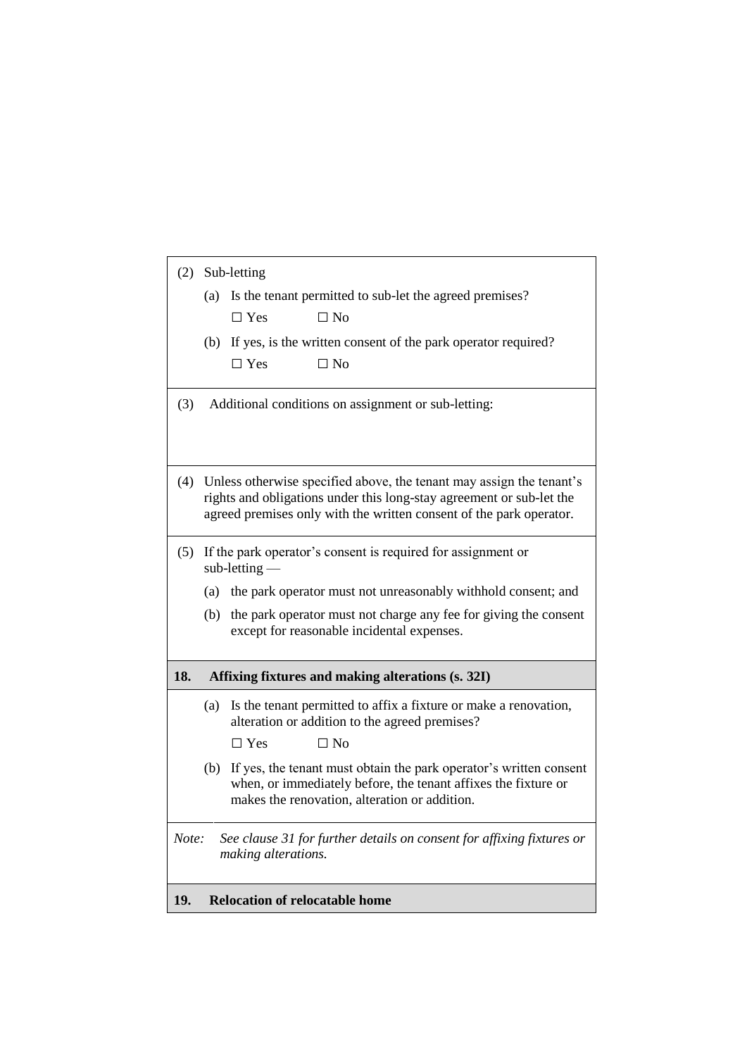(2) Sub-letting

(a) Is the tenant permitted to sub-let the agreed premises?

☐ Yes ☐ No

(b) If yes, is the written consent of the park operator required?

☐ Yes ☐ No

(3) Additional conditions on assignment or sub-letting:

(4) Unless otherwise specified above, the tenant may assign the tenant's rights and obligations under this long-stay agreement or sub-let the agreed premises only with the written consent of the park operator.

(5) If the park operator's consent is required for assignment or sub-letting —

(a) the park operator must not unreasonably withhold consent; and

(b) the park operator must not charge any fee for giving the consent except for reasonable incidental expenses.

**18. Affixing fixtures and making alterations (s. 32I)**

(a) Is the tenant permitted to affix a fixture or make a renovation, alteration or addition to the agreed premises?

☐ Yes ☐ No

(b) If yes, the tenant must obtain the park operator's written consent when, or immediately before, the tenant affixes the fixture or makes the renovation, alteration or addition.

*Note: See clause 31 for further details on consent for affixing fixtures or making alterations.*

**19. Relocation of relocatable home**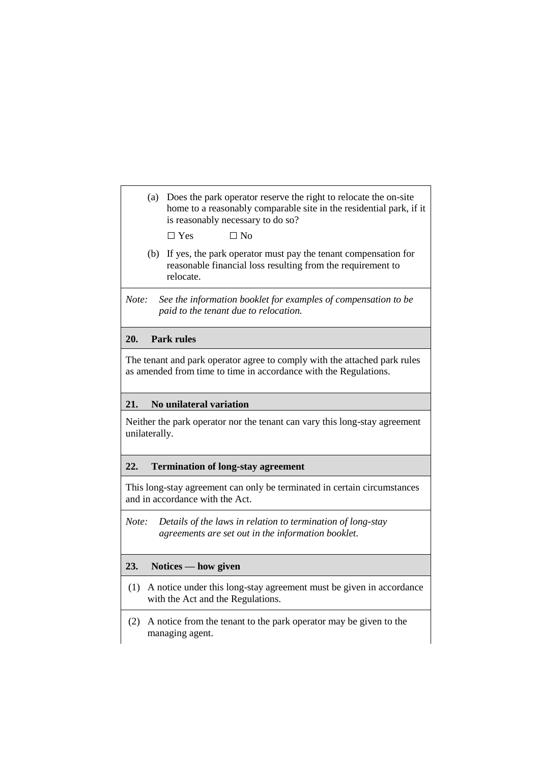(a) Does the park operator reserve the right to relocate the on-site home to a reasonably comparable site in the residential park, if it is reasonably necessary to do so?

☐ Yes ☐ No

(b) If yes, the park operator must pay the tenant compensation for reasonable financial loss resulting from the requirement to relocate.

*Note: See the information booklet for examples of compensation to be paid to the tenant due to relocation.*

**20. Park rules**

The tenant and park operator agree to comply with the attached park rules as amended from time to time in accordance with the Regulations.

**21. No unilateral variation**

Neither the park operator nor the tenant can vary this long-stay agreement unilaterally.

**22. Termination of long-stay agreement**

This long-stay agreement can only be terminated in certain circumstances and in accordance with the Act.

*Note: Details of the laws in relation to termination of long-stay agreements are set out in the information booklet.*

**23. Notices — how given**

(1) A notice under this long-stay agreement must be given in accordance with the Act and the Regulations.

(2) A notice from the tenant to the park operator may be given to the managing agent.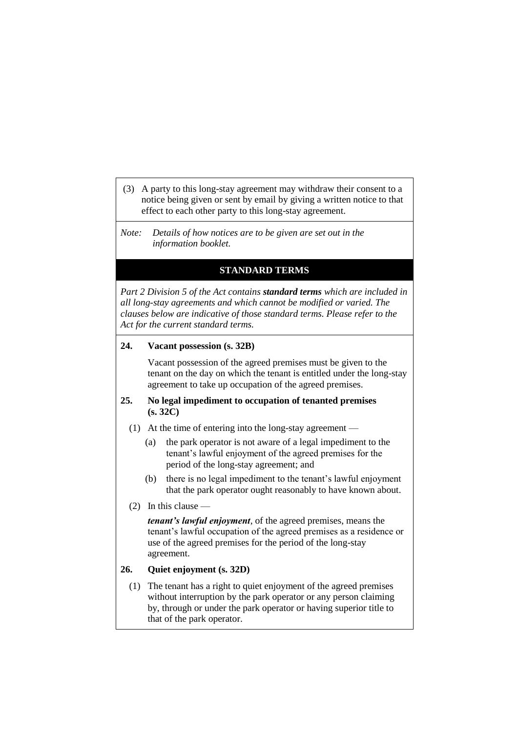(3) A party to this long-stay agreement may withdraw their consent to a notice being given or sent by email by giving a written notice to that effect to each other party to this long-stay agreement.

*Note: Details of how notices are to be given are set out in the information booklet.*

## STANDARD TERMS

*Part 2 Division 5 of the Act contains* ***standard terms*** *which are included in all long-stay agreements and which cannot be modified or varied. The clauses below are indicative of those standard terms. Please refer to the Act for the current standard terms.*

**24. Vacant possession (s. 32B)**

Vacant possession of the agreed premises must be given to the tenant on the day on which the tenant is entitled under the long-stay agreement to take up occupation of the agreed premises.

**25. No legal impediment to occupation of tenanted premises (s. 32C)**

(1) At the time of entering into the long-stay agreement —

(a) the park operator is not aware of a legal impediment to the tenant's lawful enjoyment of the agreed premises for the period of the long-stay agreement; and

(b) there is no legal impediment to the tenant's lawful enjoyment that the park operator ought reasonably to have known about.

(2) In this clause —

***tenant's lawful enjoyment***, of the agreed premises, means the tenant's lawful occupation of the agreed premises as a residence or use of the agreed premises for the period of the long-stay agreement.

**26. Quiet enjoyment (s. 32D)**

(1) The tenant has a right to quiet enjoyment of the agreed premises without interruption by the park operator or any person claiming by, through or under the park operator or having superior title to that of the park operator.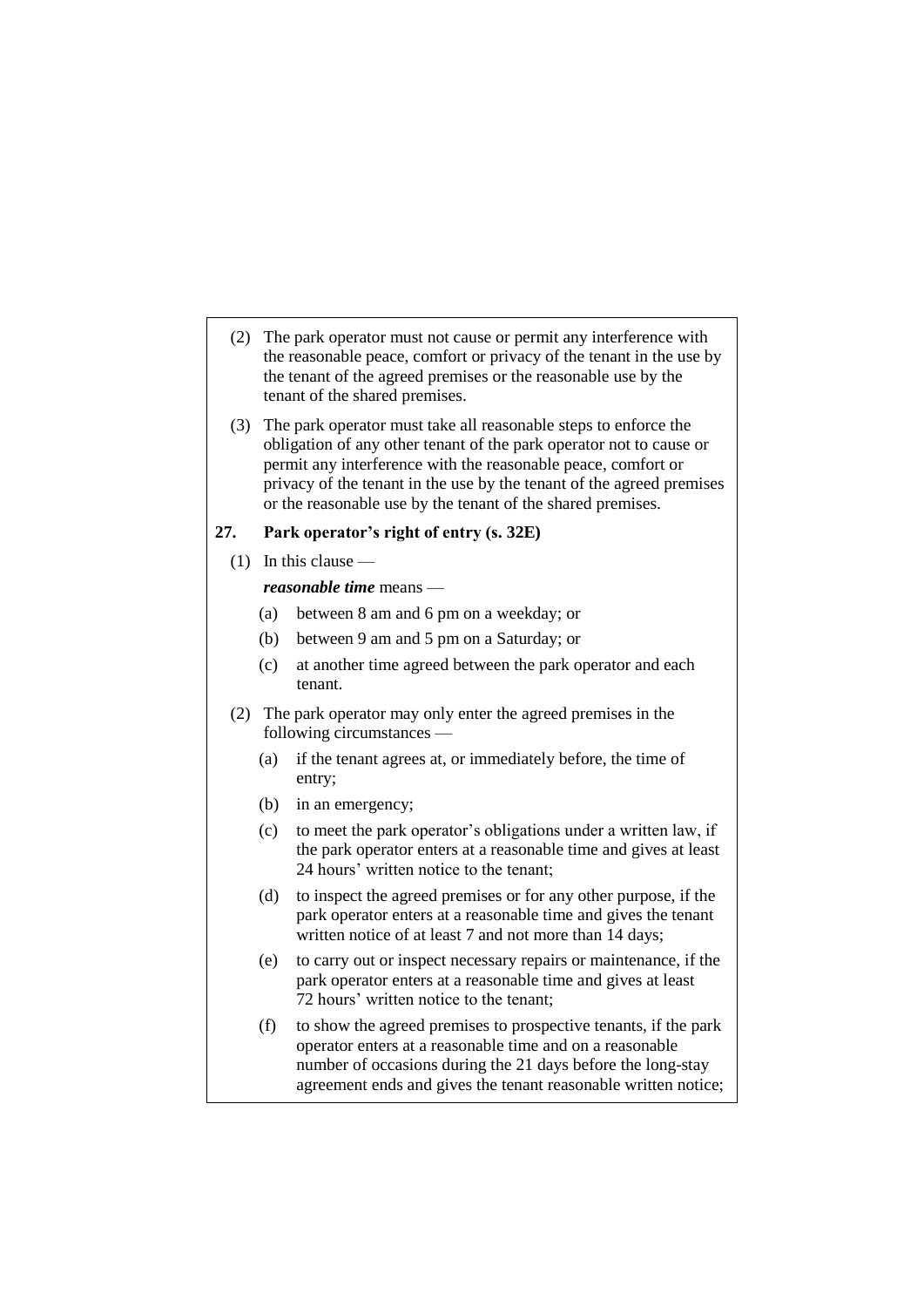(2) The park operator must not cause or permit any interference with the reasonable peace, comfort or privacy of the tenant in the use by the tenant of the agreed premises or the reasonable use by the tenant of the shared premises.

(3) The park operator must take all reasonable steps to enforce the obligation of any other tenant of the park operator not to cause or permit any interference with the reasonable peace, comfort or privacy of the tenant in the use by the tenant of the agreed premises or the reasonable use by the tenant of the shared premises.

**27. Park operator's right of entry (s. 32E)**

(1) In this clause —

***reasonable time*** means —

- (a) between 8 am and 6 pm on a weekday; or
- (b) between 9 am and 5 pm on a Saturday; or
- (c) at another time agreed between the park operator and each tenant.

(2) The park operator may only enter the agreed premises in the following circumstances —

- (a) if the tenant agrees at, or immediately before, the time of entry;
- (b) in an emergency;
- (c) to meet the park operator's obligations under a written law, if the park operator enters at a reasonable time and gives at least 24 hours' written notice to the tenant;
- (d) to inspect the agreed premises or for any other purpose, if the park operator enters at a reasonable time and gives the tenant written notice of at least 7 and not more than 14 days;
- (e) to carry out or inspect necessary repairs or maintenance, if the park operator enters at a reasonable time and gives at least 72 hours' written notice to the tenant;
- (f) to show the agreed premises to prospective tenants, if the park operator enters at a reasonable time and on a reasonable number of occasions during the 21 days before the long-stay agreement ends and gives the tenant reasonable written notice;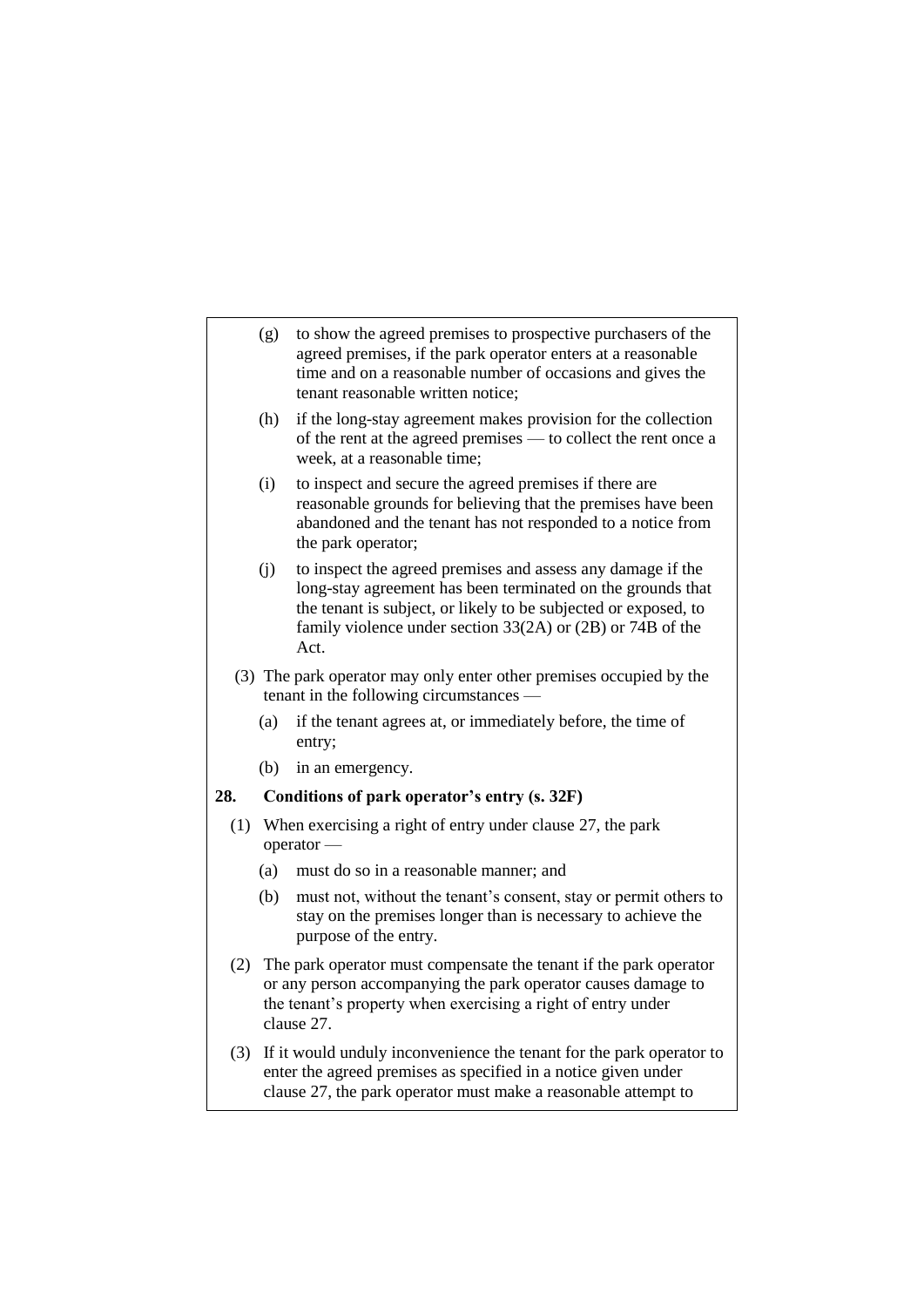(g) to show the agreed premises to prospective purchasers of the agreed premises, if the park operator enters at a reasonable time and on a reasonable number of occasions and gives the tenant reasonable written notice;

(h) if the long-stay agreement makes provision for the collection of the rent at the agreed premises — to collect the rent once a week, at a reasonable time;

(i) to inspect and secure the agreed premises if there are reasonable grounds for believing that the premises have been abandoned and the tenant has not responded to a notice from the park operator;

(j) to inspect the agreed premises and assess any damage if the long-stay agreement has been terminated on the grounds that the tenant is subject, or likely to be subjected or exposed, to family violence under section 33(2A) or (2B) or 74B of the Act.

(3) The park operator may only enter other premises occupied by the tenant in the following circumstances —

(a) if the tenant agrees at, or immediately before, the time of entry;

(b) in an emergency.

### 28. Conditions of park operator's entry (s. 32F)

(1) When exercising a right of entry under clause 27, the park operator —

(a) must do so in a reasonable manner; and

(b) must not, without the tenant's consent, stay or permit others to stay on the premises longer than is necessary to achieve the purpose of the entry.

(2) The park operator must compensate the tenant if the park operator or any person accompanying the park operator causes damage to the tenant's property when exercising a right of entry under clause 27.

(3) If it would unduly inconvenience the tenant for the park operator to enter the agreed premises as specified in a notice given under clause 27, the park operator must make a reasonable attempt to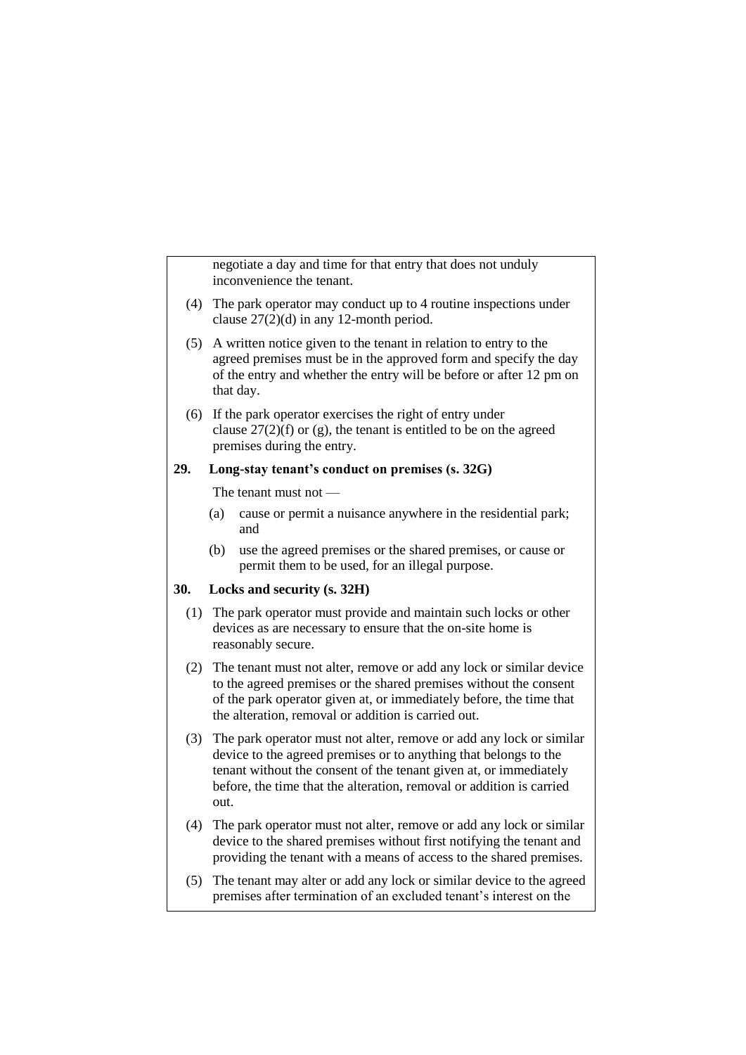negotiate a day and time for that entry that does not unduly inconvenience the tenant.

(4) The park operator may conduct up to 4 routine inspections under clause 27(2)(d) in any 12-month period.

(5) A written notice given to the tenant in relation to entry to the agreed premises must be in the approved form and specify the day of the entry and whether the entry will be before or after 12 pm on that day.

(6) If the park operator exercises the right of entry under clause 27(2)(f) or (g), the tenant is entitled to be on the agreed premises during the entry.

**29. Long-stay tenant's conduct on premises (s. 32G)**

The tenant must not —

(a) cause or permit a nuisance anywhere in the residential park; and

(b) use the agreed premises or the shared premises, or cause or permit them to be used, for an illegal purpose.

**30. Locks and security (s. 32H)**

(1) The park operator must provide and maintain such locks or other devices as are necessary to ensure that the on-site home is reasonably secure.

(2) The tenant must not alter, remove or add any lock or similar device to the agreed premises or the shared premises without the consent of the park operator given at, or immediately before, the time that the alteration, removal or addition is carried out.

(3) The park operator must not alter, remove or add any lock or similar device to the agreed premises or to anything that belongs to the tenant without the consent of the tenant given at, or immediately before, the time that the alteration, removal or addition is carried out.

(4) The park operator must not alter, remove or add any lock or similar device to the shared premises without first notifying the tenant and providing the tenant with a means of access to the shared premises.

(5) The tenant may alter or add any lock or similar device to the agreed premises after termination of an excluded tenant's interest on the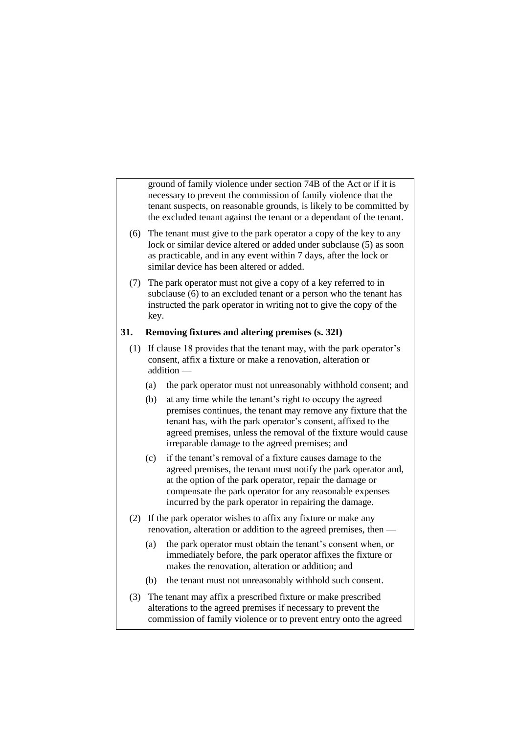ground of family violence under section 74B of the Act or if it is necessary to prevent the commission of family violence that the tenant suspects, on reasonable grounds, is likely to be committed by the excluded tenant against the tenant or a dependant of the tenant.

(6) The tenant must give to the park operator a copy of the key to any lock or similar device altered or added under subclause (5) as soon as practicable, and in any event within 7 days, after the lock or similar device has been altered or added.

(7) The park operator must not give a copy of a key referred to in subclause (6) to an excluded tenant or a person who the tenant has instructed the park operator in writing not to give the copy of the key.

**31. Removing fixtures and altering premises (s. 32I)**

(1) If clause 18 provides that the tenant may, with the park operator's consent, affix a fixture or make a renovation, alteration or addition —

(a) the park operator must not unreasonably withhold consent; and

(b) at any time while the tenant's right to occupy the agreed premises continues, the tenant may remove any fixture that the tenant has, with the park operator's consent, affixed to the agreed premises, unless the removal of the fixture would cause irreparable damage to the agreed premises; and

(c) if the tenant's removal of a fixture causes damage to the agreed premises, the tenant must notify the park operator and, at the option of the park operator, repair the damage or compensate the park operator for any reasonable expenses incurred by the park operator in repairing the damage.

(2) If the park operator wishes to affix any fixture or make any renovation, alteration or addition to the agreed premises, then —

(a) the park operator must obtain the tenant's consent when, or immediately before, the park operator affixes the fixture or makes the renovation, alteration or addition; and

(b) the tenant must not unreasonably withhold such consent.

(3) The tenant may affix a prescribed fixture or make prescribed alterations to the agreed premises if necessary to prevent the commission of family violence or to prevent entry onto the agreed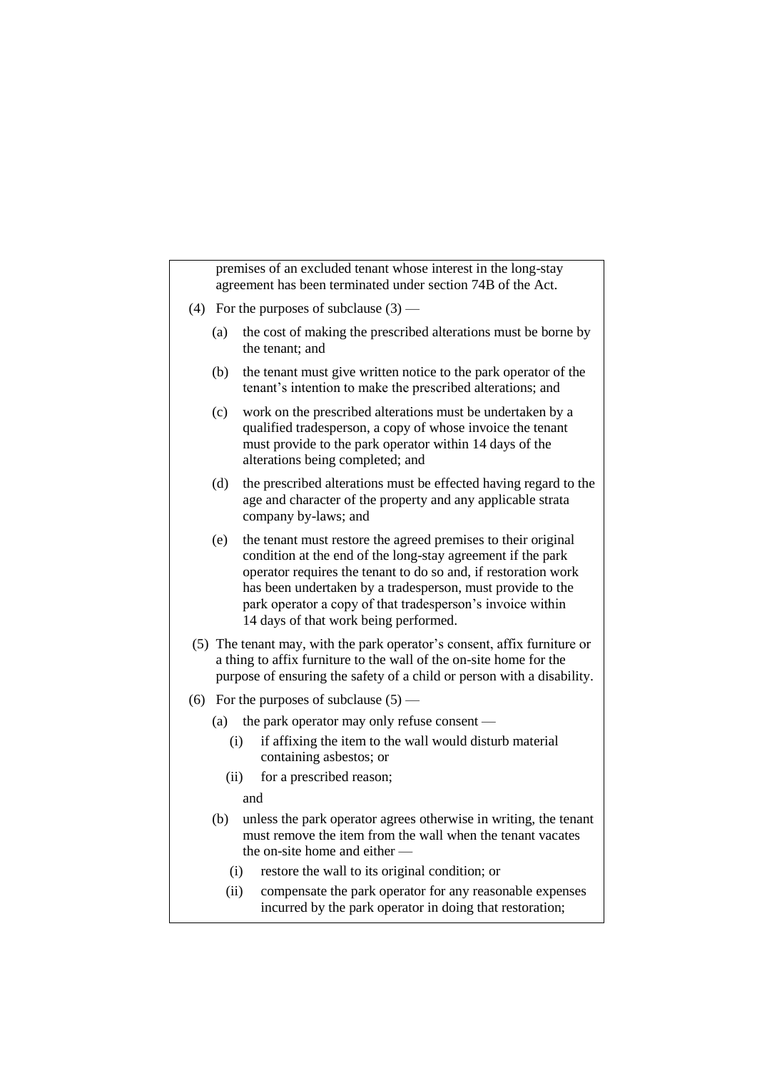premises of an excluded tenant whose interest in the long-stay agreement has been terminated under section 74B of the Act.

(4) For the purposes of subclause (3) —

(a) the cost of making the prescribed alterations must be borne by the tenant; and

(b) the tenant must give written notice to the park operator of the tenant's intention to make the prescribed alterations; and

(c) work on the prescribed alterations must be undertaken by a qualified tradesperson, a copy of whose invoice the tenant must provide to the park operator within 14 days of the alterations being completed; and

(d) the prescribed alterations must be effected having regard to the age and character of the property and any applicable strata company by-laws; and

(e) the tenant must restore the agreed premises to their original condition at the end of the long-stay agreement if the park operator requires the tenant to do so and, if restoration work has been undertaken by a tradesperson, must provide to the park operator a copy of that tradesperson's invoice within 14 days of that work being performed.

(5) The tenant may, with the park operator's consent, affix furniture or a thing to affix furniture to the wall of the on-site home for the purpose of ensuring the safety of a child or person with a disability.

(6) For the purposes of subclause (5) —

(a) the park operator may only refuse consent —

(i) if affixing the item to the wall would disturb material containing asbestos; or

(ii) for a prescribed reason;

and

(b) unless the park operator agrees otherwise in writing, the tenant must remove the item from the wall when the tenant vacates the on-site home and either —

(i) restore the wall to its original condition; or

(ii) compensate the park operator for any reasonable expenses incurred by the park operator in doing that restoration;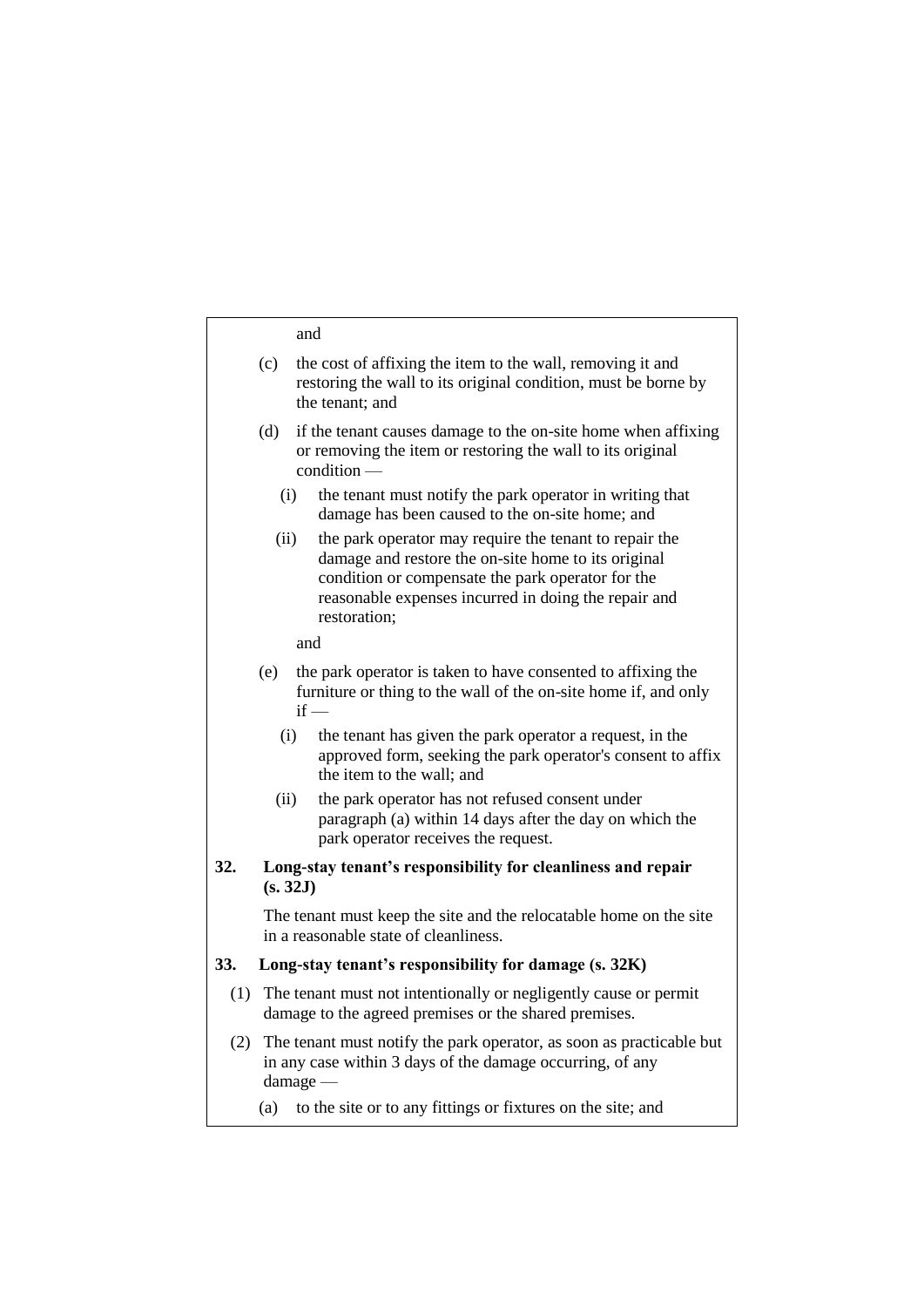and

(c) the cost of affixing the item to the wall, removing it and restoring the wall to its original condition, must be borne by the tenant; and

(d) if the tenant causes damage to the on-site home when affixing or removing the item or restoring the wall to its original condition —

   (i) the tenant must notify the park operator in writing that damage has been caused to the on-site home; and

   (ii) the park operator may require the tenant to repair the damage and restore the on-site home to its original condition or compensate the park operator for the reasonable expenses incurred in doing the repair and restoration;

and

(e) the park operator is taken to have consented to affixing the furniture or thing to the wall of the on-site home if, and only if —

   (i) the tenant has given the park operator a request, in the approved form, seeking the park operator's consent to affix the item to the wall; and

   (ii) the park operator has not refused consent under paragraph (a) within 14 days after the day on which the park operator receives the request.

**32. Long-stay tenant's responsibility for cleanliness and repair (s. 32J)**

The tenant must keep the site and the relocatable home on the site in a reasonable state of cleanliness.

**33. Long-stay tenant's responsibility for damage (s. 32K)**

(1) The tenant must not intentionally or negligently cause or permit damage to the agreed premises or the shared premises.

(2) The tenant must notify the park operator, as soon as practicable but in any case within 3 days of the damage occurring, of any damage —

   (a) to the site or to any fittings or fixtures on the site; and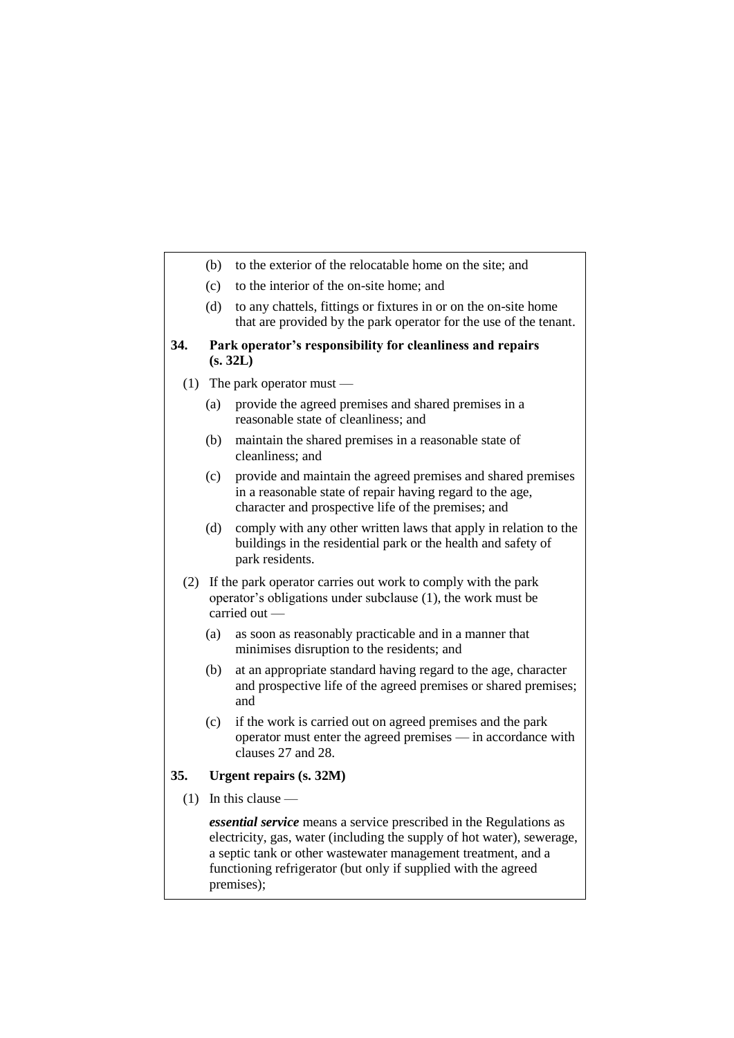(b) to the exterior of the relocatable home on the site; and

(c) to the interior of the on-site home; and

(d) to any chattels, fittings or fixtures in or on the on-site home that are provided by the park operator for the use of the tenant.

### 34. Park operator's responsibility for cleanliness and repairs (s. 32L)

(1) The park operator must —

(a) provide the agreed premises and shared premises in a reasonable state of cleanliness; and

(b) maintain the shared premises in a reasonable state of cleanliness; and

(c) provide and maintain the agreed premises and shared premises in a reasonable state of repair having regard to the age, character and prospective life of the premises; and

(d) comply with any other written laws that apply in relation to the buildings in the residential park or the health and safety of park residents.

(2) If the park operator carries out work to comply with the park operator's obligations under subclause (1), the work must be carried out —

(a) as soon as reasonably practicable and in a manner that minimises disruption to the residents; and

(b) at an appropriate standard having regard to the age, character and prospective life of the agreed premises or shared premises; and

(c) if the work is carried out on agreed premises and the park operator must enter the agreed premises — in accordance with clauses 27 and 28.

### 35. Urgent repairs (s. 32M)

(1) In this clause —

***essential service*** means a service prescribed in the Regulations as electricity, gas, water (including the supply of hot water), sewerage, a septic tank or other wastewater management treatment, and a functioning refrigerator (but only if supplied with the agreed premises);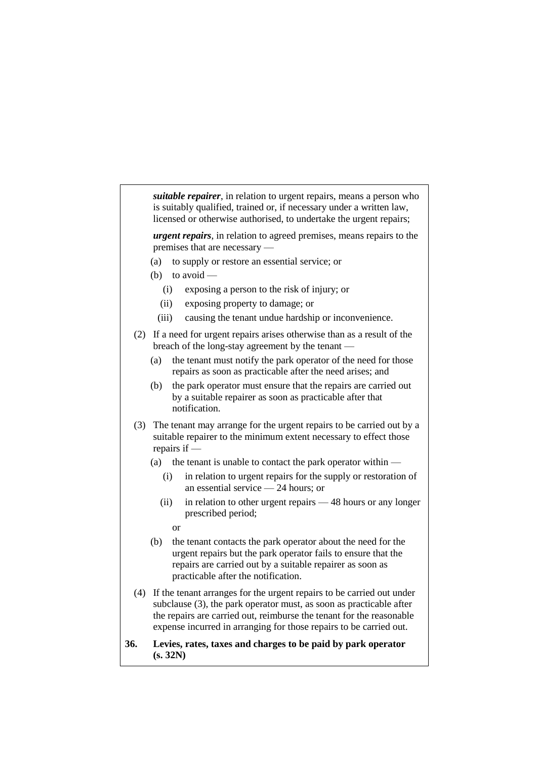***suitable repairer***, in relation to urgent repairs, means a person who is suitably qualified, trained or, if necessary under a written law, licensed or otherwise authorised, to undertake the urgent repairs;

***urgent repairs***, in relation to agreed premises, means repairs to the premises that are necessary —

(a) to supply or restore an essential service; or

(b) to avoid —

(i) exposing a person to the risk of injury; or

(ii) exposing property to damage; or

(iii) causing the tenant undue hardship or inconvenience.

(2) If a need for urgent repairs arises otherwise than as a result of the breach of the long-stay agreement by the tenant —

(a) the tenant must notify the park operator of the need for those repairs as soon as practicable after the need arises; and

(b) the park operator must ensure that the repairs are carried out by a suitable repairer as soon as practicable after that notification.

(3) The tenant may arrange for the urgent repairs to be carried out by a suitable repairer to the minimum extent necessary to effect those repairs if —

(a) the tenant is unable to contact the park operator within —

(i) in relation to urgent repairs for the supply or restoration of an essential service — 24 hours; or

(ii) in relation to other urgent repairs — 48 hours or any longer prescribed period;

or

(b) the tenant contacts the park operator about the need for the urgent repairs but the park operator fails to ensure that the repairs are carried out by a suitable repairer as soon as practicable after the notification.

(4) If the tenant arranges for the urgent repairs to be carried out under subclause (3), the park operator must, as soon as practicable after the repairs are carried out, reimburse the tenant for the reasonable expense incurred in arranging for those repairs to be carried out.

**36. Levies, rates, taxes and charges to be paid by park operator (s. 32N)**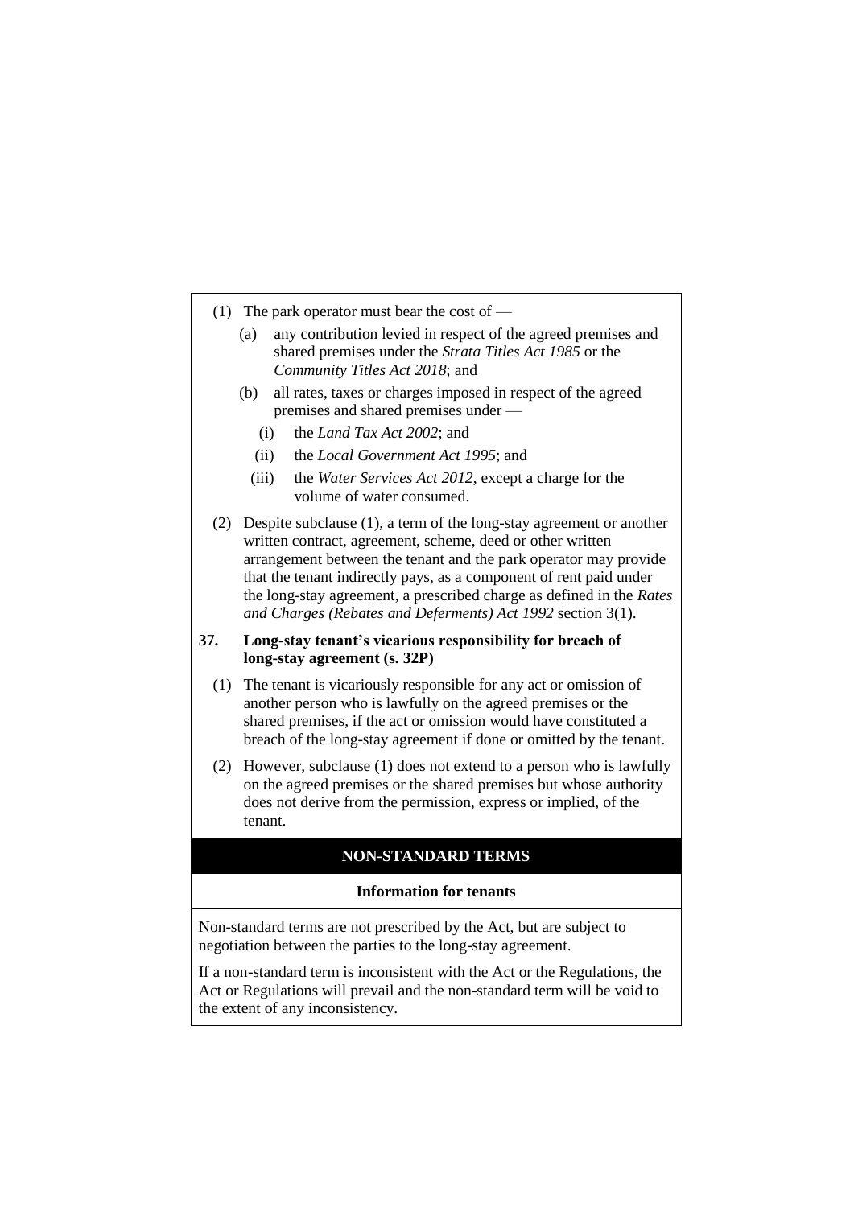(1) The park operator must bear the cost of —

(a) any contribution levied in respect of the agreed premises and shared premises under the *Strata Titles Act 1985* or the *Community Titles Act 2018*; and

(b) all rates, taxes or charges imposed in respect of the agreed premises and shared premises under —

(i) the *Land Tax Act 2002*; and

(ii) the *Local Government Act 1995*; and

(iii) the *Water Services Act 2012*, except a charge for the volume of water consumed.

(2) Despite subclause (1), a term of the long-stay agreement or another written contract, agreement, scheme, deed or other written arrangement between the tenant and the park operator may provide that the tenant indirectly pays, as a component of rent paid under the long-stay agreement, a prescribed charge as defined in the *Rates and Charges (Rebates and Deferments) Act 1992* section 3(1).

**37. Long-stay tenant's vicarious responsibility for breach of long-stay agreement (s. 32P)**

(1) The tenant is vicariously responsible for any act or omission of another person who is lawfully on the agreed premises or the shared premises, if the act or omission would have constituted a breach of the long-stay agreement if done or omitted by the tenant.

(2) However, subclause (1) does not extend to a person who is lawfully on the agreed premises or the shared premises but whose authority does not derive from the permission, express or implied, of the tenant.

## NON-STANDARD TERMS

**Information for tenants**

Non-standard terms are not prescribed by the Act, but are subject to negotiation between the parties to the long-stay agreement.

If a non-standard term is inconsistent with the Act or the Regulations, the Act or Regulations will prevail and the non-standard term will be void to the extent of any inconsistency.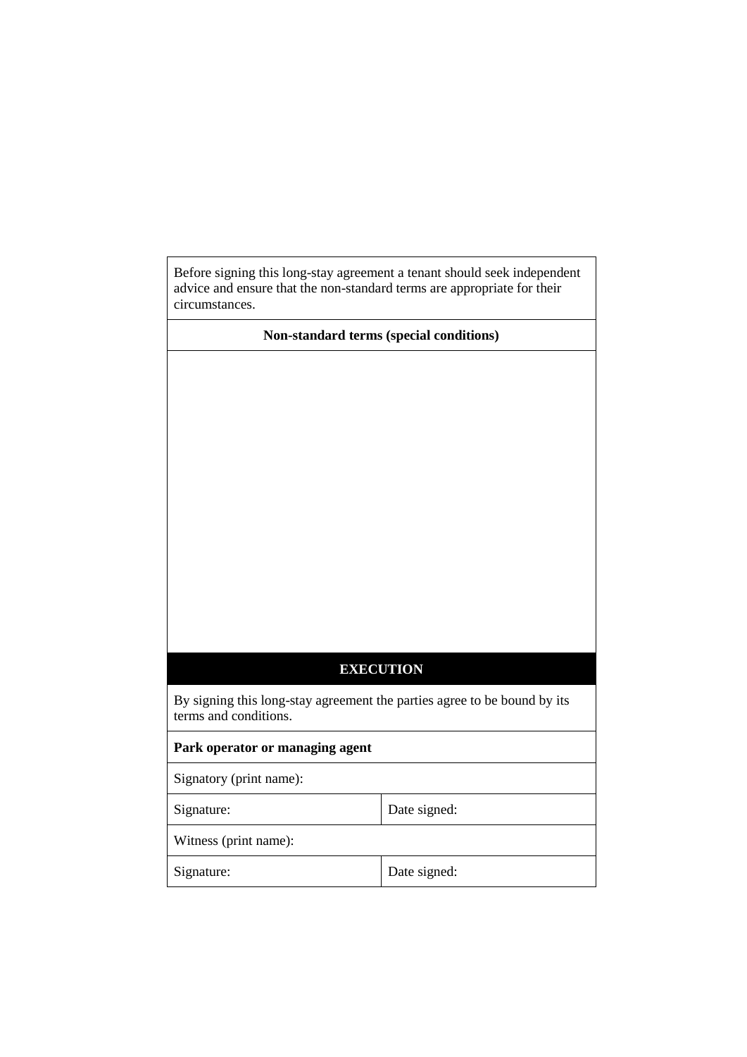| Before signing this long-stay agreement a tenant should seek independent advice and ensure that the non-standard terms are appropriate for their circumstances. | |
|---|---|
| **Non-standard terms (special conditions)** | |
| | |
| **EXECUTION** | |
| By signing this long-stay agreement the parties agree to be bound by its terms and conditions. | |
| **Park operator or managing agent** | |
| Signatory (print name): | |
| Signature: | Date signed: |
| Witness (print name): | |
| Signature: | Date signed: |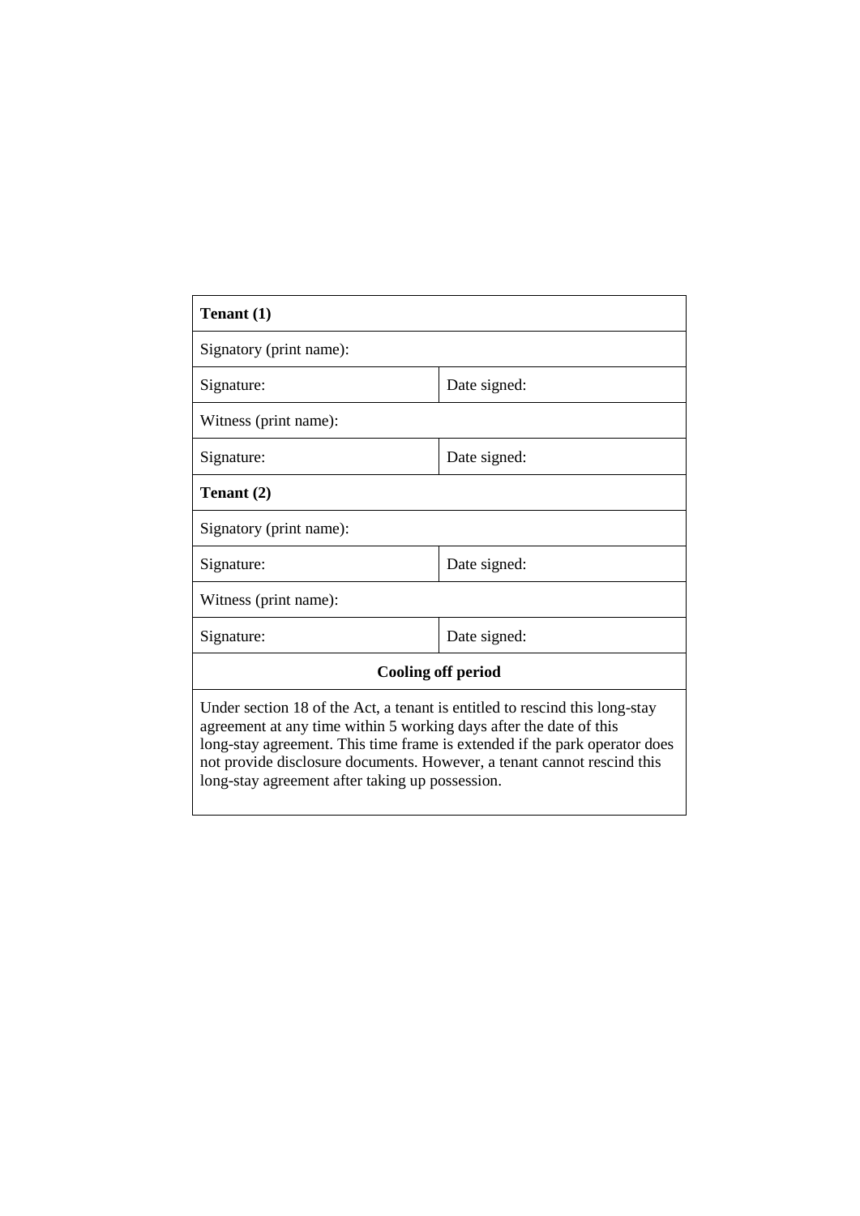| **Tenant (1)** | |
|---|---|
| Signatory (print name): | |
| Signature: | Date signed: |
| Witness (print name): | |
| Signature: | Date signed: |
| **Tenant (2)** | |
| Signatory (print name): | |
| Signature: | Date signed: |
| Witness (print name): | |
| Signature: | Date signed: |
| **Cooling off period** | |
| Under section 18 of the Act, a tenant is entitled to rescind this long-stay agreement at any time within 5 working days after the date of this long-stay agreement. This time frame is extended if the park operator does not provide disclosure documents. However, a tenant cannot rescind this long-stay agreement after taking up possession. | |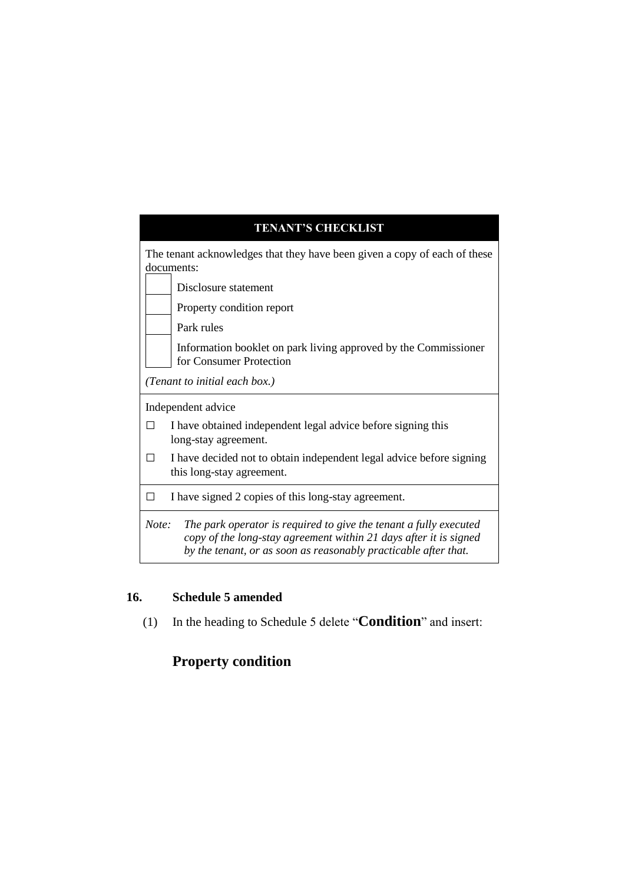**TENANT'S CHECKLIST**

The tenant acknowledges that they have been given a copy of each of these documents:

| | |
|---|---|
| ☐ | Disclosure statement |
| ☐ | Property condition report |
| ☐ | Park rules |
| ☐ | Information booklet on park living approved by the Commissioner for Consumer Protection |

*(Tenant to initial each box.)*

Independent advice

☐ I have obtained independent legal advice before signing this long-stay agreement.

☐ I have decided not to obtain independent legal advice before signing this long-stay agreement.

☐ I have signed 2 copies of this long-stay agreement.

*Note: The park operator is required to give the tenant a fully executed copy of the long-stay agreement within 21 days after it is signed by the tenant, or as soon as reasonably practicable after that.*

**16. Schedule 5 amended**

(1) In the heading to Schedule 5 delete "**Condition**" and insert:

**Property condition**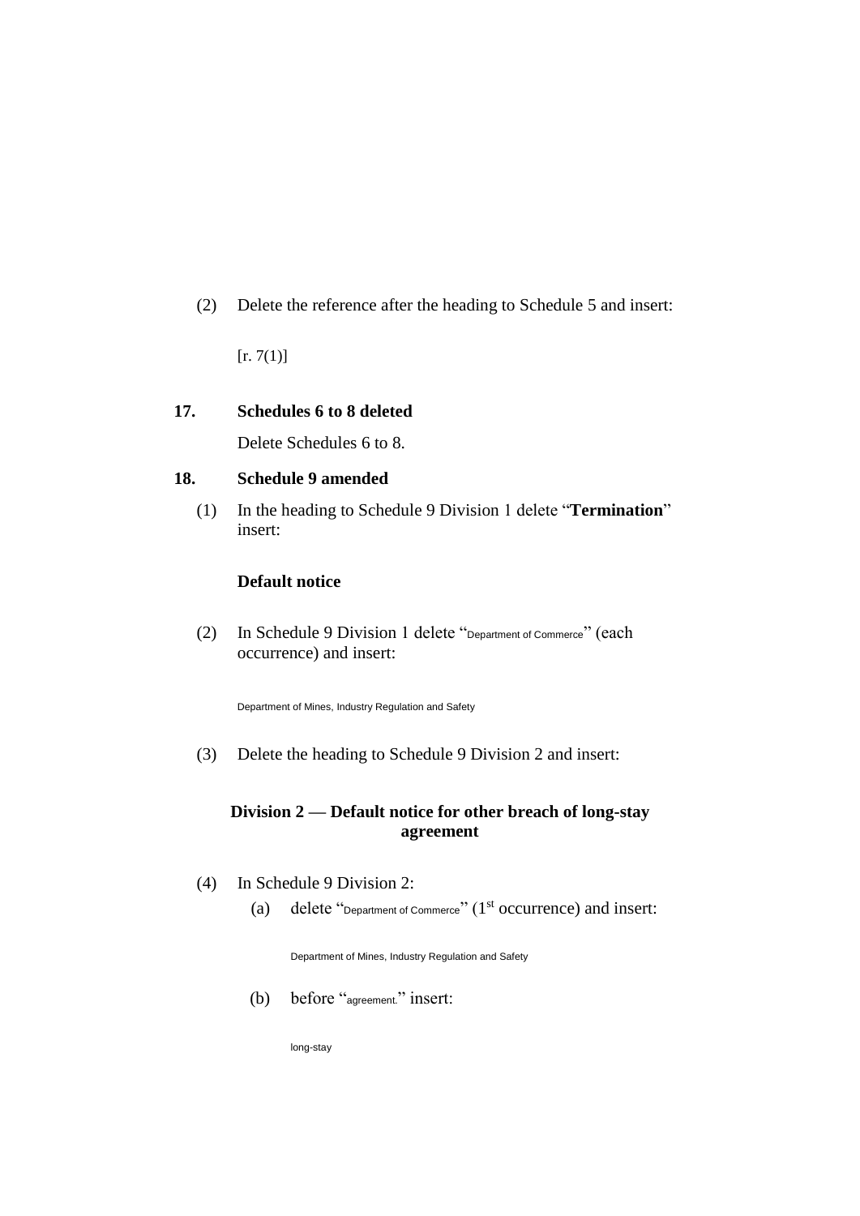(2) Delete the reference after the heading to Schedule 5 and insert:

[r. 7(1)]

**17. Schedules 6 to 8 deleted**

Delete Schedules 6 to 8.

**18. Schedule 9 amended**

(1) In the heading to Schedule 9 Division 1 delete "**Termination**" insert:

**Default notice**

(2) In Schedule 9 Division 1 delete "Department of Commerce" (each occurrence) and insert:

Department of Mines, Industry Regulation and Safety

(3) Delete the heading to Schedule 9 Division 2 and insert:

**Division 2 — Default notice for other breach of long-stay agreement**

(4) In Schedule 9 Division 2:

(a) delete "Department of Commerce" (1st occurrence) and insert:

Department of Mines, Industry Regulation and Safety

(b) before "agreement." insert:

long-stay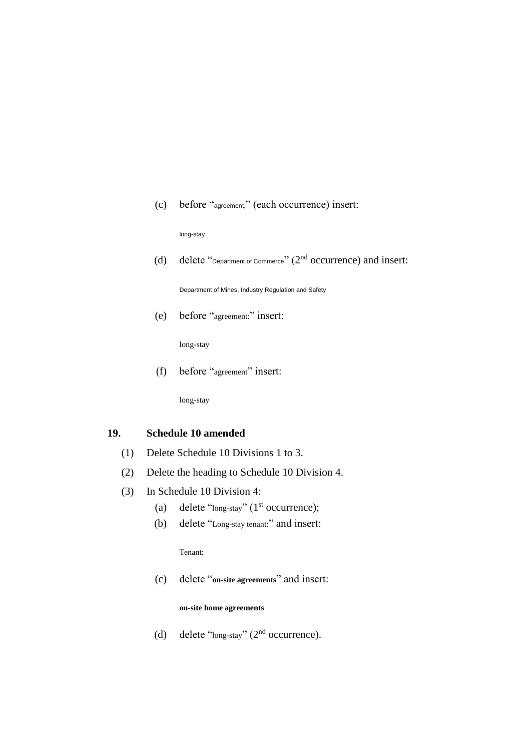(c) before "agreement," (each occurrence) insert:

long-stay

(d) delete "Department of Commerce" (2nd occurrence) and insert:

Department of Mines, Industry Regulation and Safety

(e) before "agreement:" insert:

long-stay

(f) before "agreement" insert:

long-stay

## 19. Schedule 10 amended

(1) Delete Schedule 10 Divisions 1 to 3.

(2) Delete the heading to Schedule 10 Division 4.

(3) In Schedule 10 Division 4:

(a) delete "long-stay" (1st occurrence);

(b) delete "Long-stay tenant:" and insert:

Tenant:

(c) delete "**on-site agreements**" and insert:

**on-site home agreements**

(d) delete "long-stay" (2nd occurrence).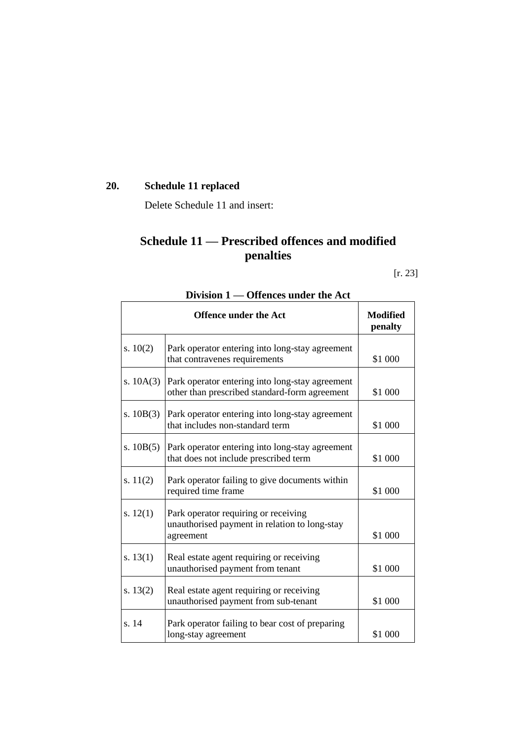**20. Schedule 11 replaced**

Delete Schedule 11 and insert:

## Schedule 11 — Prescribed offences and modified penalties

[r. 23]

### Division 1 — Offences under the Act

| Offence under the Act | | Modified penalty |
|---|---|---|
| s. 10(2) | Park operator entering into long-stay agreement that contravenes requirements | $1 000 |
| s. 10A(3) | Park operator entering into long-stay agreement other than prescribed standard-form agreement | $1 000 |
| s. 10B(3) | Park operator entering into long-stay agreement that includes non-standard term | $1 000 |
| s. 10B(5) | Park operator entering into long-stay agreement that does not include prescribed term | $1 000 |
| s. 11(2) | Park operator failing to give documents within required time frame | $1 000 |
| s. 12(1) | Park operator requiring or receiving unauthorised payment in relation to long-stay agreement | $1 000 |
| s. 13(1) | Real estate agent requiring or receiving unauthorised payment from tenant | $1 000 |
| s. 13(2) | Real estate agent requiring or receiving unauthorised payment from sub-tenant | $1 000 |
| s. 14 | Park operator failing to bear cost of preparing long-stay agreement | $1 000 |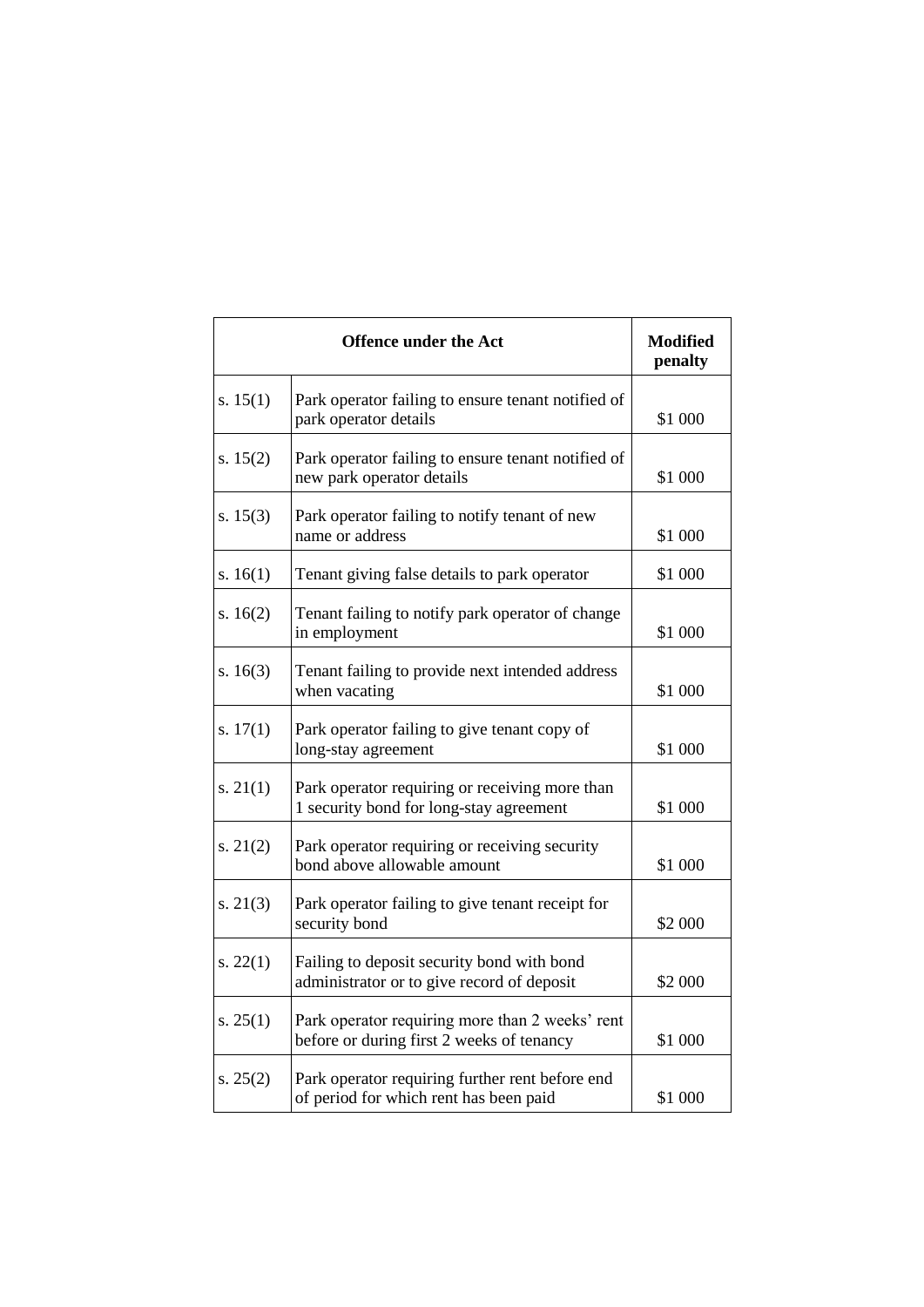| Offence under the Act | | Modified penalty |
|---|---|---|
| s. 15(1) | Park operator failing to ensure tenant notified of park operator details | $1 000 |
| s. 15(2) | Park operator failing to ensure tenant notified of new park operator details | $1 000 |
| s. 15(3) | Park operator failing to notify tenant of new name or address | $1 000 |
| s. 16(1) | Tenant giving false details to park operator | $1 000 |
| s. 16(2) | Tenant failing to notify park operator of change in employment | $1 000 |
| s. 16(3) | Tenant failing to provide next intended address when vacating | $1 000 |
| s. 17(1) | Park operator failing to give tenant copy of long-stay agreement | $1 000 |
| s. 21(1) | Park operator requiring or receiving more than 1 security bond for long-stay agreement | $1 000 |
| s. 21(2) | Park operator requiring or receiving security bond above allowable amount | $1 000 |
| s. 21(3) | Park operator failing to give tenant receipt for security bond | $2 000 |
| s. 22(1) | Failing to deposit security bond with bond administrator or to give record of deposit | $2 000 |
| s. 25(1) | Park operator requiring more than 2 weeks' rent before or during first 2 weeks of tenancy | $1 000 |
| s. 25(2) | Park operator requiring further rent before end of period for which rent has been paid | $1 000 |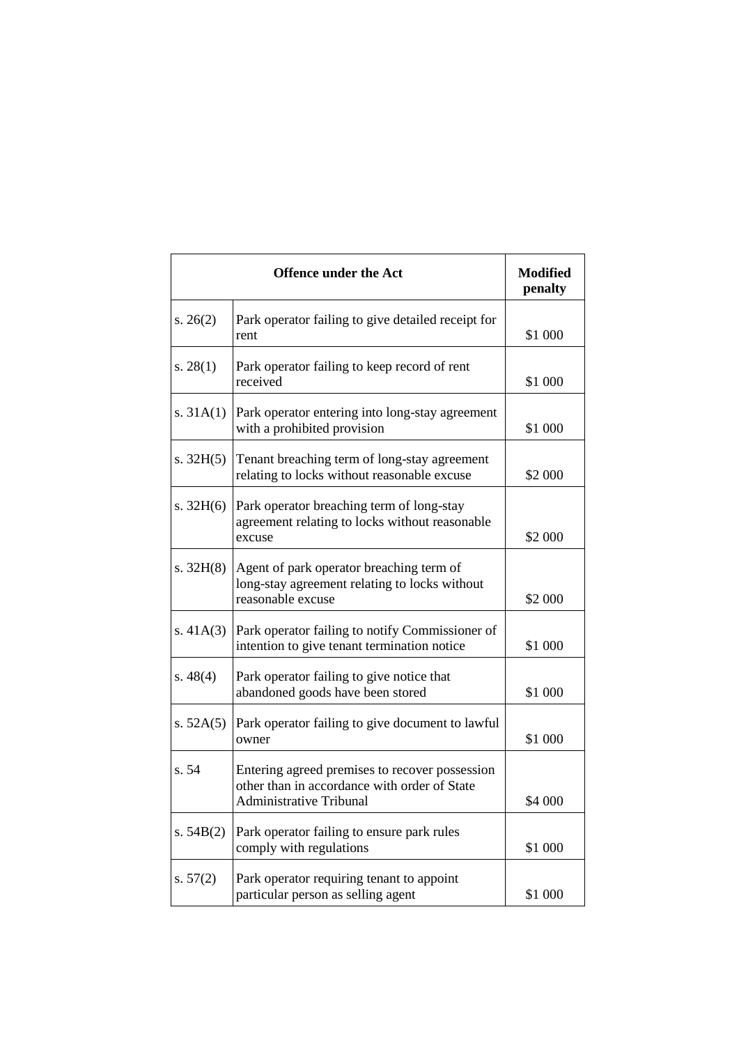| Offence under the Act | | Modified penalty |
|---|---|---|
| s. 26(2) | Park operator failing to give detailed receipt for rent | $1 000 |
| s. 28(1) | Park operator failing to keep record of rent received | $1 000 |
| s. 31A(1) | Park operator entering into long-stay agreement with a prohibited provision | $1 000 |
| s. 32H(5) | Tenant breaching term of long-stay agreement relating to locks without reasonable excuse | $2 000 |
| s. 32H(6) | Park operator breaching term of long-stay agreement relating to locks without reasonable excuse | $2 000 |
| s. 32H(8) | Agent of park operator breaching term of long-stay agreement relating to locks without reasonable excuse | $2 000 |
| s. 41A(3) | Park operator failing to notify Commissioner of intention to give tenant termination notice | $1 000 |
| s. 48(4) | Park operator failing to give notice that abandoned goods have been stored | $1 000 |
| s. 52A(5) | Park operator failing to give document to lawful owner | $1 000 |
| s. 54 | Entering agreed premises to recover possession other than in accordance with order of State Administrative Tribunal | $4 000 |
| s. 54B(2) | Park operator failing to ensure park rules comply with regulations | $1 000 |
| s. 57(2) | Park operator requiring tenant to appoint particular person as selling agent | $1 000 |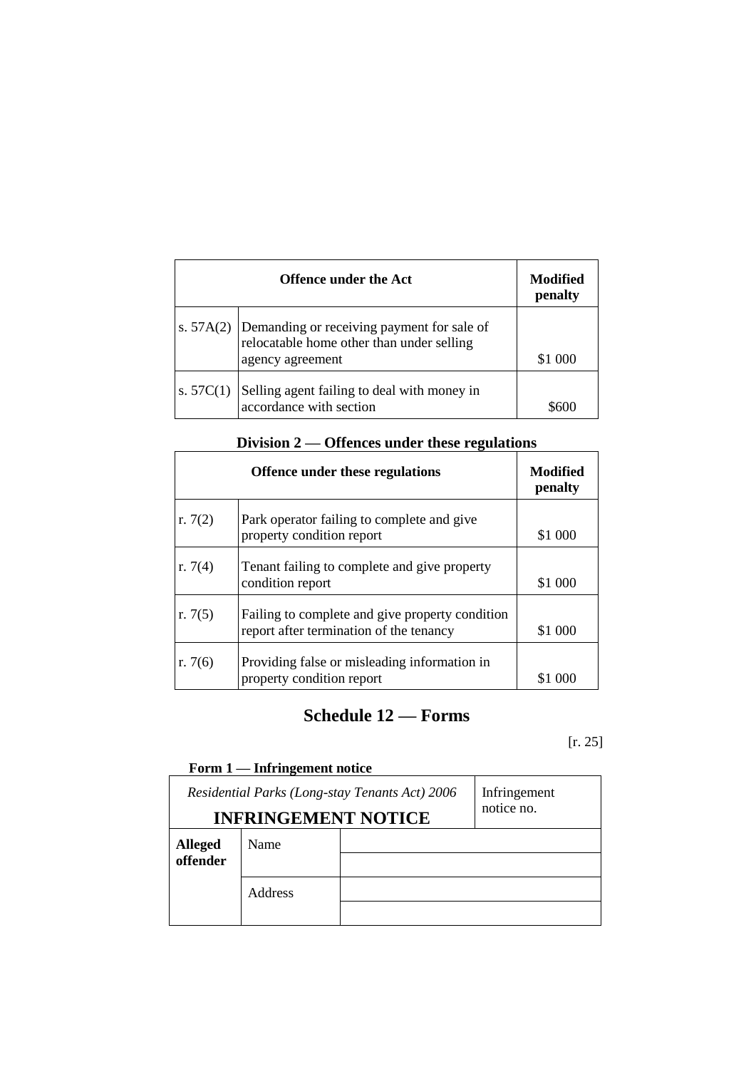| Offence under the Act | | Modified penalty |
|---|---|---|
| s. 57A(2) | Demanding or receiving payment for sale of relocatable home other than under selling agency agreement | $1 000 |
| s. 57C(1) | Selling agent failing to deal with money in accordance with section | $600 |

## Division 2 — Offences under these regulations

| Offence under these regulations | | Modified penalty |
|---|---|---|
| r. 7(2) | Park operator failing to complete and give property condition report | $1 000 |
| r. 7(4) | Tenant failing to complete and give property condition report | $1 000 |
| r. 7(5) | Failing to complete and give property condition report after termination of the tenancy | $1 000 |
| r. 7(6) | Providing false or misleading information in property condition report | $1 000 |

# Schedule 12 — Forms

[r. 25]

### Form 1 — Infringement notice

| *Residential Parks (Long-stay Tenants Act) 2006* **INFRINGEMENT NOTICE** | | Infringement notice no. |
|---|---|---|
| **Alleged offender** | Name | |
| | | |
| | Address | |
| | | |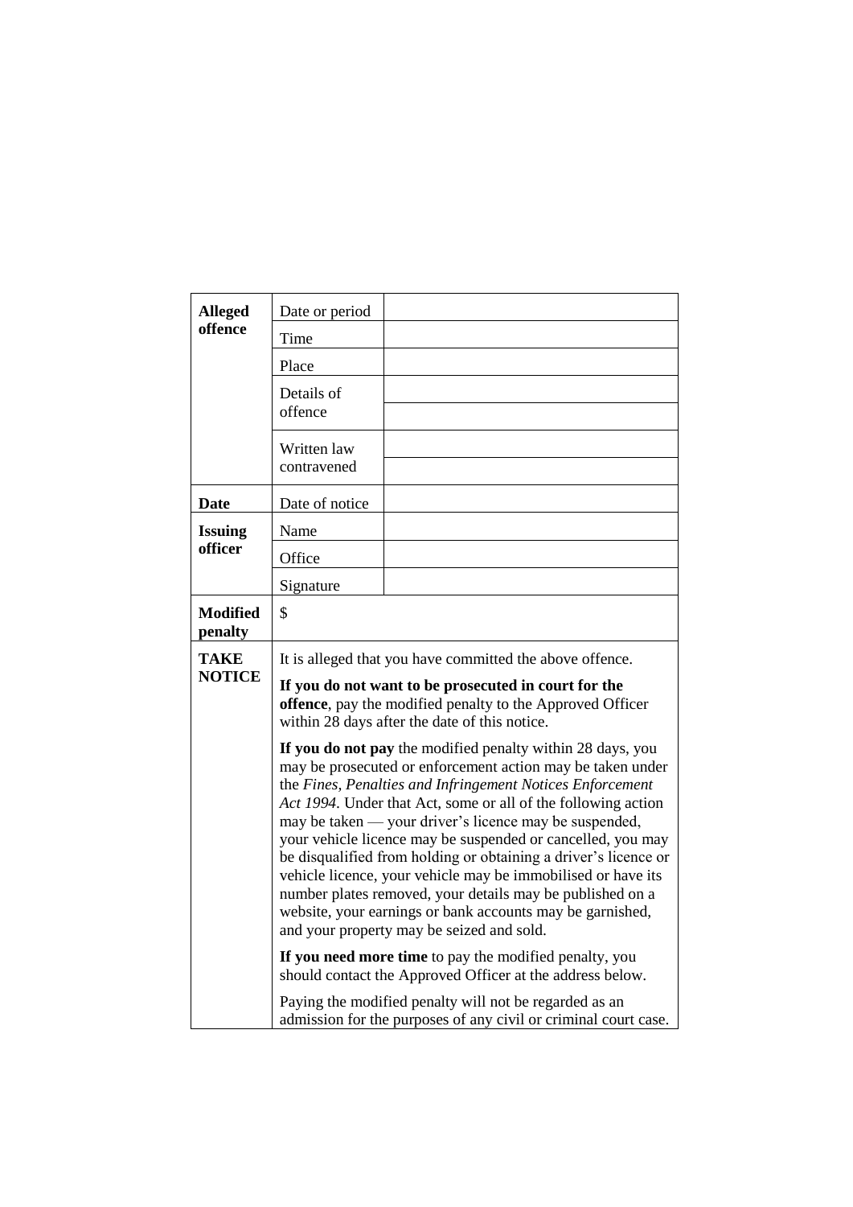| | | |
|---|---|---|
| **Alleged offence** | Date or period | |
| | Time | |
| | Place | |
| | Details of offence | |
| | | |
| | Written law contravened | |
| | | |
| **Date** | Date of notice | |
| **Issuing officer** | Name | |
| | Office | |
| | Signature | |
| **Modified penalty** | $ | |
| **TAKE NOTICE** | It is alleged that you have committed the above offence.<br><br>**If you do not want to be prosecuted in court for the offence**, pay the modified penalty to the Approved Officer within 28 days after the date of this notice.<br><br>**If you do not pay** the modified penalty within 28 days, you may be prosecuted or enforcement action may be taken under the *Fines, Penalties and Infringement Notices Enforcement Act 1994*. Under that Act, some or all of the following action may be taken — your driver's licence may be suspended, your vehicle licence may be suspended or cancelled, you may be disqualified from holding or obtaining a driver's licence or vehicle licence, your vehicle may be immobilised or have its number plates removed, your details may be published on a website, your earnings or bank accounts may be garnished, and your property may be seized and sold.<br><br>**If you need more time** to pay the modified penalty, you should contact the Approved Officer at the address below.<br><br>Paying the modified penalty will not be regarded as an admission for the purposes of any civil or criminal court case. | |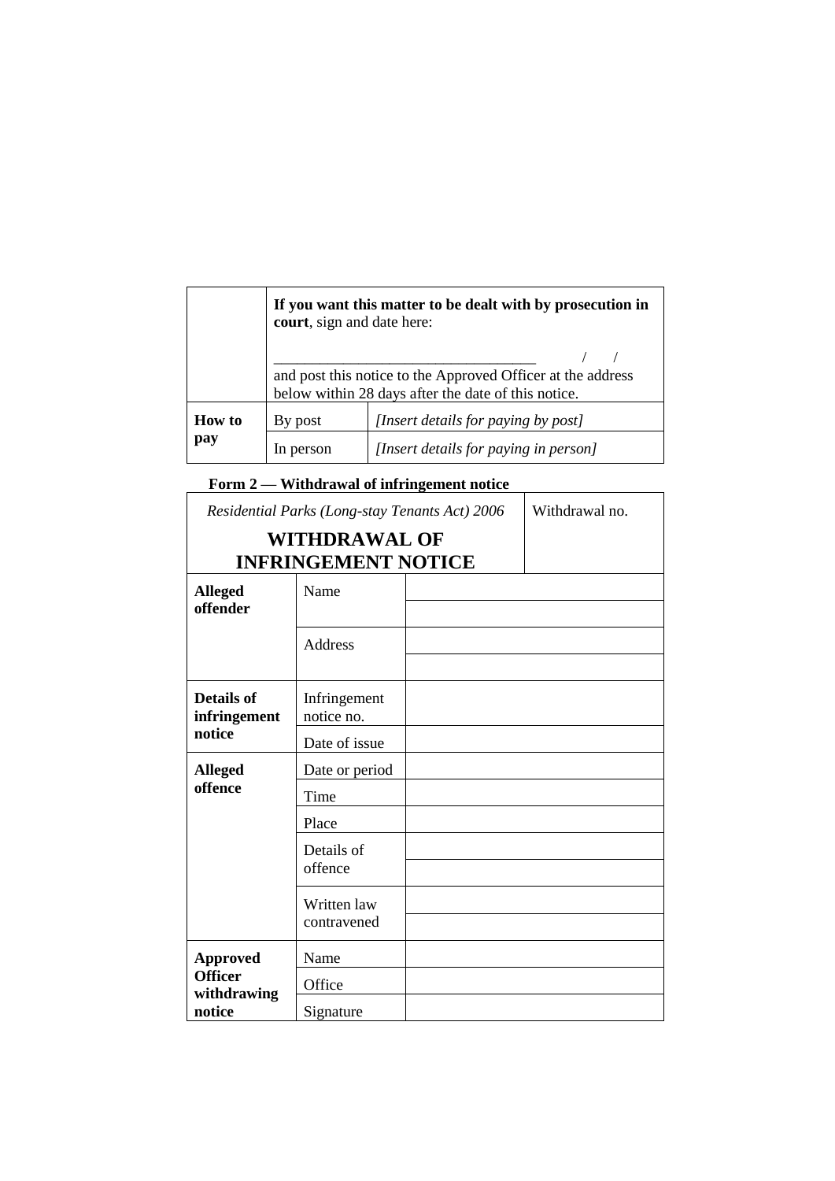| | | |
|---|---|---|
| | **If you want this matter to be dealt with by prosecution in court**, sign and date here:<br><br>_________________________________ / /<br>and post this notice to the Approved Officer at the address below within 28 days after the date of this notice. | |
| **How to pay** | By post | *[Insert details for paying by post]* |
| | In person | *[Insert details for paying in person]* |

**Form 2 — Withdrawal of infringement notice**

| *Residential Parks (Long-stay Tenants Act) 2006*<br>**WITHDRAWAL OF INFRINGEMENT NOTICE** | | Withdrawal no. |
|---|---|---|
| **Alleged offender** | Name | |
| | | |
| | Address | |
| | | |
| **Details of infringement notice** | Infringement notice no. | |
| | Date of issue | |
| **Alleged offence** | Date or period | |
| | Time | |
| | Place | |
| | Details of offence | |
| | | |
| | Written law contravened | |
| | | |
| **Approved Officer withdrawing notice** | Name | |
| | Office | |
| | Signature | |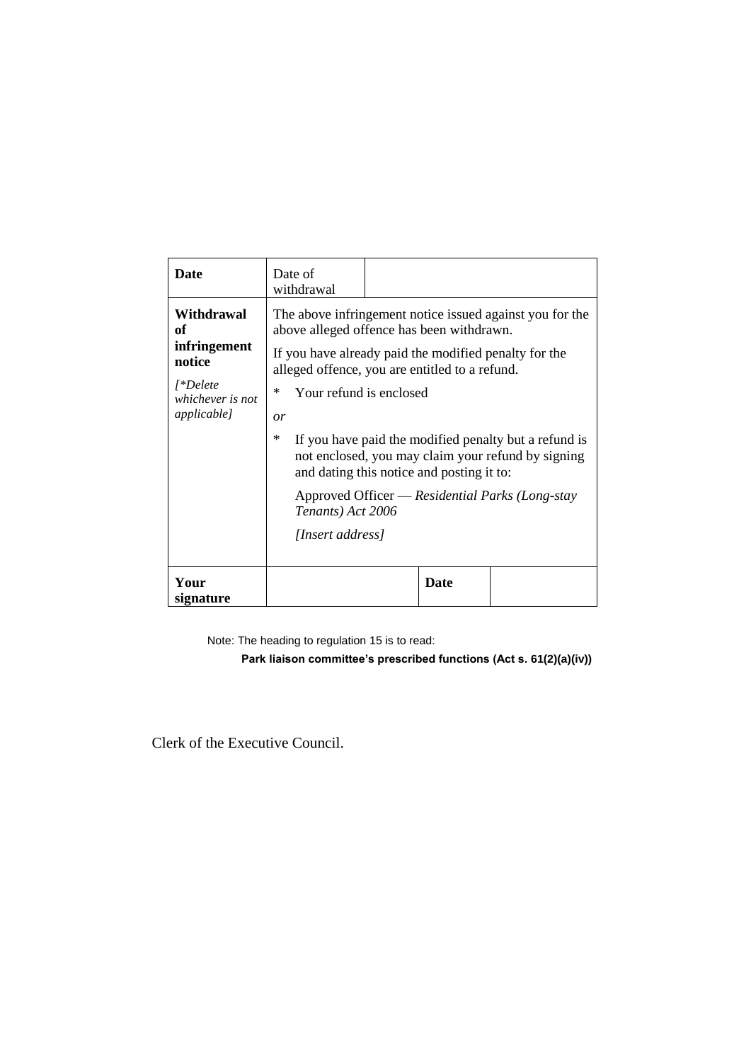| | | | | |
|---|---|---|---|---|
| **Date** | Date of withdrawal | | | |
| **Withdrawal of infringement notice**<br><br>*[*Delete whichever is not applicable]* | The above infringement notice issued against you for the above alleged offence has been withdrawn.<br><br>If you have already paid the modified penalty for the alleged offence, you are entitled to a refund.<br><br>* Your refund is enclosed<br><br>*or*<br><br>* If you have paid the modified penalty but a refund is not enclosed, you may claim your refund by signing and dating this notice and posting it to:<br><br>Approved Officer — *Residential Parks (Long-stay Tenants) Act 2006*<br><br>*[Insert address]* | | | |
| **Your signature** | | | **Date** | |

Note: The heading to regulation 15 is to read:

**Park liaison committee's prescribed functions (Act s. 61(2)(a)(iv))**

Clerk of the Executive Council.